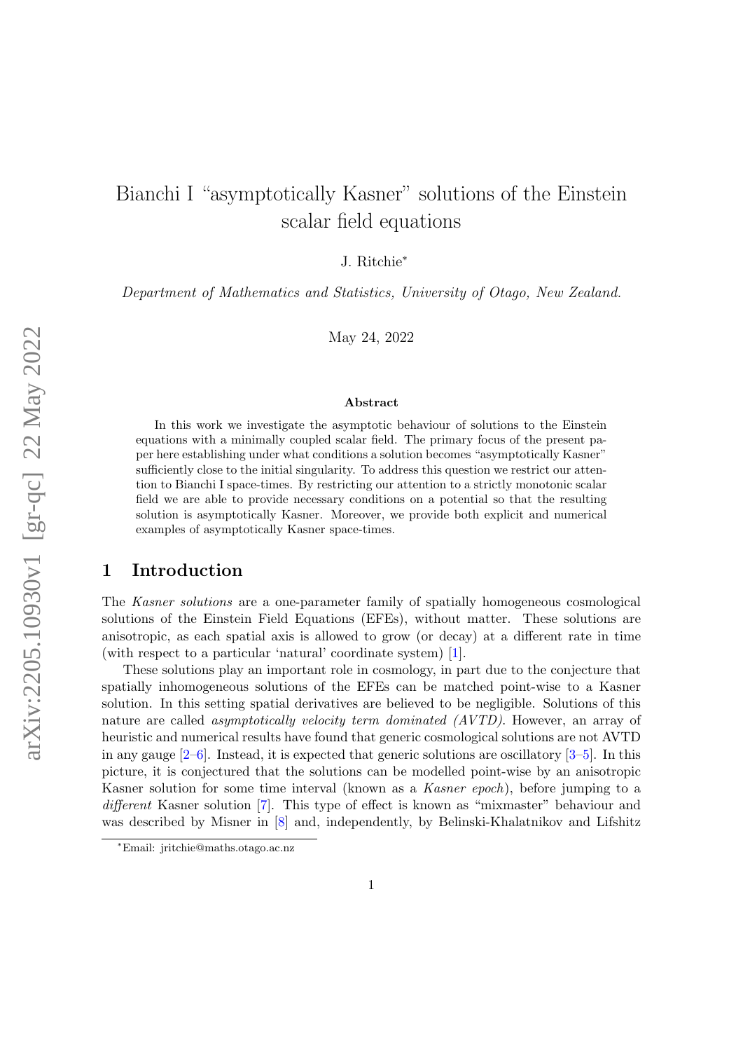# Bianchi I "asymptotically Kasner" solutions of the Einstein scalar field equations

J. Ritchie*

*Department of Mathematics and Statistics, University of Otago, New Zealand.*

May 24, 2022

### Abstract

In this work we investigate the asymptotic behaviour of solutions to the Einstein equations with a minimally coupled scalar field. The primary focus of the present paper here establishing under what conditions a solution becomes "asymptotically Kasner" sufficiently close to the initial singularity. To address this question we restrict our attention to Bianchi I space-times. By restricting our attention to a strictly monotonic scalar field we are able to provide necessary conditions on a potential so that the resulting solution is asymptotically Kasner. Moreover, we provide both explicit and numerical examples of asymptotically Kasner space-times.

## 1 Introduction

The *Kasner solutions* are a one-parameter family of spatially homogeneous cosmological solutions of the Einstein Field Equations (EFEs), without matter. These solutions are anisotropic, as each spatial axis is allowed to grow (or decay) at a different rate in time (with respect to a particular 'natural' coordinate system) [1].

These solutions play an important role in cosmology, in part due to the conjecture that spatially inhomogeneous solutions of the EFEs can be matched point-wise to a Kasner solution. In this setting spatial derivatives are believed to be negligible. Solutions of this nature are called *asymptotically velocity term dominated (AVTD)*. However, an array of heuristic and numerical results have found that generic cosmological solutions are not AVTD in any gauge [2–6]. Instead, it is expected that generic solutions are oscillatory [3–5]. In this picture, it is conjectured that the solutions can be modelled point-wise by an anisotropic Kasner solution for some time interval (known as a *Kasner epoch*), before jumping to a *different* Kasner solution [7]. This type of effect is known as "mixmaster" behaviour and was described by Misner in [8] and, independently, by Belinski-Khalatnikov and Lifshitz

*Email: jritchie@maths.otago.ac.nz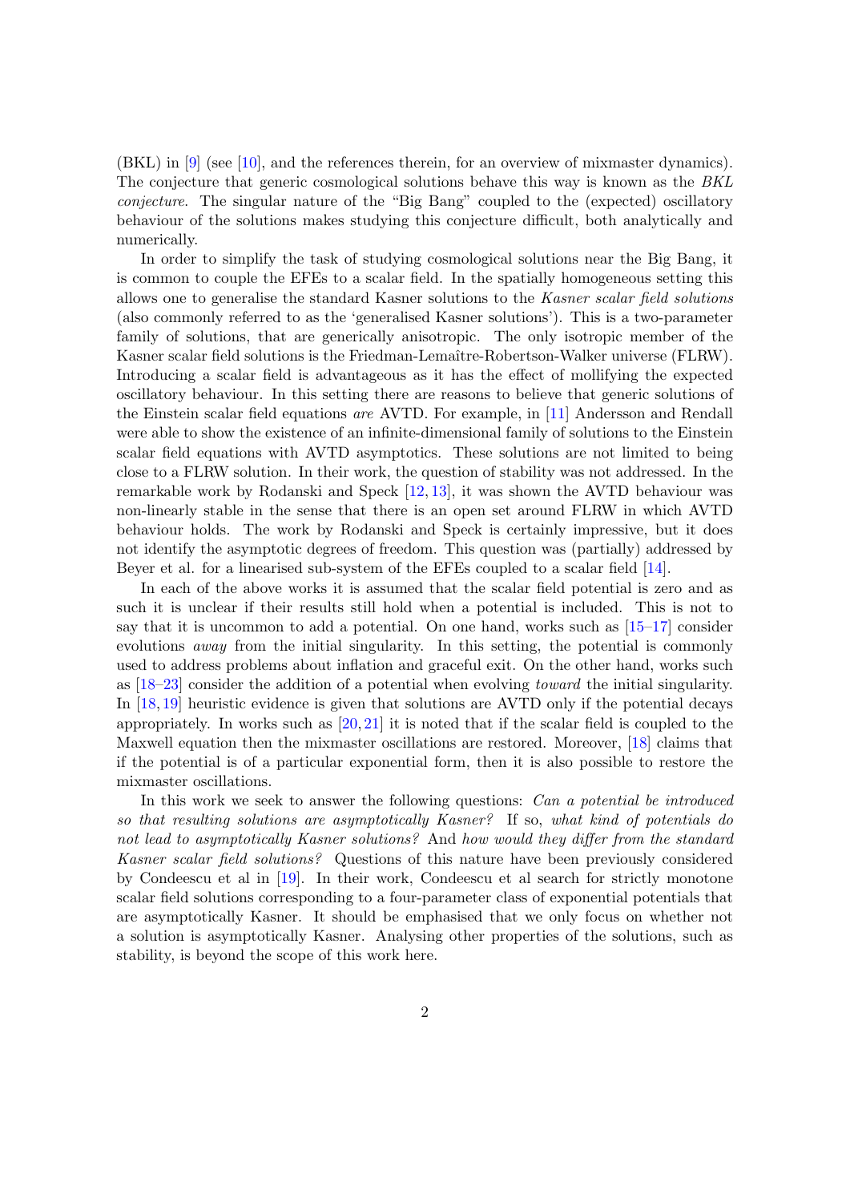(BKL) in [9] (see [10], and the references therein, for an overview of mixmaster dynamics). The conjecture that generic cosmological solutions behave this way is known as the *BKL conjecture*. The singular nature of the "Big Bang" coupled to the (expected) oscillatory behaviour of the solutions makes studying this conjecture difficult, both analytically and numerically.

In order to simplify the task of studying cosmological solutions near the Big Bang, it is common to couple the EFEs to a scalar field. In the spatially homogeneous setting this allows one to generalise the standard Kasner solutions to the *Kasner scalar field solutions* (also commonly referred to as the 'generalised Kasner solutions'). This is a two-parameter family of solutions, that are generically anisotropic. The only isotropic member of the Kasner scalar field solutions is the Friedman-Lemaître-Robertson-Walker universe (FLRW). Introducing a scalar field is advantageous as it has the effect of mollifying the expected oscillatory behaviour. In this setting there are reasons to believe that generic solutions of the Einstein scalar field equations *are* AVTD. For example, in [11] Andersson and Rendall were able to show the existence of an infinite-dimensional family of solutions to the Einstein scalar field equations with AVTD asymptotics. These solutions are not limited to being close to a FLRW solution. In their work, the question of stability was not addressed. In the remarkable work by Rodanski and Speck [12, 13], it was shown the AVTD behaviour was non-linearly stable in the sense that there is an open set around FLRW in which AVTD behaviour holds. The work by Rodanski and Speck is certainly impressive, but it does not identify the asymptotic degrees of freedom. This question was (partially) addressed by Beyer et al. for a linearised sub-system of the EFEs coupled to a scalar field [14].

In each of the above works it is assumed that the scalar field potential is zero and as such it is unclear if their results still hold when a potential is included. This is not to say that it is uncommon to add a potential. On one hand, works such as [15–17] consider evolutions *away* from the initial singularity. In this setting, the potential is commonly used to address problems about inflation and graceful exit. On the other hand, works such as [18–23] consider the addition of a potential when evolving *toward* the initial singularity. In [18, 19] heuristic evidence is given that solutions are AVTD only if the potential decays appropriately. In works such as [20, 21] it is noted that if the scalar field is coupled to the Maxwell equation then the mixmaster oscillations are restored. Moreover, [18] claims that if the potential is of a particular exponential form, then it is also possible to restore the mixmaster oscillations.

In this work we seek to answer the following questions: *Can a potential be introduced so that resulting solutions are asymptotically Kasner?* If so, *what kind of potentials do not lead to asymptotically Kasner solutions?* And *how would they differ from the standard Kasner scalar field solutions?* Questions of this nature have been previously considered by Condeescu et al in [19]. In their work, Condeescu et al search for strictly monotone scalar field solutions corresponding to a four-parameter class of exponential potentials that are asymptotically Kasner. It should be emphasised that we only focus on whether not a solution is asymptotically Kasner. Analysing other properties of the solutions, such as stability, is beyond the scope of this work here.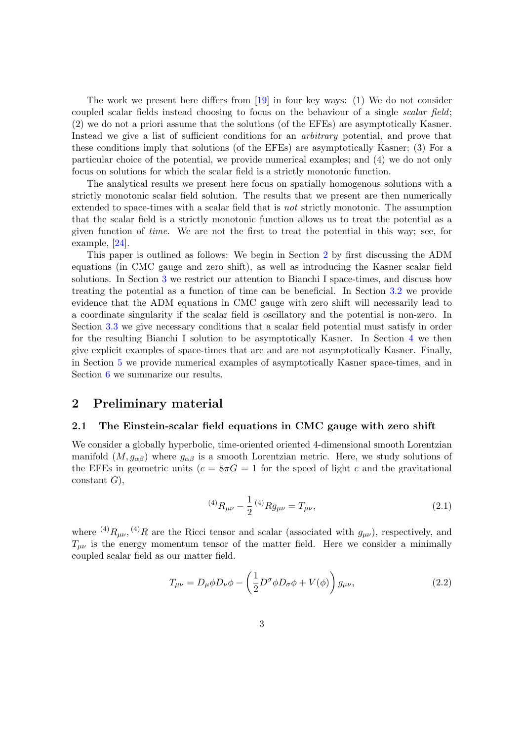The work we present here differs from [19] in four key ways: (1) We do not consider coupled scalar fields instead choosing to focus on the behaviour of a single *scalar field*; (2) we do not a priori assume that the solutions (of the EFEs) are asymptotically Kasner. Instead we give a list of sufficient conditions for an *arbitrary* potential, and prove that these conditions imply that solutions (of the EFEs) are asymptotically Kasner; (3) For a particular choice of the potential, we provide numerical examples; and (4) we do not only focus on solutions for which the scalar field is a strictly monotonic function.

The analytical results we present here focus on spatially homogenous solutions with a strictly monotonic scalar field solution. The results that we present are then numerically extended to space-times with a scalar field that is *not* strictly monotonic. The assumption that the scalar field is a strictly monotonic function allows us to treat the potential as a given function of *time*. We are not the first to treat the potential in this way; see, for example, [24].

This paper is outlined as follows: We begin in Section 2 by first discussing the ADM equations (in CMC gauge and zero shift), as well as introducing the Kasner scalar field solutions. In Section 3 we restrict our attention to Bianchi I space-times, and discuss how treating the potential as a function of time can be beneficial. In Section 3.2 we provide evidence that the ADM equations in CMC gauge with zero shift will necessarily lead to a coordinate singularity if the scalar field is oscillatory and the potential is non-zero. In Section 3.3 we give necessary conditions that a scalar field potential must satisfy in order for the resulting Bianchi I solution to be asymptotically Kasner. In Section 4 we then give explicit examples of space-times that are and are not asymptotically Kasner. Finally, in Section 5 we provide numerical examples of asymptotically Kasner space-times, and in Section 6 we summarize our results.

## 2 Preliminary material

### 2.1 The Einstein-scalar field equations in CMC gauge with zero shift

We consider a globally hyperbolic, time-oriented oriented 4-dimensional smooth Lorentzian manifold $(M, g_{\alpha\beta})$ where $g_{\alpha\beta}$ is a smooth Lorentzian metric. Here, we study solutions of the EFEs in geometric units ($c = 8\pi G = 1$ for the speed of light $c$ and the gravitational constant $G$),

$$
{}^{(4)}R_{\mu\nu} - \frac{1}{2}\,{}^{(4)}R g_{\mu\nu} = T_{\mu\nu}, \tag{2.1}
$$

where ${}^{(4)}R_{\mu\nu}, {}^{(4)}R$ are the Ricci tensor and scalar (associated with $g_{\mu\nu}$), respectively, and $T_{\mu\nu}$ is the energy momentum tensor of the matter field. Here we consider a minimally coupled scalar field as our matter field.

$$
T_{\mu\nu} = D_\mu\phi D_\nu\phi - \left(\frac{1}{2}D^\sigma\phi D_\sigma\phi + V(\phi)\right) g_{\mu\nu}, \tag{2.2}
$$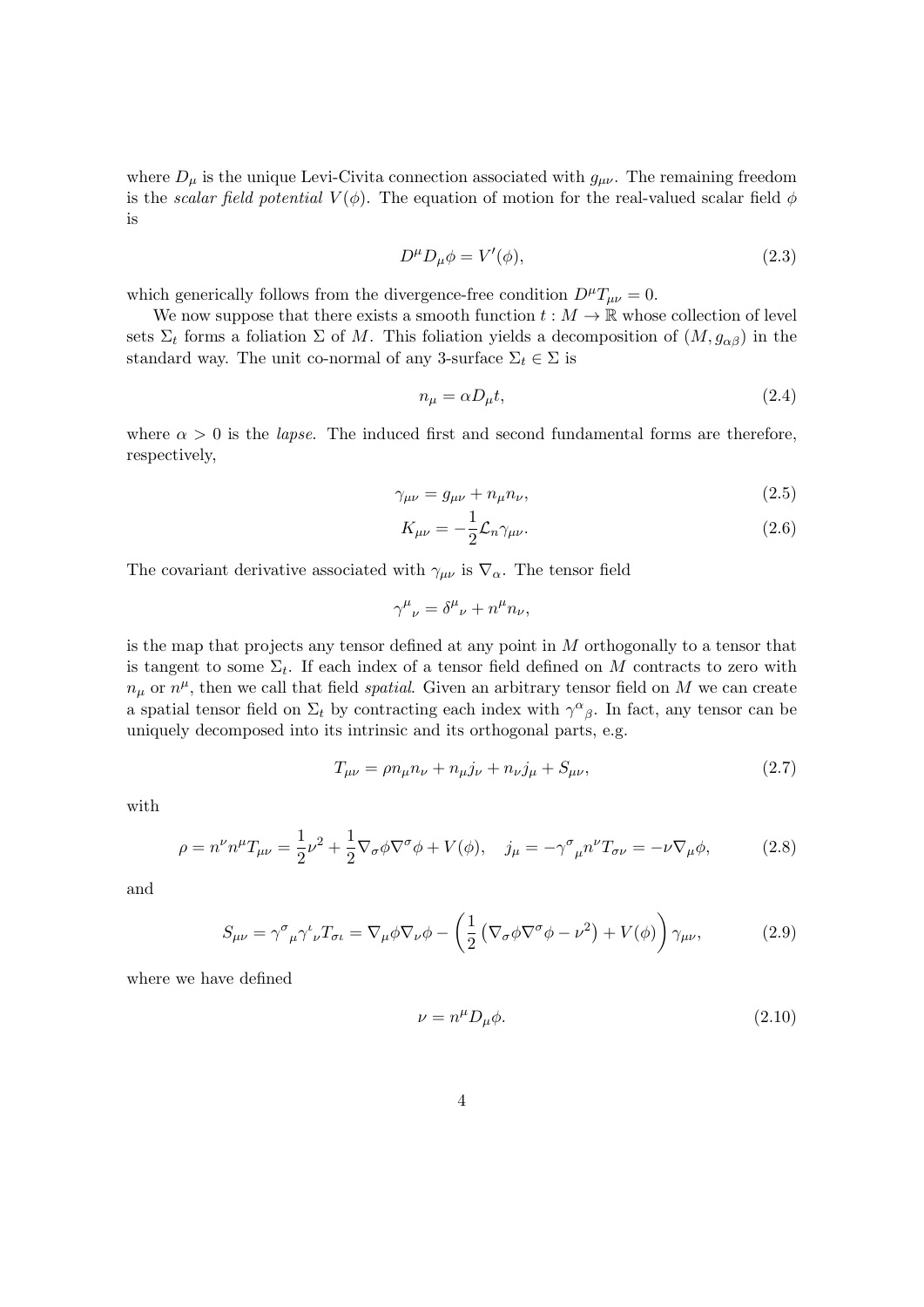where $D_\mu$ is the unique Levi-Civita connection associated with $g_{\mu\nu}$. The remaining freedom is the *scalar field potential* $V(\phi)$. The equation of motion for the real-valued scalar field $\phi$ is

$$D^\mu D_\mu \phi = V'(\phi), \tag{2.3}$$

which generically follows from the divergence-free condition $D^\mu T_{\mu\nu} = 0$.

We now suppose that there exists a smooth function $t : M \to \mathbb{R}$ whose collection of level sets $\Sigma_t$ forms a foliation $\Sigma$ of $M$. This foliation yields a decomposition of $(M, g_{\alpha\beta})$ in the standard way. The unit co-normal of any 3-surface $\Sigma_t \in \Sigma$ is

$$n_\mu = \alpha D_\mu t, \tag{2.4}$$

where $\alpha > 0$ is the *lapse*. The induced first and second fundamental forms are therefore, respectively,

$$\gamma_{\mu\nu} = g_{\mu\nu} + n_\mu n_\nu, \tag{2.5}$$

$$K_{\mu\nu} = -\frac{1}{2}\mathcal{L}_n \gamma_{\mu\nu}. \tag{2.6}$$

The covariant derivative associated with $\gamma_{\mu\nu}$ is $\nabla_\alpha$. The tensor field

$$\gamma^\mu{}_\nu = \delta^\mu{}_\nu + n^\mu n_\nu,$$

is the map that projects any tensor defined at any point in $M$ orthogonally to a tensor that is tangent to some $\Sigma_t$. If each index of a tensor field defined on $M$ contracts to zero with $n_\mu$ or $n^\mu$, then we call that field *spatial*. Given an arbitrary tensor field on $M$ we can create a spatial tensor field on $\Sigma_t$ by contracting each index with $\gamma^\alpha{}_\beta$. In fact, any tensor can be uniquely decomposed into its intrinsic and its orthogonal parts, e.g.

$$T_{\mu\nu} = \rho n_\mu n_\nu + n_\mu j_\nu + n_\nu j_\mu + S_{\mu\nu}, \tag{2.7}$$

with

$$\rho = n^\nu n^\mu T_{\mu\nu} = \frac{1}{2}\nu^2 + \frac{1}{2}\nabla_\sigma\phi\nabla^\sigma\phi + V(\phi), \quad j_\mu = -\gamma^\sigma{}_\mu n^\nu T_{\sigma\nu} = -\nu\nabla_\mu\phi, \tag{2.8}$$

and

$$S_{\mu\nu} = \gamma^\sigma{}_\mu \gamma^\iota{}_\nu T_{\sigma\iota} = \nabla_\mu\phi\nabla_\nu\phi - \left(\frac{1}{2}\left(\nabla_\sigma\phi\nabla^\sigma\phi - \nu^2\right) + V(\phi)\right)\gamma_{\mu\nu}, \tag{2.9}$$

where we have defined

$$\nu = n^\mu D_\mu \phi. \tag{2.10}$$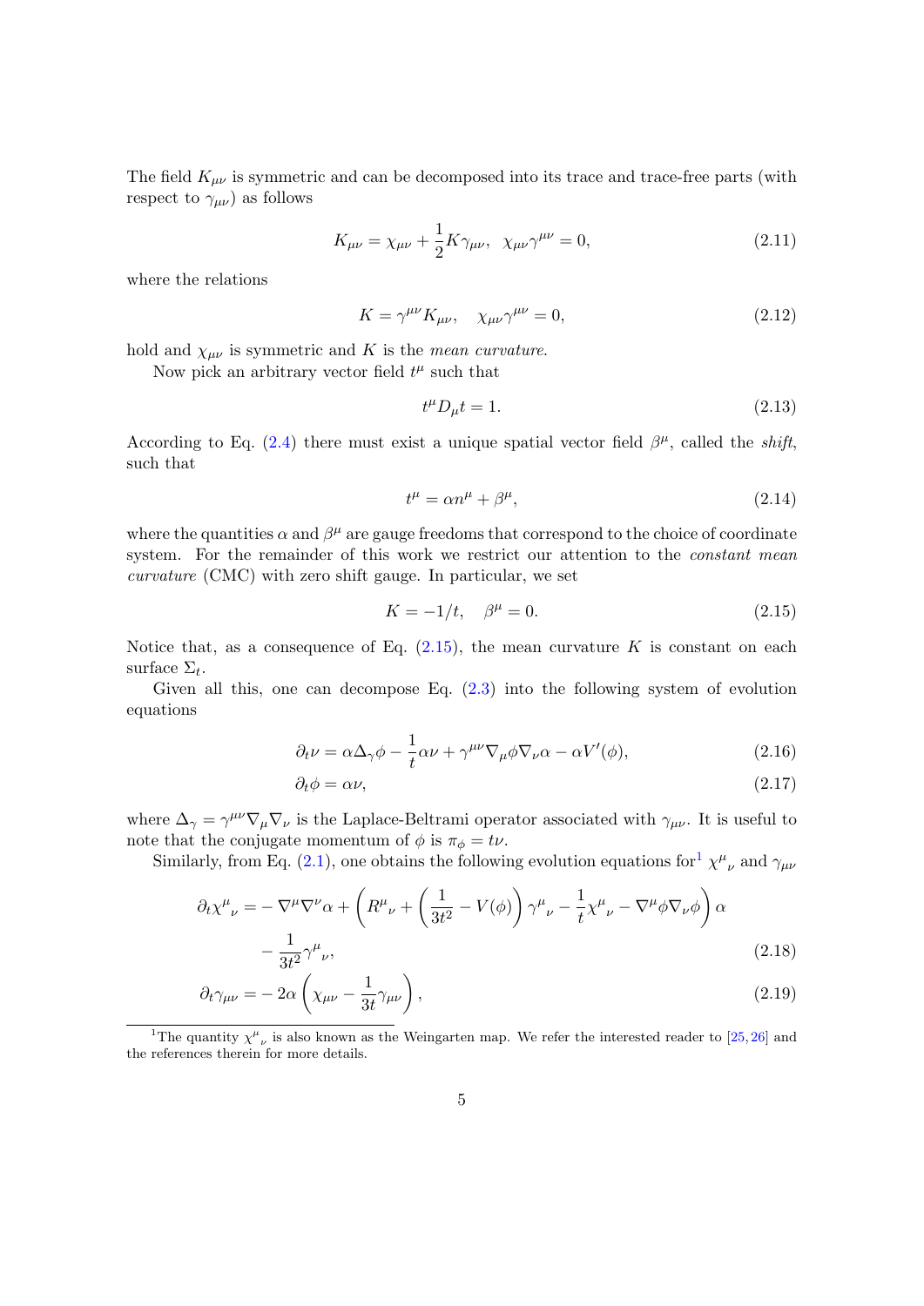The field $K_{\mu\nu}$ is symmetric and can be decomposed into its trace and trace-free parts (with respect to $\gamma_{\mu\nu}$) as follows

$$K_{\mu\nu} = \chi_{\mu\nu} + \frac{1}{2}K\gamma_{\mu\nu}, \quad \chi_{\mu\nu}\gamma^{\mu\nu} = 0, \tag{2.11}$$

where the relations

$$K = \gamma^{\mu\nu}K_{\mu\nu}, \quad \chi_{\mu\nu}\gamma^{\mu\nu} = 0, \tag{2.12}$$

hold and $\chi_{\mu\nu}$ is symmetric and $K$ is the *mean curvature*.

Now pick an arbitrary vector field $t^\mu$ such that

$$t^\mu D_\mu t = 1. \tag{2.13}$$

According to Eq. (2.4) there must exist a unique spatial vector field $\beta^\mu$, called the *shift*, such that

$$t^\mu = \alpha n^\mu + \beta^\mu, \tag{2.14}$$

where the quantities $\alpha$ and $\beta^\mu$ are gauge freedoms that correspond to the choice of coordinate system. For the remainder of this work we restrict our attention to the *constant mean curvature* (CMC) with zero shift gauge. In particular, we set

$$K = -1/t, \quad \beta^\mu = 0. \tag{2.15}$$

Notice that, as a consequence of Eq. (2.15), the mean curvature $K$ is constant on each surface $\Sigma_t$.

Given all this, one can decompose Eq. (2.3) into the following system of evolution equations

$$\partial_t \nu = \alpha\Delta_\gamma\phi - \frac{1}{t}\alpha\nu + \gamma^{\mu\nu}\nabla_\mu\phi\nabla_\nu\alpha - \alpha V'(\phi), \tag{2.16}$$

$$\partial_t \phi = \alpha\nu, \tag{2.17}$$

where $\Delta_\gamma = \gamma^{\mu\nu}\nabla_\mu\nabla_\nu$ is the Laplace-Beltrami operator associated with $\gamma_{\mu\nu}$. It is useful to note that the conjugate momentum of $\phi$ is $\pi_\phi = t\nu$.

Similarly, from Eq. (2.1), one obtains the following evolution equations for[1] $\chi^\mu{}_\nu$ and $\gamma_{\mu\nu}$

$$\begin{aligned}\partial_t \chi^\mu{}_\nu = &- \nabla^\mu\nabla^\nu\alpha + \left(R^\mu{}_\nu + \left(\frac{1}{3t^2} - V(\phi)\right)\gamma^\mu{}_\nu - \frac{1}{t}\chi^\mu{}_\nu - \nabla^\mu\phi\nabla_\nu\phi\right)\alpha \\ &- \frac{1}{3t^2}\gamma^\mu{}_\nu,\end{aligned} \tag{2.18}$$

$$\partial_t \gamma_{\mu\nu} = -2\alpha\left(\chi_{\mu\nu} - \frac{1}{3t}\gamma_{\mu\nu}\right), \tag{2.19}$$

[1] The quantity $\chi^\mu{}_\nu$ is also known as the Weingarten map. We refer the interested reader to [25, 26] and the references therein for more details.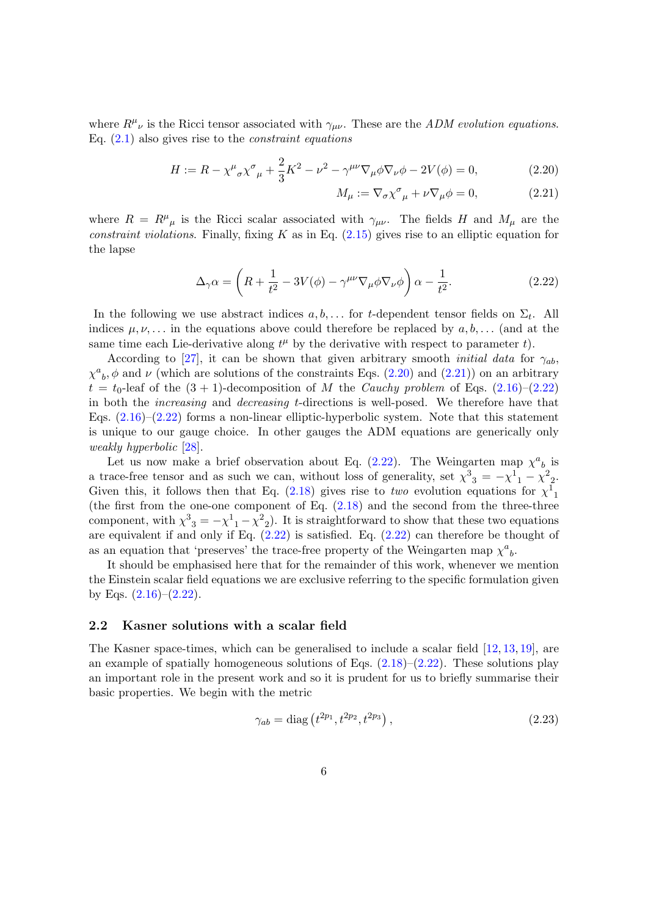where $R^{\mu}{}_{\nu}$ is the Ricci tensor associated with $\gamma_{\mu\nu}$. These are the *ADM evolution equations*. Eq. (2.1) also gives rise to the *constraint equations*

$$H := R - \chi^{\mu}{}_{\sigma}\chi^{\sigma}{}_{\mu} + \frac{2}{3}K^2 - \nu^2 - \gamma^{\mu\nu}\nabla_{\mu}\phi\nabla_{\nu}\phi - 2V(\phi) = 0, \tag{2.20}$$

$$M_{\mu} := \nabla_{\sigma}\chi^{\sigma}{}_{\mu} + \nu\nabla_{\mu}\phi = 0, \tag{2.21}$$

where $R = R^{\mu}{}_{\mu}$ is the Ricci scalar associated with $\gamma_{\mu\nu}$. The fields $H$ and $M_{\mu}$ are the *constraint violations*. Finally, fixing $K$ as in Eq. (2.15) gives rise to an elliptic equation for the lapse

$$\Delta_{\gamma}\alpha = \left(R + \frac{1}{t^2} - 3V(\phi) - \gamma^{\mu\nu}\nabla_{\mu}\phi\nabla_{\nu}\phi\right)\alpha - \frac{1}{t^2}. \tag{2.22}$$

In the following we use abstract indices $a, b, \dots$ for $t$-dependent tensor fields on $\Sigma_t$. All indices $\mu, \nu, \dots$ in the equations above could therefore be replaced by $a, b, \dots$ (and at the same time each Lie-derivative along $t^{\mu}$ by the derivative with respect to parameter $t$).

According to [27], it can be shown that given arbitrary smooth *initial data* for $\gamma_{ab}$, $\chi^{a}{}_{b}, \phi$ and $\nu$ (which are solutions of the constraints Eqs. (2.20) and (2.21)) on an arbitrary $t = t_0$-leaf of the $(3+1)$-decomposition of $M$ the *Cauchy problem* of Eqs. (2.16)–(2.22) in both the *increasing* and *decreasing* $t$-directions is well-posed. We therefore have that Eqs. (2.16)–(2.22) forms a non-linear elliptic-hyperbolic system. Note that this statement is unique to our gauge choice. In other gauges the ADM equations are generically only *weakly hyperbolic* [28].

Let us now make a brief observation about Eq. (2.22). The Weingarten map $\chi^{a}{}_{b}$ is a trace-free tensor and as such we can, without loss of generality, set $\chi^{3}{}_{3} = -\chi^{1}{}_{1} - \chi^{2}{}_{2}$. Given this, it follows then that Eq. (2.18) gives rise to *two* evolution equations for $\chi^{1}{}_{1}$ (the first from the one-one component of Eq. (2.18) and the second from the three-three component, with $\chi^{3}{}_{3} = -\chi^{1}{}_{1} - \chi^{2}{}_{2}$). It is straightforward to show that these two equations are equivalent if and only if Eq. (2.22) is satisfied. Eq. (2.22) can therefore be thought of as an equation that 'preserves' the trace-free property of the Weingarten map $\chi^{a}{}_{b}$.

It should be emphasised here that for the remainder of this work, whenever we mention the Einstein scalar field equations we are exclusive referring to the specific formulation given by Eqs. (2.16)–(2.22).

### 2.2 Kasner solutions with a scalar field

The Kasner space-times, which can be generalised to include a scalar field [12, 13, 19], are an example of spatially homogeneous solutions of Eqs. (2.18)–(2.22). These solutions play an important role in the present work and so it is prudent for us to briefly summarise their basic properties. We begin with the metric

$$\gamma_{ab} = \mathrm{diag}\left(t^{2p_1}, t^{2p_2}, t^{2p_3}\right), \tag{2.23}$$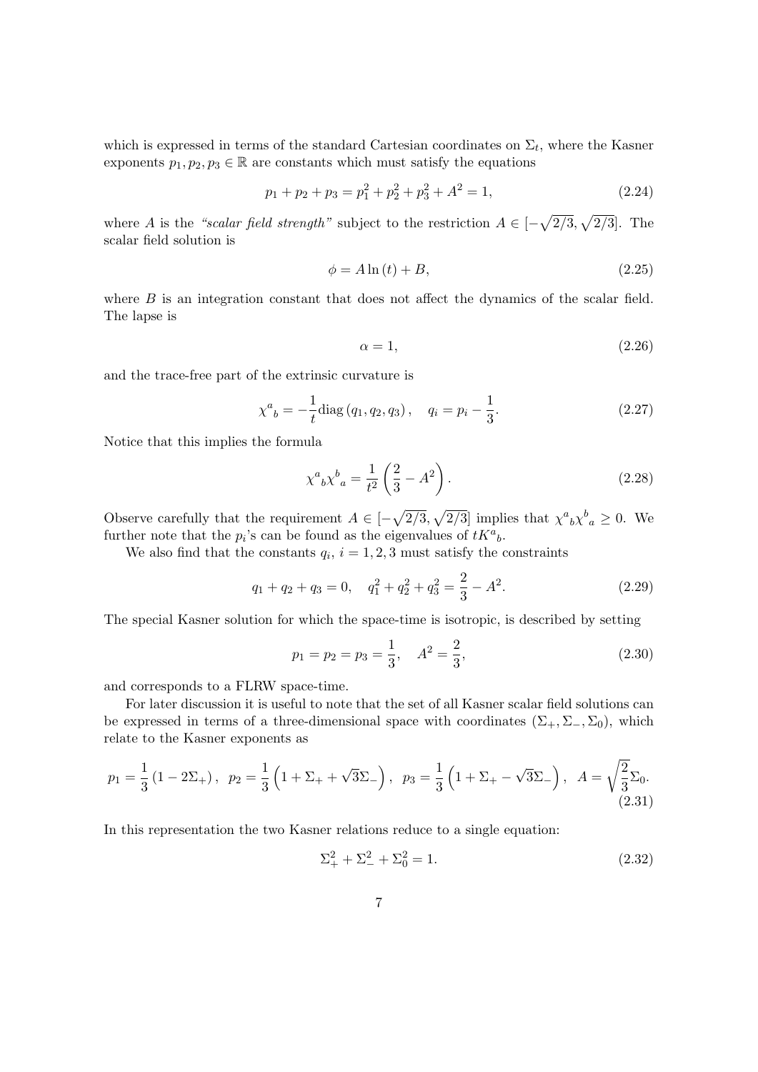which is expressed in terms of the standard Cartesian coordinates on $\Sigma_t$, where the Kasner exponents $p_1, p_2, p_3 \in \mathbb{R}$ are constants which must satisfy the equations

$$p_1 + p_2 + p_3 = p_1^2 + p_2^2 + p_3^2 + A^2 = 1, \tag{2.24}$$

where $A$ is the *"scalar field strength"* subject to the restriction $A \in [-\sqrt{2/3}, \sqrt{2/3}]$. The scalar field solution is

$$\phi = A \ln(t) + B, \tag{2.25}$$

where $B$ is an integration constant that does not affect the dynamics of the scalar field. The lapse is

$$\alpha = 1, \tag{2.26}$$

and the trace-free part of the extrinsic curvature is

$$\chi^a{}_b = -\frac{1}{t}\operatorname{diag}(q_1, q_2, q_3), \quad q_i = p_i - \frac{1}{3}. \tag{2.27}$$

Notice that this implies the formula

$$\chi^a{}_b \chi^b{}_a = \frac{1}{t^2}\left(\frac{2}{3} - A^2\right). \tag{2.28}$$

Observe carefully that the requirement $A \in [-\sqrt{2/3}, \sqrt{2/3}]$ implies that $\chi^a{}_b \chi^b{}_a \geq 0$. We further note that the $p_i$'s can be found as the eigenvalues of $tK^a{}_b$.

We also find that the constants $q_i$, $i = 1, 2, 3$ must satisfy the constraints

$$q_1 + q_2 + q_3 = 0, \quad q_1^2 + q_2^2 + q_3^2 = \frac{2}{3} - A^2. \tag{2.29}$$

The special Kasner solution for which the space-time is isotropic, is described by setting

$$p_1 = p_2 = p_3 = \frac{1}{3}, \quad A^2 = \frac{2}{3}, \tag{2.30}$$

and corresponds to a FLRW space-time.

For later discussion it is useful to note that the set of all Kasner scalar field solutions can be expressed in terms of a three-dimensional space with coordinates $(\Sigma_+, \Sigma_-, \Sigma_0)$, which relate to the Kasner exponents as

$$p_1 = \frac{1}{3}(1 - 2\Sigma_+), \ \ p_2 = \frac{1}{3}\left(1 + \Sigma_+ + \sqrt{3}\Sigma_-\right), \ \ p_3 = \frac{1}{3}\left(1 + \Sigma_+ - \sqrt{3}\Sigma_-\right), \ \ A = \sqrt{\frac{2}{3}}\Sigma_0. \tag{2.31}$$

In this representation the two Kasner relations reduce to a single equation:

$$\Sigma_+^2 + \Sigma_-^2 + \Sigma_0^2 = 1. \tag{2.32}$$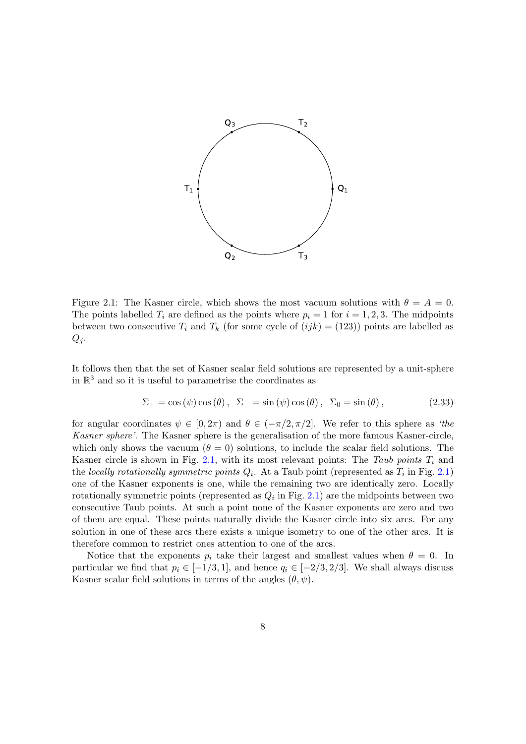Q3
T2
T1
Q1
Q2
T3

Figure 2.1: The Kasner circle, which shows the most vacuum solutions with $\theta = A = 0$. The points labelled $T_i$ are defined as the points where $p_i = 1$ for $i = 1, 2, 3$. The midpoints between two consecutive $T_i$ and $T_k$ (for some cycle of $(ijk) = (123)$) points are labelled as $Q_j$.

It follows then that the set of Kasner scalar field solutions are represented by a unit-sphere in $\mathbb{R}^3$ and so it is useful to parametrise the coordinates as

$$\Sigma_+ = \cos(\psi)\cos(\theta)\,, \quad \Sigma_- = \sin(\psi)\cos(\theta)\,, \quad \Sigma_0 = \sin(\theta)\,, \tag{2.33}$$

for angular coordinates $\psi \in [0, 2\pi)$ and $\theta \in (-\pi/2, \pi/2]$. We refer to this sphere as *'the Kasner sphere'*. The Kasner sphere is the generalisation of the more famous Kasner-circle, which only shows the vacuum ($\theta = 0$) solutions, to include the scalar field solutions. The Kasner circle is shown in Fig. 2.1, with its most relevant points: The *Taub points* $T_i$ and the *locally rotationally symmetric points* $Q_i$. At a Taub point (represented as $T_i$ in Fig. 2.1) one of the Kasner exponents is one, while the remaining two are identically zero. Locally rotationally symmetric points (represented as $Q_i$ in Fig. 2.1) are the midpoints between two consecutive Taub points. At such a point none of the Kasner exponents are zero and two of them are equal. These points naturally divide the Kasner circle into six arcs. For any solution in one of these arcs there exists a unique isometry to one of the other arcs. It is therefore common to restrict ones attention to one of the arcs.

Notice that the exponents $p_i$ take their largest and smallest values when $\theta = 0$. In particular we find that $p_i \in [-1/3, 1]$, and hence $q_i \in [-2/3, 2/3]$. We shall always discuss Kasner scalar field solutions in terms of the angles $(\theta, \psi)$.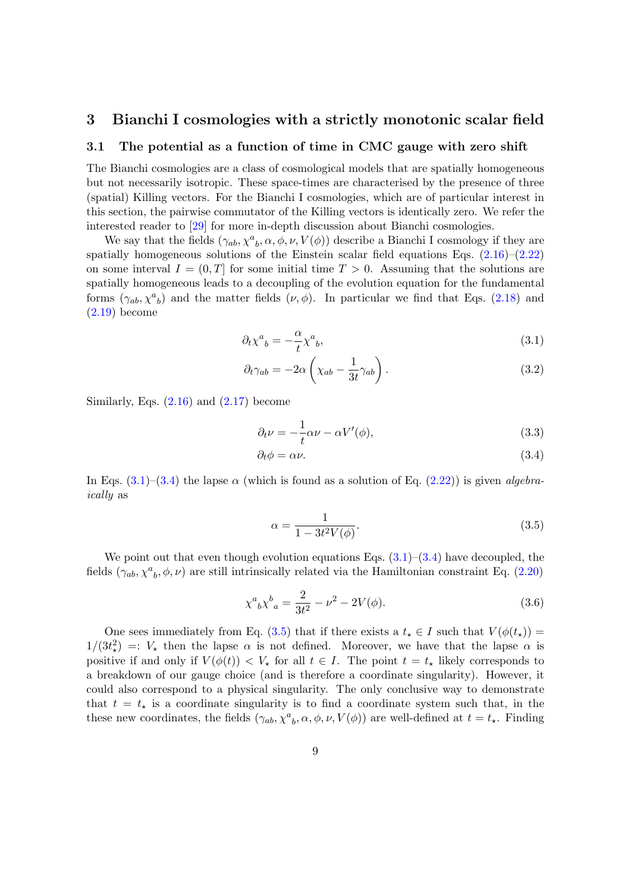## 3 Bianchi I cosmologies with a strictly monotonic scalar field

### 3.1 The potential as a function of time in CMC gauge with zero shift

The Bianchi cosmologies are a class of cosmological models that are spatially homogeneous but not necessarily isotropic. These space-times are characterised by the presence of three (spatial) Killing vectors. For the Bianchi I cosmologies, which are of particular interest in this section, the pairwise commutator of the Killing vectors is identically zero. We refer the interested reader to [29] for more in-depth discussion about Bianchi cosmologies.

We say that the fields $(\gamma_{ab}, \chi^a{}_b, \alpha, \phi, \nu, V(\phi))$ describe a Bianchi I cosmology if they are spatially homogeneous solutions of the Einstein scalar field equations Eqs. (2.16)–(2.22) on some interval $I = (0, T]$ for some initial time $T > 0$. Assuming that the solutions are spatially homogeneous leads to a decoupling of the evolution equation for the fundamental forms $(\gamma_{ab}, \chi^a{}_b)$ and the matter fields $(\nu, \phi)$. In particular we find that Eqs. (2.18) and (2.19) become

$$\partial_t \chi^a{}_b = -\frac{\alpha}{t}\chi^a{}_b, \tag{3.1}$$

$$\partial_t \gamma_{ab} = -2\alpha\left(\chi_{ab} - \frac{1}{3t}\gamma_{ab}\right). \tag{3.2}$$

Similarly, Eqs. (2.16) and (2.17) become

$$\partial_t \nu = -\frac{1}{t}\alpha\nu - \alpha V'(\phi), \tag{3.3}$$

$$\partial_t \phi = \alpha\nu. \tag{3.4}$$

In Eqs. (3.1)–(3.4) the lapse $\alpha$ (which is found as a solution of Eq. (2.22)) is given *algebraically* as

$$\alpha = \frac{1}{1 - 3t^2 V(\phi)}. \tag{3.5}$$

We point out that even though evolution equations Eqs. (3.1)–(3.4) have decoupled, the fields $(\gamma_{ab}, \chi^a{}_b, \phi, \nu)$ are still intrinsically related via the Hamiltonian constraint Eq. (2.20)

$$\chi^a{}_b \chi^b{}_a = \frac{2}{3t^2} - \nu^2 - 2V(\phi). \tag{3.6}$$

One sees immediately from Eq. (3.5) that if there exists a $t_\star \in I$ such that $V(\phi(t_\star)) = 1/(3t_\star^2) =: V_\star$ then the lapse $\alpha$ is not defined. Moreover, we have that the lapse $\alpha$ is positive if and only if $V(\phi(t)) < V_\star$ for all $t \in I$. The point $t = t_\star$ likely corresponds to a breakdown of our gauge choice (and is therefore a coordinate singularity). However, it could also correspond to a physical singularity. The only conclusive way to demonstrate that $t = t_\star$ is a coordinate singularity is to find a coordinate system such that, in the these new coordinates, the fields $(\gamma_{ab}, \chi^a{}_b, \alpha, \phi, \nu, V(\phi))$ are well-defined at $t = t_\star$. Finding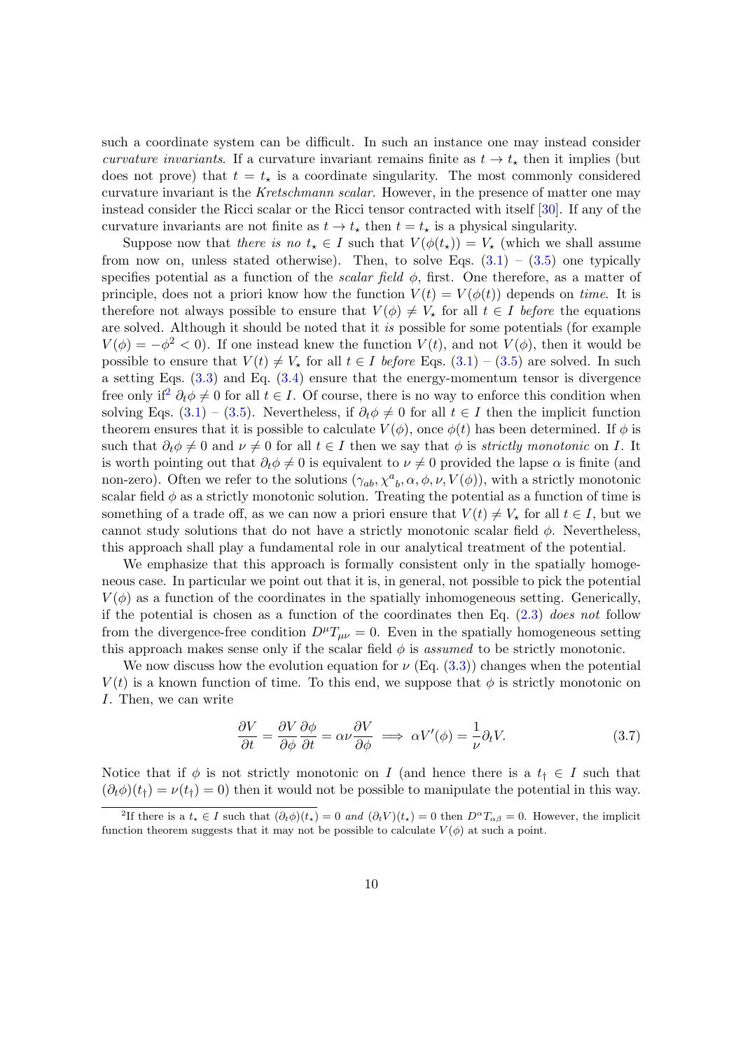such a coordinate system can be difficult. In such an instance one may instead consider *curvature invariants*. If a curvature invariant remains finite as $t \to t_\star$ then it implies (but does not prove) that $t = t_\star$ is a coordinate singularity. The most commonly considered curvature invariant is the *Kretschmann scalar*. However, in the presence of matter one may instead consider the Ricci scalar or the Ricci tensor contracted with itself [30]. If any of the curvature invariants are not finite as $t \to t_\star$ then $t = t_\star$ is a physical singularity.

Suppose now that *there is no* $t_\star \in I$ such that $V(\phi(t_\star)) = V_\star$ (which we shall assume from now on, unless stated otherwise). Then, to solve Eqs. (3.1) – (3.5) one typically specifies potential as a function of the *scalar field* $\phi$, first. One therefore, as a matter of principle, does not a priori know how the function $V(t) = V(\phi(t))$ depends on *time*. It is therefore not always possible to ensure that $V(\phi) \neq V_\star$ for all $t \in I$ *before* the equations are solved. Although it should be noted that it *is* possible for some potentials (for example $V(\phi) = -\phi^2 < 0$). If one instead knew the function $V(t)$, and not $V(\phi)$, then it would be possible to ensure that $V(t) \neq V_\star$ for all $t \in I$ *before* Eqs. (3.1) – (3.5) are solved. In such a setting Eqs. (3.3) and Eq. (3.4) ensure that the energy-momentum tensor is divergence free only if[2] $\partial_t \phi \neq 0$ for all $t \in I$. Of course, there is no way to enforce this condition when solving Eqs. (3.1) – (3.5). Nevertheless, if $\partial_t \phi \neq 0$ for all $t \in I$ then the implicit function theorem ensures that it is possible to calculate $V(\phi)$, once $\phi(t)$ has been determined. If $\phi$ is such that $\partial_t \phi \neq 0$ and $\nu \neq 0$ for all $t \in I$ then we say that $\phi$ is *strictly monotonic* on $I$. It is worth pointing out that $\partial_t \phi \neq 0$ is equivalent to $\nu \neq 0$ provided the lapse $\alpha$ is finite (and non-zero). Often we refer to the solutions $(\gamma_{ab}, \chi^a{}_b, \alpha, \phi, \nu, V(\phi))$, with a strictly monotonic scalar field $\phi$ as a strictly monotonic solution. Treating the potential as a function of time is something of a trade off, as we can now a priori ensure that $V(t) \neq V_\star$ for all $t \in I$, but we cannot study solutions that do not have a strictly monotonic scalar field $\phi$. Nevertheless, this approach shall play a fundamental role in our analytical treatment of the potential.

We emphasize that this approach is formally consistent only in the spatially homogeneous case. In particular we point out that it is, in general, not possible to pick the potential $V(\phi)$ as a function of the coordinates in the spatially inhomogeneous setting. Generically, if the potential is chosen as a function of the coordinates then Eq. (2.3) *does not* follow from the divergence-free condition $D^\mu T_{\mu\nu} = 0$. Even in the spatially homogeneous setting this approach makes sense only if the scalar field $\phi$ is *assumed* to be strictly monotonic.

We now discuss how the evolution equation for $\nu$ (Eq. (3.3)) changes when the potential $V(t)$ is a known function of time. To this end, we suppose that $\phi$ is strictly monotonic on $I$. Then, we can write

$$\frac{\partial V}{\partial t} = \frac{\partial V}{\partial \phi}\frac{\partial \phi}{\partial t} = \alpha\nu\frac{\partial V}{\partial \phi} \implies \alpha V'(\phi) = \frac{1}{\nu}\partial_t V. \tag{3.7}$$

Notice that if $\phi$ is not strictly monotonic on $I$ (and hence there is a $t_\dagger \in I$ such that $(\partial_t \phi)(t_\dagger) = \nu(t_\dagger) = 0$) then it would not be possible to manipulate the potential in this way.

[2] If there is a $t_\star \in I$ such that $(\partial_t \phi)(t_\star) = 0$ *and* $(\partial_t V)(t_\star) = 0$ then $D^\alpha T_{\alpha\beta} = 0$. However, the implicit function theorem suggests that it may not be possible to calculate $V(\phi)$ at such a point.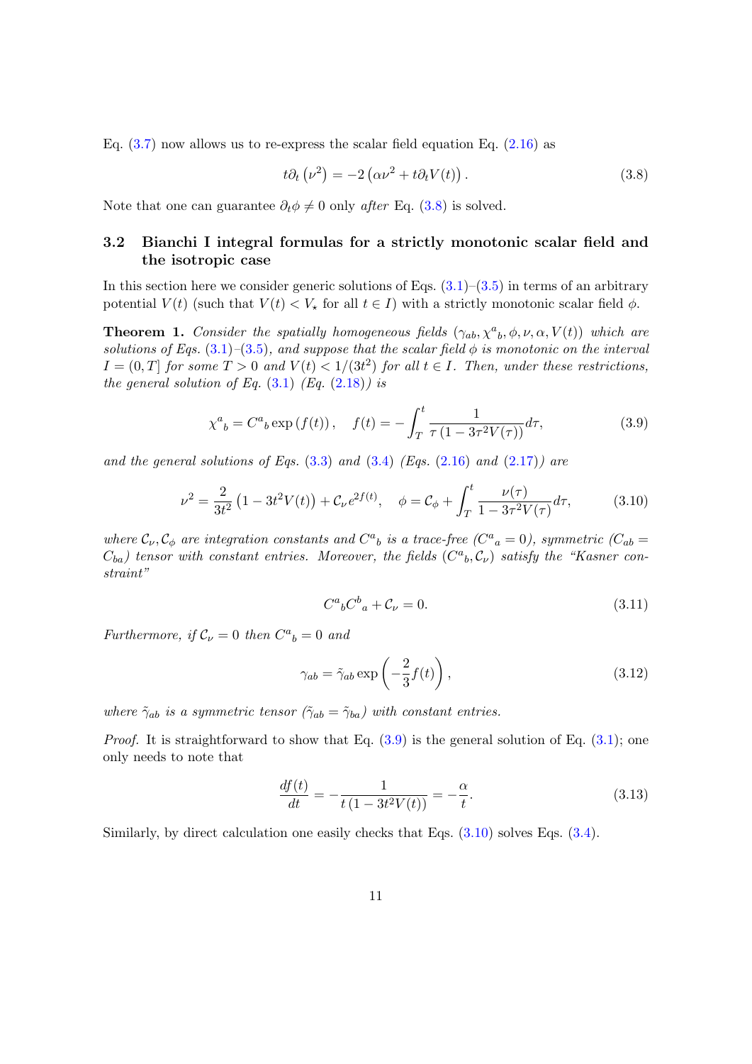Eq. (3.7) now allows us to re-express the scalar field equation Eq. (2.16) as

$$t\partial_t\left(\nu^2\right) = -2\left(\alpha\nu^2 + t\partial_t V(t)\right). \tag{3.8}$$

Note that one can guarantee $\partial_t\phi \neq 0$ only *after* Eq. (3.8) is solved.

### 3.2 Bianchi I integral formulas for a strictly monotonic scalar field and the isotropic case

In this section here we consider generic solutions of Eqs. (3.1)–(3.5) in terms of an arbitrary potential $V(t)$ (such that $V(t) < V_\star$ for all $t \in I$) with a strictly monotonic scalar field $\phi$.

**Theorem 1.** *Consider the spatially homogeneous fields $(\gamma_{ab}, \chi^a{}_b, \phi, \nu, \alpha, V(t))$ which are solutions of Eqs. (3.1)–(3.5), and suppose that the scalar field $\phi$ is monotonic on the interval $I = (0, T]$ for some $T > 0$ and $V(t) < 1/(3t^2)$ for all $t \in I$. Then, under these restrictions, the general solution of Eq. (3.1) (Eq. (2.18)) is*

$$\chi^a{}_b = C^a{}_b \exp\left(f(t)\right), \quad f(t) = -\int_T^t \frac{1}{\tau\left(1 - 3\tau^2 V(\tau)\right)} d\tau, \tag{3.9}$$

*and the general solutions of Eqs. (3.3) and (3.4) (Eqs. (2.16) and (2.17)) are*

$$\nu^2 = \frac{2}{3t^2}\left(1 - 3t^2 V(t)\right) + \mathcal{C}_\nu e^{2f(t)}, \quad \phi = \mathcal{C}_\phi + \int_T^t \frac{\nu(\tau)}{1 - 3\tau^2 V(\tau)} d\tau, \tag{3.10}$$

*where $\mathcal{C}_\nu, \mathcal{C}_\phi$ are integration constants and $C^a{}_b$ is a trace-free ($C^a{}_a = 0$), symmetric ($C_{ab} = C_{ba}$) tensor with constant entries. Moreover, the fields $(C^a{}_b, \mathcal{C}_\nu)$ satisfy the "Kasner constraint"*

$$C^a{}_b C^b{}_a + \mathcal{C}_\nu = 0. \tag{3.11}$$

*Furthermore, if $\mathcal{C}_\nu = 0$ then $C^a{}_b = 0$ and*

$$\gamma_{ab} = \tilde{\gamma}_{ab} \exp\left(-\frac{2}{3} f(t)\right), \tag{3.12}$$

*where $\tilde{\gamma}_{ab}$ is a symmetric tensor ($\tilde{\gamma}_{ab} = \tilde{\gamma}_{ba}$) with constant entries.*

*Proof.* It is straightforward to show that Eq. (3.9) is the general solution of Eq. (3.1); one only needs to note that

$$\frac{df(t)}{dt} = -\frac{1}{t\left(1 - 3t^2 V(t)\right)} = -\frac{\alpha}{t}. \tag{3.13}$$

Similarly, by direct calculation one easily checks that Eqs. (3.10) solves Eqs. (3.4).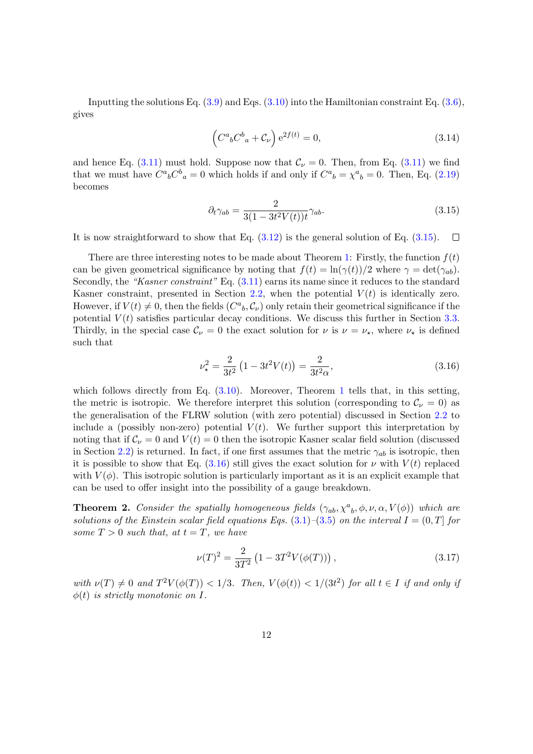Inputting the solutions Eq. (3.9) and Eqs. (3.10) into the Hamiltonian constraint Eq. (3.6), gives

$$\left(C^a{}_b C^b{}_a + \mathcal{C}_\nu\right) e^{2f(t)} = 0, \tag{3.14}$$

and hence Eq. (3.11) must hold. Suppose now that $\mathcal{C}_\nu = 0$. Then, from Eq. (3.11) we find that we must have $C^a{}_b C^b{}_a = 0$ which holds if and only if $C^a{}_b = \chi^a{}_b = 0$. Then, Eq. (2.19) becomes

$$\partial_t \gamma_{ab} = \frac{2}{3(1 - 3t^2 V(t))t} \gamma_{ab}. \tag{3.15}$$

It is now straightforward to show that Eq. (3.12) is the general solution of Eq. (3.15). $\square$

There are three interesting notes to be made about Theorem 1: Firstly, the function $f(t)$ can be given geometrical significance by noting that $f(t) = \ln(\gamma(t))/2$ where $\gamma = \det(\gamma_{ab})$. Secondly, the *"Kasner constraint"* Eq. (3.11) earns its name since it reduces to the standard Kasner constraint, presented in Section 2.2, when the potential $V(t)$ is identically zero. However, if $V(t) \neq 0$, then the fields $(C^a{}_b, \mathcal{C}_\nu)$ only retain their geometrical significance if the potential $V(t)$ satisfies particular decay conditions. We discuss this further in Section 3.3. Thirdly, in the special case $\mathcal{C}_\nu = 0$ the exact solution for $\nu$ is $\nu = \nu_\star$, where $\nu_\star$ is defined such that

$$\nu_\star^2 = \frac{2}{3t^2}\left(1 - 3t^2 V(t)\right) = \frac{2}{3t^2 \alpha}, \tag{3.16}$$

which follows directly from Eq. (3.10). Moreover, Theorem 1 tells that, in this setting, the metric is isotropic. We therefore interpret this solution (corresponding to $\mathcal{C}_\nu = 0$) as the generalisation of the FLRW solution (with zero potential) discussed in Section 2.2 to include a (possibly non-zero) potential $V(t)$. We further support this interpretation by noting that if $\mathcal{C}_\nu = 0$ and $V(t) = 0$ then the isotropic Kasner scalar field solution (discussed in Section 2.2) is returned. In fact, if one first assumes that the metric $\gamma_{ab}$ is isotropic, then it is possible to show that Eq. (3.16) still gives the exact solution for $\nu$ with $V(t)$ replaced with $V(\phi)$. This isotropic solution is particularly important as it is an explicit example that can be used to offer insight into the possibility of a gauge breakdown.

**Theorem 2.** *Consider the spatially homogeneous fields $(\gamma_{ab}, \chi^a{}_b, \phi, \nu, \alpha, V(\phi))$ which are solutions of the Einstein scalar field equations Eqs. (3.1)–(3.5) on the interval $I = (0, T]$ for some $T > 0$ such that, at $t = T$, we have*

$$\nu(T)^2 = \frac{2}{3T^2}\left(1 - 3T^2 V(\phi(T))\right), \tag{3.17}$$

*with $\nu(T) \neq 0$ and $T^2 V(\phi(T)) < 1/3$. Then, $V(\phi(t)) < 1/(3t^2)$ for all $t \in I$ if and only if $\phi(t)$ is strictly monotonic on $I$.*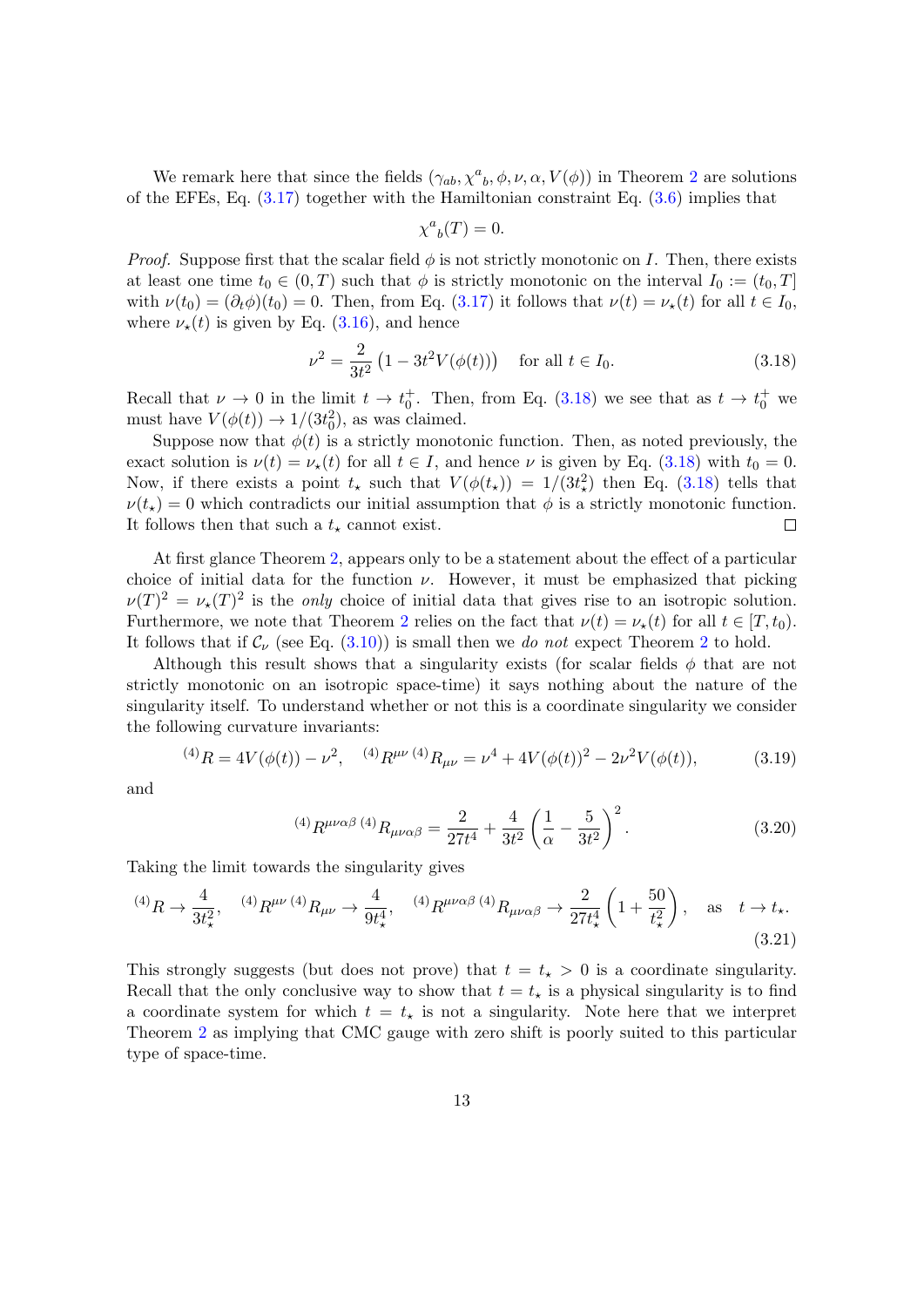We remark here that since the fields $(\gamma_{ab}, \chi^a{}_b, \phi, \nu, \alpha, V(\phi))$ in Theorem 2 are solutions of the EFEs, Eq. (3.17) together with the Hamiltonian constraint Eq. (3.6) implies that

$$\chi^a{}_b(T) = 0.$$

*Proof.* Suppose first that the scalar field $\phi$ is not strictly monotonic on $I$. Then, there exists at least one time $t_0 \in (0, T)$ such that $\phi$ is strictly monotonic on the interval $I_0 := (t_0, T]$ with $\nu(t_0) = (\partial_t \phi)(t_0) = 0$. Then, from Eq. (3.17) it follows that $\nu(t) = \nu_\star(t)$ for all $t \in I_0$, where $\nu_\star(t)$ is given by Eq. (3.16), and hence

$$\nu^2 = \frac{2}{3t^2}\left(1 - 3t^2 V(\phi(t))\right) \quad \text{for all } t \in I_0. \tag{3.18}$$

Recall that $\nu \to 0$ in the limit $t \to t_0^+$. Then, from Eq. (3.18) we see that as $t \to t_0^+$ we must have $V(\phi(t)) \to 1/(3t_0^2)$, as was claimed.

Suppose now that $\phi(t)$ is a strictly monotonic function. Then, as noted previously, the exact solution is $\nu(t) = \nu_\star(t)$ for all $t \in I$, and hence $\nu$ is given by Eq. (3.18) with $t_0 = 0$. Now, if there exists a point $t_\star$ such that $V(\phi(t_\star)) = 1/(3t_\star^2)$ then Eq. (3.18) tells that $\nu(t_\star) = 0$ which contradicts our initial assumption that $\phi$ is a strictly monotonic function. It follows then that such a $t_\star$ cannot exist. $\square$

At first glance Theorem 2, appears only to be a statement about the effect of a particular choice of initial data for the function $\nu$. However, it must be emphasized that picking $\nu(T)^2 = \nu_\star(T)^2$ is the *only* choice of initial data that gives rise to an isotropic solution. Furthermore, we note that Theorem 2 relies on the fact that $\nu(t) = \nu_\star(t)$ for all $t \in [T, t_0)$. It follows that if $\mathcal{C}_\nu$ (see Eq. (3.10)) is small then we *do not* expect Theorem 2 to hold.

Although this result shows that a singularity exists (for scalar fields $\phi$ that are not strictly monotonic on an isotropic space-time) it says nothing about the nature of the singularity itself. To understand whether or not this is a coordinate singularity we consider the following curvature invariants:

$$^{(4)}R = 4V(\phi(t)) - \nu^2, \quad ^{(4)}R^{\mu\nu}\,^{(4)}R_{\mu\nu} = \nu^4 + 4V(\phi(t))^2 - 2\nu^2 V(\phi(t)), \tag{3.19}$$

and

$$^{(4)}R^{\mu\nu\alpha\beta}\,^{(4)}R_{\mu\nu\alpha\beta} = \frac{2}{27t^4} + \frac{4}{3t^2}\left(\frac{1}{\alpha} - \frac{5}{3t^2}\right)^2. \tag{3.20}$$

Taking the limit towards the singularity gives

$$^{(4)}R \to \frac{4}{3t_\star^2}, \quad ^{(4)}R^{\mu\nu}\,^{(4)}R_{\mu\nu} \to \frac{4}{9t_\star^4}, \quad ^{(4)}R^{\mu\nu\alpha\beta}\,^{(4)}R_{\mu\nu\alpha\beta} \to \frac{2}{27t_\star^4}\left(1 + \frac{50}{t_\star^2}\right), \quad \text{as} \quad t \to t_\star. \tag{3.21}$$

This strongly suggests (but does not prove) that $t = t_\star > 0$ is a coordinate singularity. Recall that the only conclusive way to show that $t = t_\star$ is a physical singularity is to find a coordinate system for which $t = t_\star$ is not a singularity. Note here that we interpret Theorem 2 as implying that CMC gauge with zero shift is poorly suited to this particular type of space-time.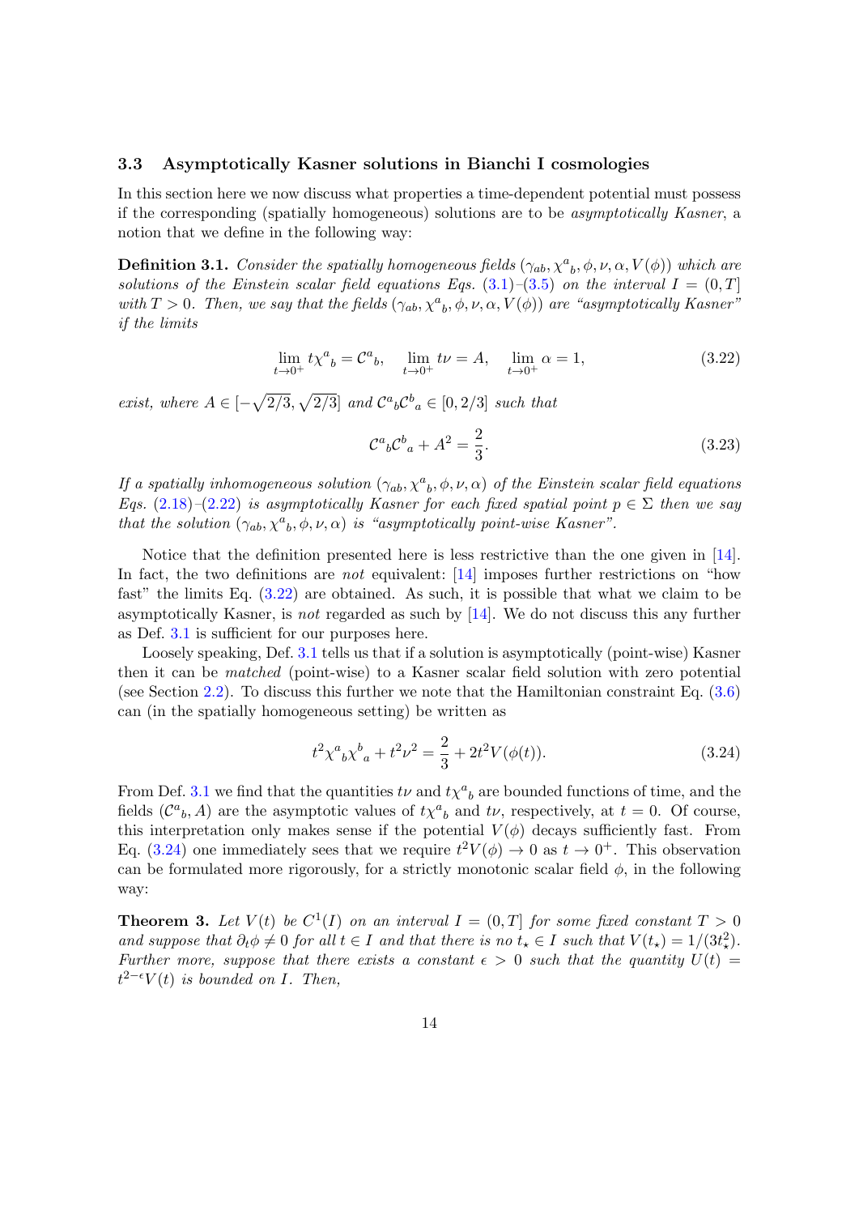### 3.3 Asymptotically Kasner solutions in Bianchi I cosmologies

In this section here we now discuss what properties a time-dependent potential must possess if the corresponding (spatially homogeneous) solutions are to be *asymptotically Kasner*, a notion that we define in the following way:

**Definition 3.1.** *Consider the spatially homogeneous fields $(\gamma_{ab}, \chi^a{}_b, \phi, \nu, \alpha, V(\phi))$ which are solutions of the Einstein scalar field equations Eqs. (3.1)–(3.5) on the interval $I = (0, T]$ with $T > 0$. Then, we say that the fields $(\gamma_{ab}, \chi^a{}_b, \phi, \nu, \alpha, V(\phi))$ are "asymptotically Kasner" if the limits*

$$\lim_{t\to 0^+} t\chi^a{}_b = \mathcal{C}^a{}_b, \quad \lim_{t\to 0^+} t\nu = A, \quad \lim_{t\to 0^+} \alpha = 1, \tag{3.22}$$

*exist, where $A \in [-\sqrt{2/3}, \sqrt{2/3}]$ and $\mathcal{C}^a{}_b\mathcal{C}^b{}_a \in [0, 2/3]$ such that*

$$\mathcal{C}^a{}_b\mathcal{C}^b{}_a + A^2 = \frac{2}{3}. \tag{3.23}$$

*If a spatially inhomogeneous solution $(\gamma_{ab}, \chi^a{}_b, \phi, \nu, \alpha)$ of the Einstein scalar field equations Eqs. (2.18)–(2.22) is asymptotically Kasner for each fixed spatial point $p \in \Sigma$ then we say that the solution $(\gamma_{ab}, \chi^a{}_b, \phi, \nu, \alpha)$ is "asymptotically point-wise Kasner".*

Notice that the definition presented here is less restrictive than the one given in [14]. In fact, the two definitions are *not* equivalent: [14] imposes further restrictions on "how fast" the limits Eq. (3.22) are obtained. As such, it is possible that what we claim to be asymptotically Kasner, is *not* regarded as such by [14]. We do not discuss this any further as Def. 3.1 is sufficient for our purposes here.

Loosely speaking, Def. 3.1 tells us that if a solution is asymptotically (point-wise) Kasner then it can be *matched* (point-wise) to a Kasner scalar field solution with zero potential (see Section 2.2). To discuss this further we note that the Hamiltonian constraint Eq. (3.6) can (in the spatially homogeneous setting) be written as

$$t^2\chi^a{}_b\chi^b{}_a + t^2\nu^2 = \frac{2}{3} + 2t^2 V(\phi(t)). \tag{3.24}$$

From Def. 3.1 we find that the quantities $t\nu$ and $t\chi^a{}_b$ are bounded functions of time, and the fields $(\mathcal{C}^a{}_b, A)$ are the asymptotic values of $t\chi^a{}_b$ and $t\nu$, respectively, at $t = 0$. Of course, this interpretation only makes sense if the potential $V(\phi)$ decays sufficiently fast. From Eq. (3.24) one immediately sees that we require $t^2V(\phi) \to 0$ as $t \to 0^+$. This observation can be formulated more rigorously, for a strictly monotonic scalar field $\phi$, in the following way:

**Theorem 3.** *Let $V(t)$ be $C^1(I)$ on an interval $I = (0, T]$ for some fixed constant $T > 0$ and suppose that $\partial_t\phi \neq 0$ for all $t \in I$ and that there is no $t_\star \in I$ such that $V(t_\star) = 1/(3t_\star^2)$. Further more, suppose that there exists a constant $\epsilon > 0$ such that the quantity $U(t) = t^{2-\epsilon}V(t)$ is bounded on $I$. Then,*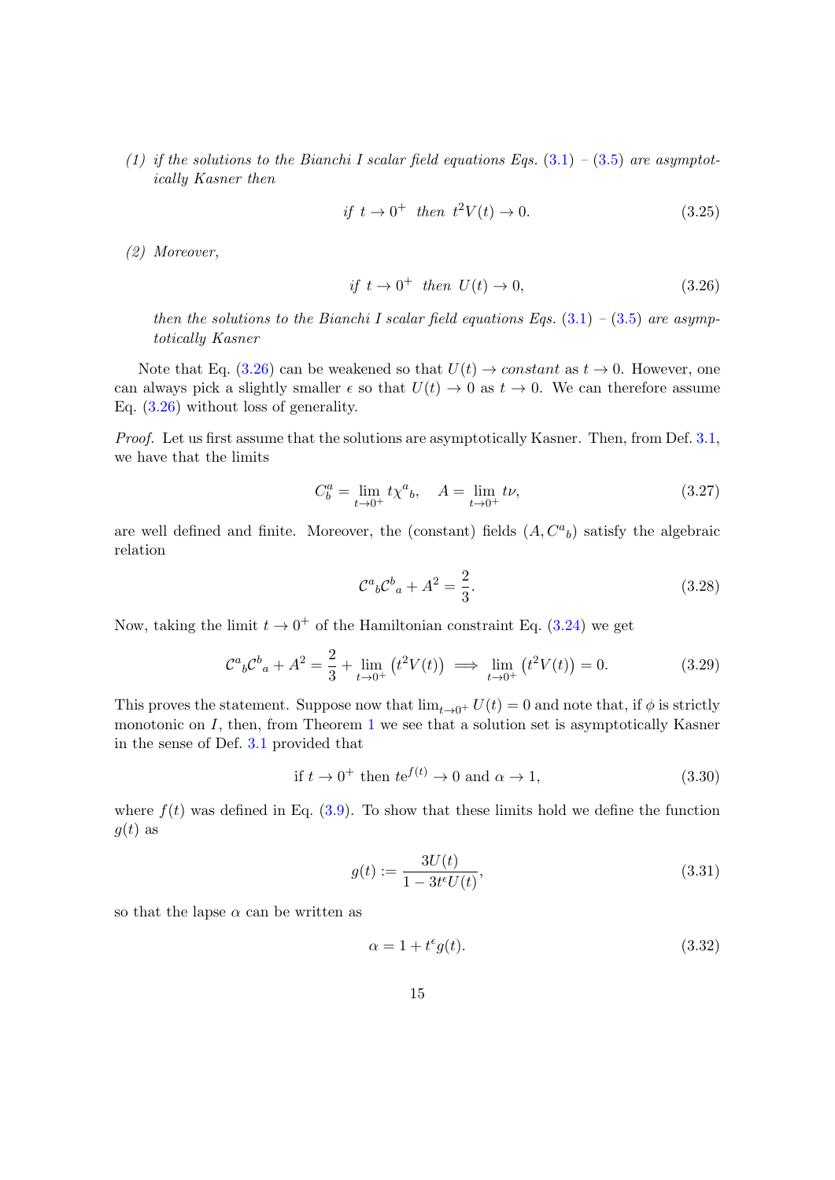*(1) if the solutions to the Bianchi I scalar field equations Eqs. (3.1) – (3.5) are asymptotically Kasner then*

$$\text{if } t \to 0^+ \text{ then } t^2 V(t) \to 0. \tag{3.25}$$

*(2) Moreover,*

$$\text{if } t \to 0^+ \text{ then } U(t) \to 0, \tag{3.26}$$

*then the solutions to the Bianchi I scalar field equations Eqs. (3.1) – (3.5) are asymptotically Kasner*

Note that Eq. (3.26) can be weakened so that $U(t) \to$ *constant* as $t \to 0$. However, one can always pick a slightly smaller $\epsilon$ so that $U(t) \to 0$ as $t \to 0$. We can therefore assume Eq. (3.26) without loss of generality.

*Proof.* Let us first assume that the solutions are asymptotically Kasner. Then, from Def. 3.1, we have that the limits

$$C^a_b = \lim_{t\to 0^+} t\chi^a{}_b, \quad A = \lim_{t\to 0^+} t\nu, \tag{3.27}$$

are well defined and finite. Moreover, the (constant) fields $(A, C^a{}_b)$ satisfy the algebraic relation

$$\mathcal{C}^a{}_b \mathcal{C}^b{}_a + A^2 = \frac{2}{3}. \tag{3.28}$$

Now, taking the limit $t \to 0^+$ of the Hamiltonian constraint Eq. (3.24) we get

$$\mathcal{C}^a{}_b \mathcal{C}^b{}_a + A^2 = \frac{2}{3} + \lim_{t\to 0^+} \left(t^2 V(t)\right) \implies \lim_{t\to 0^+} \left(t^2 V(t)\right) = 0. \tag{3.29}$$

This proves the statement. Suppose now that $\lim_{t\to 0^+} U(t) = 0$ and note that, if $\phi$ is strictly monotonic on $I$, then, from Theorem 1 we see that a solution set is asymptotically Kasner in the sense of Def. 3.1 provided that

$$\text{if } t \to 0^+ \text{ then } te^{f(t)} \to 0 \text{ and } \alpha \to 1, \tag{3.30}$$

where $f(t)$ was defined in Eq. (3.9). To show that these limits hold we define the function $g(t)$ as

$$g(t) := \frac{3U(t)}{1 - 3t^\epsilon U(t)}, \tag{3.31}$$

so that the lapse $\alpha$ can be written as

$$\alpha = 1 + t^\epsilon g(t). \tag{3.32}$$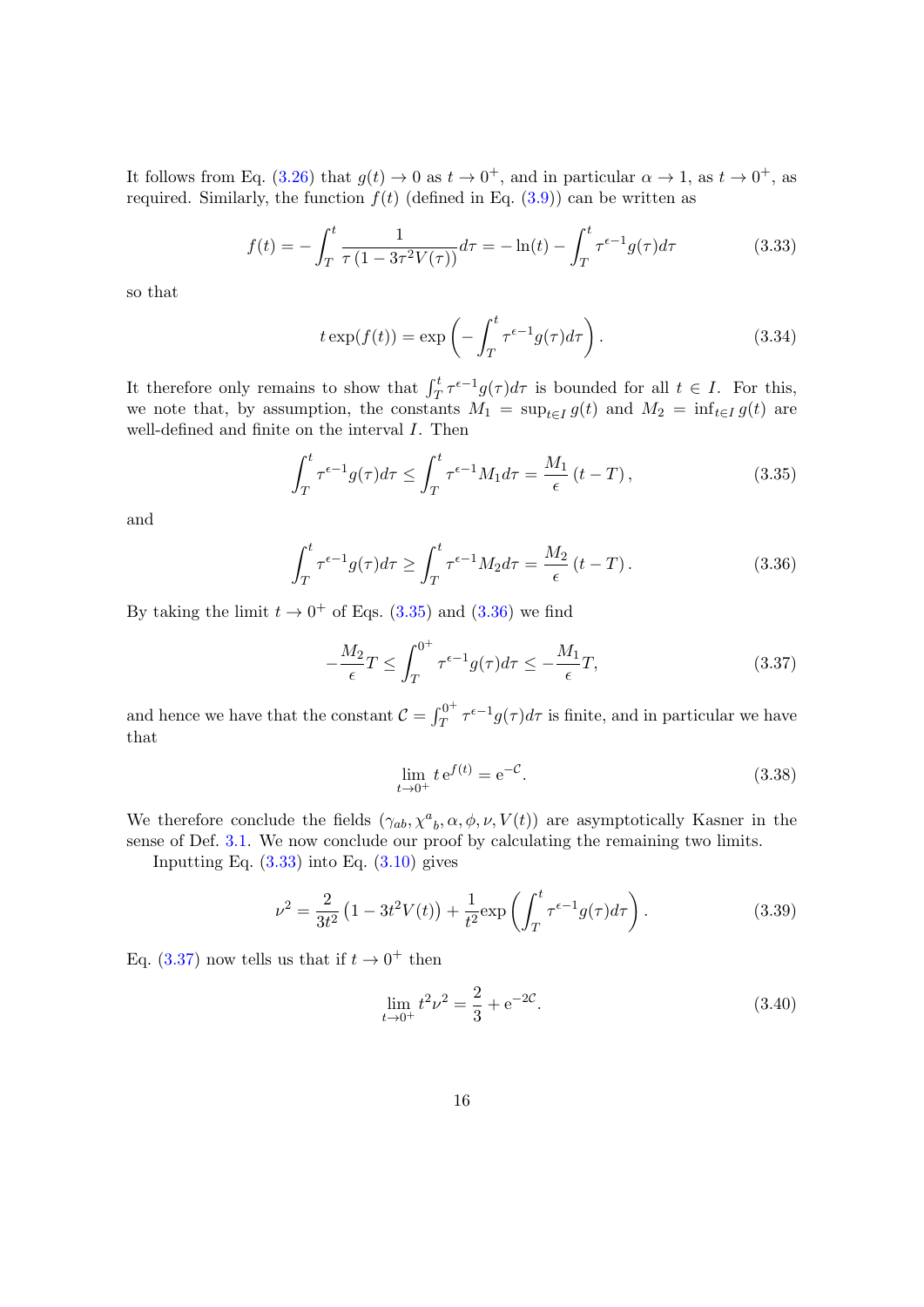It follows from Eq. (3.26) that $g(t) \to 0$ as $t \to 0^+$, and in particular $\alpha \to 1$, as $t \to 0^+$, as required. Similarly, the function $f(t)$ (defined in Eq. (3.9)) can be written as

$$
f(t) = -\int_T^t \frac{1}{\tau\left(1 - 3\tau^2 V(\tau)\right)} d\tau = -\ln(t) - \int_T^t \tau^{\epsilon-1} g(\tau) d\tau \tag{3.33}
$$

so that

$$
t\exp(f(t)) = \exp\left(-\int_T^t \tau^{\epsilon-1} g(\tau) d\tau\right). \tag{3.34}
$$

It therefore only remains to show that $\int_T^t \tau^{\epsilon-1} g(\tau) d\tau$ is bounded for all $t \in I$. For this, we note that, by assumption, the constants $M_1 = \sup_{t\in I} g(t)$ and $M_2 = \inf_{t\in I} g(t)$ are well-defined and finite on the interval $I$. Then

$$
\int_T^t \tau^{\epsilon-1} g(\tau) d\tau \leq \int_T^t \tau^{\epsilon-1} M_1 d\tau = \frac{M_1}{\epsilon}(t - T), \tag{3.35}
$$

and

$$
\int_T^t \tau^{\epsilon-1} g(\tau) d\tau \geq \int_T^t \tau^{\epsilon-1} M_2 d\tau = \frac{M_2}{\epsilon}(t - T). \tag{3.36}
$$

By taking the limit $t \to 0^+$ of Eqs. (3.35) and (3.36) we find

$$
-\frac{M_2}{\epsilon} T \leq \int_T^{0^+} \tau^{\epsilon-1} g(\tau) d\tau \leq -\frac{M_1}{\epsilon} T, \tag{3.37}
$$

and hence we have that the constant $\mathcal{C} = \int_T^{0^+} \tau^{\epsilon-1} g(\tau) d\tau$ is finite, and in particular we have that

$$
\lim_{t\to 0^+} t\, \mathrm{e}^{f(t)} = \mathrm{e}^{-\mathcal{C}}. \tag{3.38}
$$

We therefore conclude the fields $(\gamma_{ab}, \chi^a{}_b, \alpha, \phi, \nu, V(t))$ are asymptotically Kasner in the sense of Def. 3.1. We now conclude our proof by calculating the remaining two limits.

Inputting Eq. (3.33) into Eq. (3.10) gives

$$
\nu^2 = \frac{2}{3t^2}\left(1 - 3t^2 V(t)\right) + \frac{1}{t^2}\exp\left(\int_T^t \tau^{\epsilon-1} g(\tau) d\tau\right). \tag{3.39}
$$

Eq. (3.37) now tells us that if $t \to 0^+$ then

$$
\lim_{t\to 0^+} t^2 \nu^2 = \frac{2}{3} + \mathrm{e}^{-2\mathcal{C}}. \tag{3.40}
$$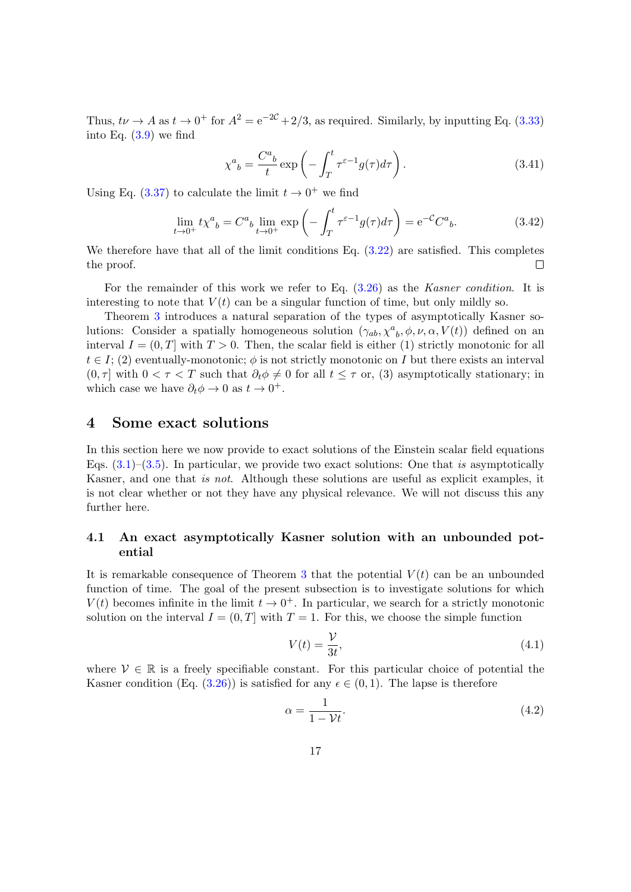Thus, $t\nu \to A$ as $t \to 0^+$ for $A^2 = \mathrm{e}^{-2\mathcal{C}} + 2/3$, as required. Similarly, by inputting Eq. (3.33) into Eq. (3.9) we find

$$\chi^a{}_b = \frac{C^a{}_b}{t} \exp\left( -\int_T^t \tau^{\varepsilon - 1} g(\tau) d\tau \right). \tag{3.41}$$

Using Eq. (3.37) to calculate the limit $t \to 0^+$ we find

$$\lim_{t\to 0^+} t\chi^a{}_b = C^a{}_b \lim_{t\to 0^+} \exp\left( -\int_T^t \tau^{\varepsilon-1} g(\tau) d\tau \right) = \mathrm{e}^{-\mathcal{C}} C^a{}_b. \tag{3.42}$$

We therefore have that all of the limit conditions Eq. (3.22) are satisfied. This completes the proof. □

For the remainder of this work we refer to Eq. (3.26) as the *Kasner condition*. It is interesting to note that $V(t)$ can be a singular function of time, but only mildly so.

Theorem 3 introduces a natural separation of the types of asymptotically Kasner solutions: Consider a spatially homogeneous solution $(\gamma_{ab}, \chi^a{}_b, \phi, \nu, \alpha, V(t))$ defined on an interval $I = (0, T]$ with $T > 0$. Then, the scalar field is either (1) strictly monotonic for all $t \in I$; (2) eventually-monotonic; $\phi$ is not strictly monotonic on $I$ but there exists an interval $(0, \tau]$ with $0 < \tau < T$ such that $\partial_t \phi \neq 0$ for all $t \leq \tau$ or, (3) asymptotically stationary; in which case we have $\partial_t \phi \to 0$ as $t \to 0^+$.

## 4 Some exact solutions

In this section here we now provide to exact solutions of the Einstein scalar field equations Eqs. (3.1)–(3.5). In particular, we provide two exact solutions: One that *is* asymptotically Kasner, and one that *is not*. Although these solutions are useful as explicit examples, it is not clear whether or not they have any physical relevance. We will not discuss this any further here.

### 4.1 An exact asymptotically Kasner solution with an unbounded potential

It is remarkable consequence of Theorem 3 that the potential $V(t)$ can be an unbounded function of time. The goal of the present subsection is to investigate solutions for which $V(t)$ becomes infinite in the limit $t \to 0^+$. In particular, we search for a strictly monotonic solution on the interval $I = (0, T]$ with $T = 1$. For this, we choose the simple function

$$V(t) = \frac{\mathcal{V}}{3t}, \tag{4.1}$$

where $\mathcal{V} \in \mathbb{R}$ is a freely specifiable constant. For this particular choice of potential the Kasner condition (Eq. (3.26)) is satisfied for any $\epsilon \in (0, 1)$. The lapse is therefore

$$\alpha = \frac{1}{1 - \mathcal{V}t}. \tag{4.2}$$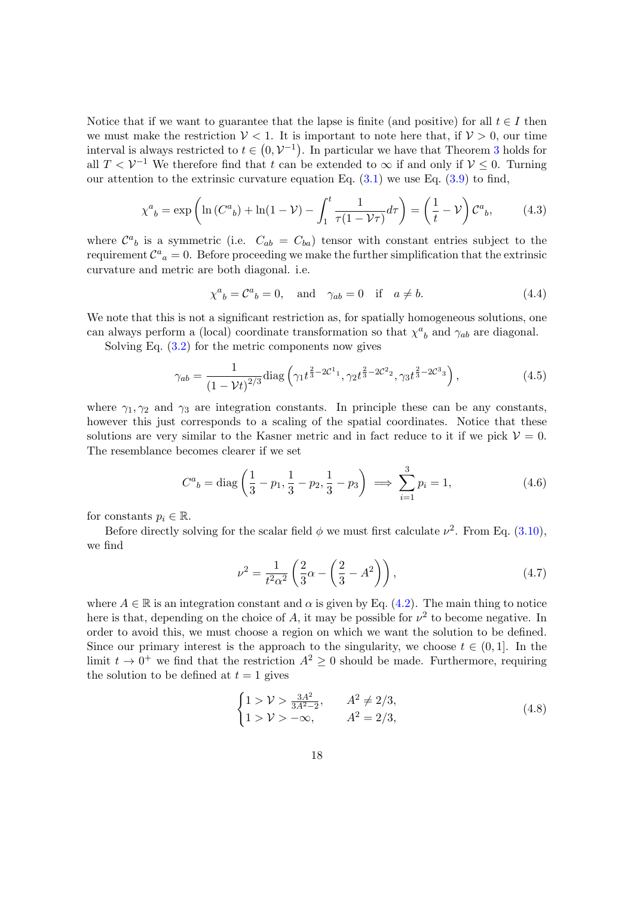Notice that if we want to guarantee that the lapse is finite (and positive) for all $t \in I$ then we must make the restriction $\mathcal{V} < 1$. It is important to note here that, if $\mathcal{V} > 0$, our time interval is always restricted to $t \in \left(0, \mathcal{V}^{-1}\right)$. In particular we have that Theorem 3 holds for all $T < \mathcal{V}^{-1}$ We therefore find that $t$ can be extended to $\infty$ if and only if $\mathcal{V} \leq 0$. Turning our attention to the extrinsic curvature equation Eq. (3.1) we use Eq. (3.9) to find,

$$\chi^a{}_b = \exp\left(\ln\left(C^a{}_b\right) + \ln(1-\mathcal{V}) - \int_1^t \frac{1}{\tau(1-\mathcal{V}\tau)} d\tau\right) = \left(\frac{1}{t} - \mathcal{V}\right) \mathcal{C}^a{}_b, \tag{4.3}$$

where $\mathcal{C}^a{}_b$ is a symmetric (i.e. $C_{ab} = C_{ba}$) tensor with constant entries subject to the requirement $\mathcal{C}^a{}_a = 0$. Before proceeding we make the further simplification that the extrinsic curvature and metric are both diagonal. i.e.

$$\chi^a{}_b = \mathcal{C}^a{}_b = 0, \quad \text{and} \quad \gamma_{ab} = 0 \quad \text{if} \quad a \neq b. \tag{4.4}$$

We note that this is not a significant restriction as, for spatially homogeneous solutions, one can always perform a (local) coordinate transformation so that $\chi^a{}_b$ and $\gamma_{ab}$ are diagonal.

Solving Eq. (3.2) for the metric components now gives

$$\gamma_{ab} = \frac{1}{(1-\mathcal{V}t)^{2/3}} \text{diag}\left(\gamma_1 t^{\frac{2}{3} - 2\mathcal{C}^1{}_1}, \gamma_2 t^{\frac{2}{3} - 2\mathcal{C}^2{}_2}, \gamma_3 t^{\frac{2}{3} - 2\mathcal{C}^3{}_3}\right), \tag{4.5}$$

where $\gamma_1, \gamma_2$ and $\gamma_3$ are integration constants. In principle these can be any constants, however this just corresponds to a scaling of the spatial coordinates. Notice that these solutions are very similar to the Kasner metric and in fact reduce to it if we pick $\mathcal{V} = 0$. The resemblance becomes clearer if we set

$$C^a{}_b = \text{diag}\left(\frac{1}{3} - p_1, \frac{1}{3} - p_2, \frac{1}{3} - p_3\right) \implies \sum_{i=1}^{3} p_i = 1, \tag{4.6}$$

for constants $p_i \in \mathbb{R}$.

Before directly solving for the scalar field $\phi$ we must first calculate $\nu^2$. From Eq. (3.10), we find

$$\nu^2 = \frac{1}{t^2\alpha^2}\left(\frac{2}{3}\alpha - \left(\frac{2}{3} - A^2\right)\right), \tag{4.7}$$

where $A \in \mathbb{R}$ is an integration constant and $\alpha$ is given by Eq. (4.2). The main thing to notice here is that, depending on the choice of $A$, it may be possible for $\nu^2$ to become negative. In order to avoid this, we must choose a region on which we want the solution to be defined. Since our primary interest is the approach to the singularity, we choose $t \in (0, 1]$. In the limit $t \to 0^+$ we find that the restriction $A^2 \geq 0$ should be made. Furthermore, requiring the solution to be defined at $t = 1$ gives

$$\begin{cases} 1 > \mathcal{V} > \frac{3A^2}{3A^2 - 2}, & A^2 \neq 2/3, \\ 1 > \mathcal{V} > -\infty, & A^2 = 2/3, \end{cases} \tag{4.8}$$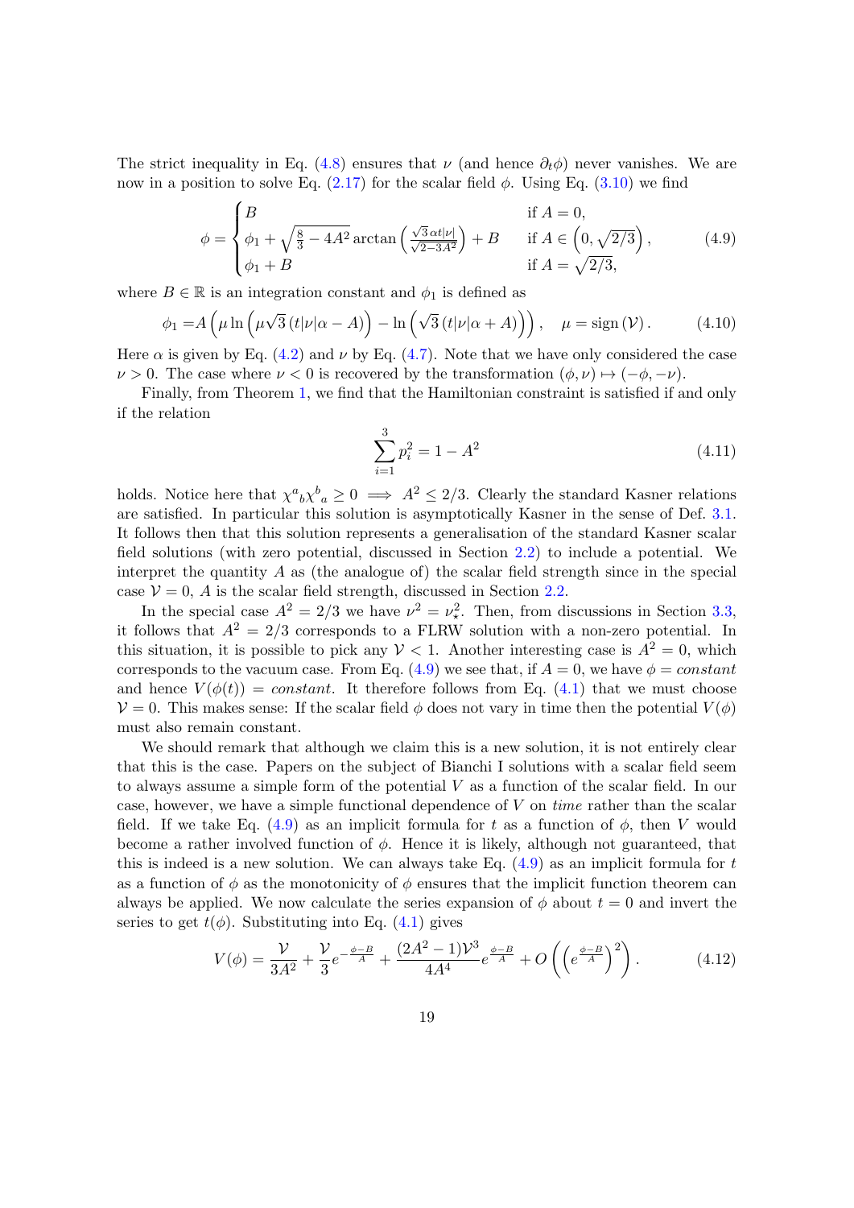The strict inequality in Eq. (4.8) ensures that $\nu$ (and hence $\partial_t\phi$) never vanishes. We are now in a position to solve Eq. (2.17) for the scalar field $\phi$. Using Eq. (3.10) we find

$$
\phi = \begin{cases} B & \text{if } A = 0, \\ \phi_1 + \sqrt{\frac{8}{3} - 4A^2}\arctan\left(\frac{\sqrt{3}\,\alpha t|\nu|}{\sqrt{2-3A^2}}\right) + B & \text{if } A \in \left(0, \sqrt{2/3}\right), \\ \phi_1 + B & \text{if } A = \sqrt{2/3}, \end{cases} \tag{4.9}
$$

where $B \in \mathbb{R}$ is an integration constant and $\phi_1$ is defined as

$$
\phi_1 = A\left(\mu \ln\left(\mu\sqrt{3}\left(t|\nu|\alpha - A\right)\right) - \ln\left(\sqrt{3}\left(t|\nu|\alpha + A\right)\right)\right), \quad \mu = \operatorname{sign}(\mathcal{V}). \tag{4.10}
$$

Here $\alpha$ is given by Eq. (4.2) and $\nu$ by Eq. (4.7). Note that we have only considered the case $\nu > 0$. The case where $\nu < 0$ is recovered by the transformation $(\phi, \nu) \mapsto (-\phi, -\nu)$.

Finally, from Theorem 1, we find that the Hamiltonian constraint is satisfied if and only if the relation

$$
\sum_{i=1}^{3} p_i^2 = 1 - A^2 \tag{4.11}
$$

holds. Notice here that $\chi^a{}_b\chi^b{}_a \geq 0 \implies A^2 \leq 2/3$. Clearly the standard Kasner relations are satisfied. In particular this solution is asymptotically Kasner in the sense of Def. 3.1. It follows then that this solution represents a generalisation of the standard Kasner scalar field solutions (with zero potential, discussed in Section 2.2) to include a potential. We interpret the quantity $A$ as (the analogue of) the scalar field strength since in the special case $\mathcal{V} = 0$, $A$ is the scalar field strength, discussed in Section 2.2.

In the special case $A^2 = 2/3$ we have $\nu^2 = \nu_\star^2$. Then, from discussions in Section 3.3, it follows that $A^2 = 2/3$ corresponds to a FLRW solution with a non-zero potential. In this situation, it is possible to pick any $\mathcal{V} < 1$. Another interesting case is $A^2 = 0$, which corresponds to the vacuum case. From Eq. (4.9) we see that, if $A = 0$, we have $\phi = constant$ and hence $V(\phi(t)) = constant$. It therefore follows from Eq. (4.1) that we must choose $\mathcal{V} = 0$. This makes sense: If the scalar field $\phi$ does not vary in time then the potential $V(\phi)$ must also remain constant.

We should remark that although we claim this is a new solution, it is not entirely clear that this is the case. Papers on the subject of Bianchi I solutions with a scalar field seem to always assume a simple form of the potential $V$ as a function of the scalar field. In our case, however, we have a simple functional dependence of $V$ on *time* rather than the scalar field. If we take Eq. (4.9) as an implicit formula for $t$ as a function of $\phi$, then $V$ would become a rather involved function of $\phi$. Hence it is likely, although not guaranteed, that this is indeed is a new solution. We can always take Eq. (4.9) as an implicit formula for $t$ as a function of $\phi$ as the monotonicity of $\phi$ ensures that the implicit function theorem can always be applied. We now calculate the series expansion of $\phi$ about $t = 0$ and invert the series to get $t(\phi)$. Substituting into Eq. (4.1) gives

$$
V(\phi) = \frac{\mathcal{V}}{3A^2} + \frac{\mathcal{V}}{3}e^{-\frac{\phi-B}{A}} + \frac{(2A^2-1)\mathcal{V}^3}{4A^4}e^{\frac{\phi-B}{A}} + O\left(\left(e^{\frac{\phi-B}{A}}\right)^2\right). \tag{4.12}
$$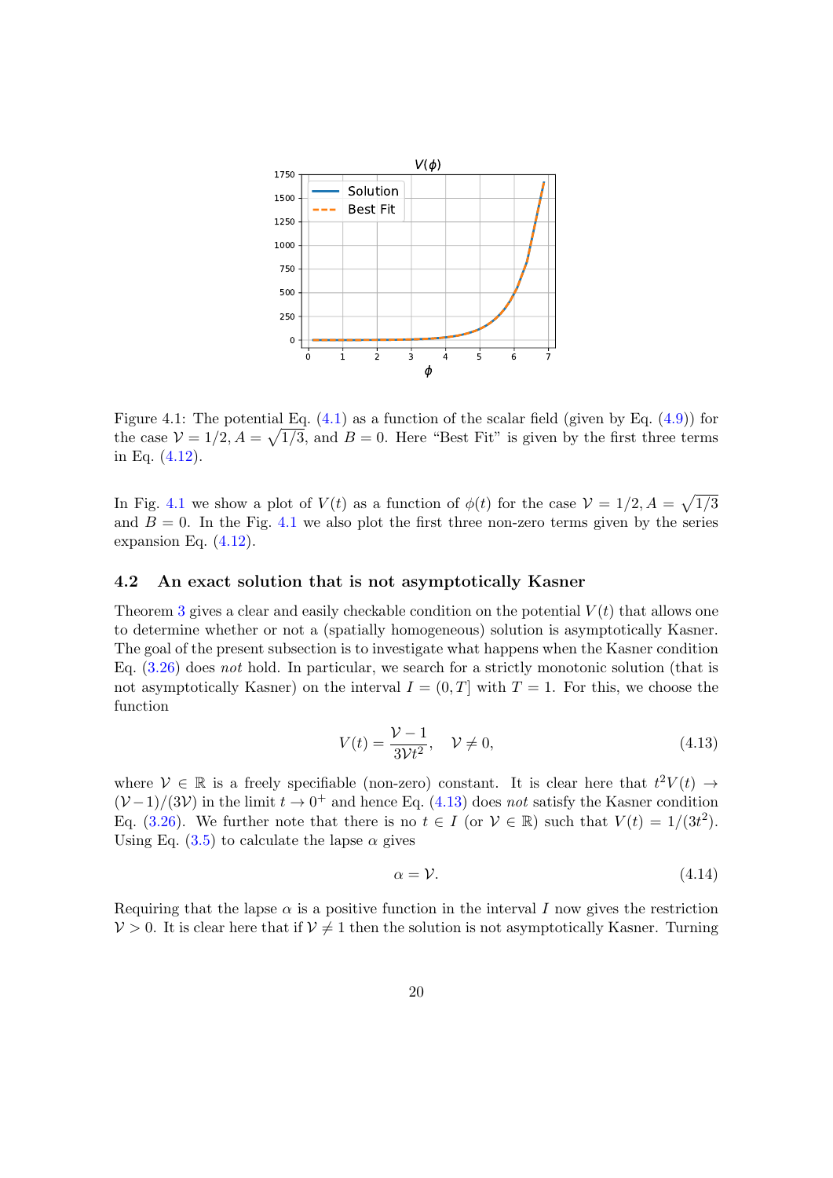$V(\phi)$

Solution

Best Fit

1750

1500

1250

1000

750

500

250

0

0 1 2 3 4 5 6 7

$\phi$

Figure 4.1: The potential Eq. (4.1) as a function of the scalar field (given by Eq. (4.9)) for the case $\mathcal{V} = 1/2, A = \sqrt{1/3}$, and $B = 0$. Here "Best Fit" is given by the first three terms in Eq. (4.12).

In Fig. 4.1 we show a plot of $V(t)$ as a function of $\phi(t)$ for the case $\mathcal{V} = 1/2, A = \sqrt{1/3}$ and $B = 0$. In the Fig. 4.1 we also plot the first three non-zero terms given by the series expansion Eq. (4.12).

### 4.2 An exact solution that is not asymptotically Kasner

Theorem 3 gives a clear and easily checkable condition on the potential $V(t)$ that allows one to determine whether or not a (spatially homogeneous) solution is asymptotically Kasner. The goal of the present subsection is to investigate what happens when the Kasner condition Eq. (3.26) does *not* hold. In particular, we search for a strictly monotonic solution (that is not asymptotically Kasner) on the interval $I = (0, T]$ with $T = 1$. For this, we choose the function

$$V(t) = \frac{\mathcal{V} - 1}{3\mathcal{V}t^2}, \quad \mathcal{V} \neq 0, \tag{4.13}$$

where $\mathcal{V} \in \mathbb{R}$ is a freely specifiable (non-zero) constant. It is clear here that $t^2 V(t) \to (\mathcal{V}-1)/(3\mathcal{V})$ in the limit $t \to 0^+$ and hence Eq. (4.13) does *not* satisfy the Kasner condition Eq. (3.26). We further note that there is no $t \in I$ (or $\mathcal{V} \in \mathbb{R}$) such that $V(t) = 1/(3t^2)$. Using Eq. (3.5) to calculate the lapse $\alpha$ gives

$$\alpha = \mathcal{V}. \tag{4.14}$$

Requiring that the lapse $\alpha$ is a positive function in the interval $I$ now gives the restriction $\mathcal{V} > 0$. It is clear here that if $\mathcal{V} \neq 1$ then the solution is not asymptotically Kasner. Turning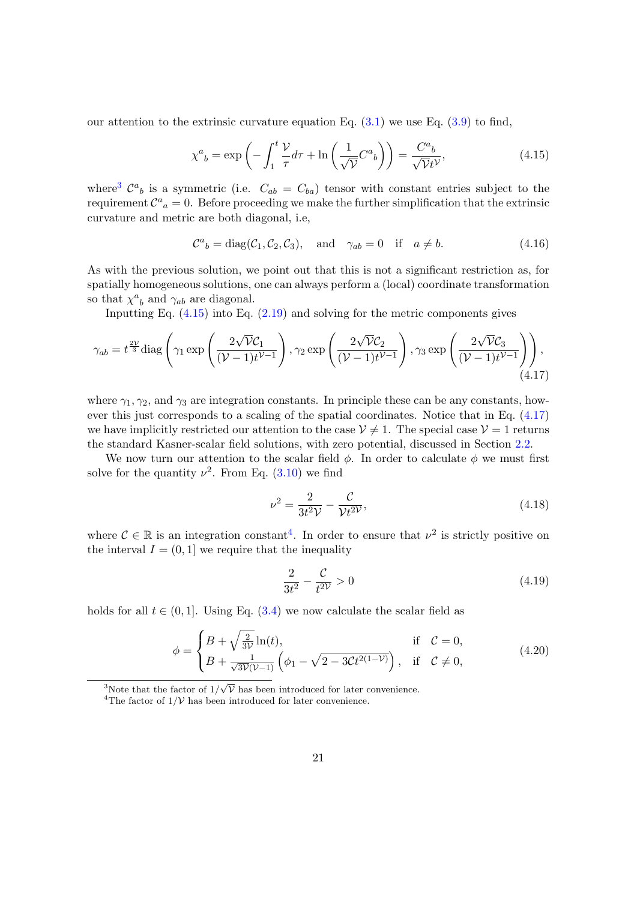our attention to the extrinsic curvature equation Eq. (3.1) we use Eq. (3.9) to find,

$$\chi^a{}_b = \exp\left(-\int_1^t \frac{\mathcal{V}}{\tau} d\tau + \ln\left(\frac{1}{\sqrt{\mathcal{V}}} \mathcal{C}^a{}_b\right)\right) = \frac{\mathcal{C}^a{}_b}{\sqrt{\mathcal{V}} t^{\mathcal{V}}}, \tag{4.15}$$

where[3] $\mathcal{C}^a{}_b$ is a symmetric (i.e. $\mathcal{C}_{ab} = \mathcal{C}_{ba}$) tensor with constant entries subject to the requirement $\mathcal{C}^a{}_a = 0$. Before proceeding we make the further simplification that the extrinsic curvature and metric are both diagonal, i.e,

$$\mathcal{C}^a{}_b = \mathrm{diag}(\mathcal{C}_1, \mathcal{C}_2, \mathcal{C}_3), \quad \text{and} \quad \gamma_{ab} = 0 \quad \text{if} \quad a \neq b. \tag{4.16}$$

As with the previous solution, we point out that this is not a significant restriction as, for spatially homogeneous solutions, one can always perform a (local) coordinate transformation so that $\chi^a{}_b$ and $\gamma_{ab}$ are diagonal.

Inputting Eq. (4.15) into Eq. (2.19) and solving for the metric components gives

$$\gamma_{ab} = t^{\frac{2\mathcal{V}}{3}} \mathrm{diag}\left(\gamma_1 \exp\left(\frac{2\sqrt{\mathcal{V}}\mathcal{C}_1}{(\mathcal{V}-1)t^{\mathcal{V}-1}}\right), \gamma_2 \exp\left(\frac{2\sqrt{\mathcal{V}}\mathcal{C}_2}{(\mathcal{V}-1)t^{\mathcal{V}-1}}\right), \gamma_3 \exp\left(\frac{2\sqrt{\mathcal{V}}\mathcal{C}_3}{(\mathcal{V}-1)t^{\mathcal{V}-1}}\right)\right), \tag{4.17}$$

where $\gamma_1, \gamma_2$, and $\gamma_3$ are integration constants. In principle these can be any constants, however this just corresponds to a scaling of the spatial coordinates. Notice that in Eq. (4.17) we have implicitly restricted our attention to the case $\mathcal{V} \neq 1$. The special case $\mathcal{V} = 1$ returns the standard Kasner-scalar field solutions, with zero potential, discussed in Section 2.2.

We now turn our attention to the scalar field $\phi$. In order to calculate $\phi$ we must first solve for the quantity $\nu^2$. From Eq. (3.10) we find

$$\nu^2 = \frac{2}{3t^2\mathcal{V}} - \frac{\mathcal{C}}{\mathcal{V} t^{2\mathcal{V}}}, \tag{4.18}$$

where $\mathcal{C} \in \mathbb{R}$ is an integration constant[4]. In order to ensure that $\nu^2$ is strictly positive on the interval $I = (0, 1]$ we require that the inequality

$$\frac{2}{3t^2} - \frac{\mathcal{C}}{t^{2\mathcal{V}}} > 0 \tag{4.19}$$

holds for all $t \in (0, 1]$. Using Eq. (3.4) we now calculate the scalar field as

$$\phi = \begin{cases} B + \sqrt{\frac{2}{3\mathcal{V}}} \ln(t), & \text{if} \quad \mathcal{C} = 0, \\ B + \frac{1}{\sqrt{3\mathcal{V}}(\mathcal{V}-1)} \left(\phi_1 - \sqrt{2 - 3\mathcal{C}t^{2(1-\mathcal{V})}}\right), & \text{if} \quad \mathcal{C} \neq 0, \end{cases} \tag{4.20}$$

[3] Note that the factor of $1/\sqrt{\mathcal{V}}$ has been introduced for later convenience.

[4] The factor of $1/\mathcal{V}$ has been introduced for later convenience.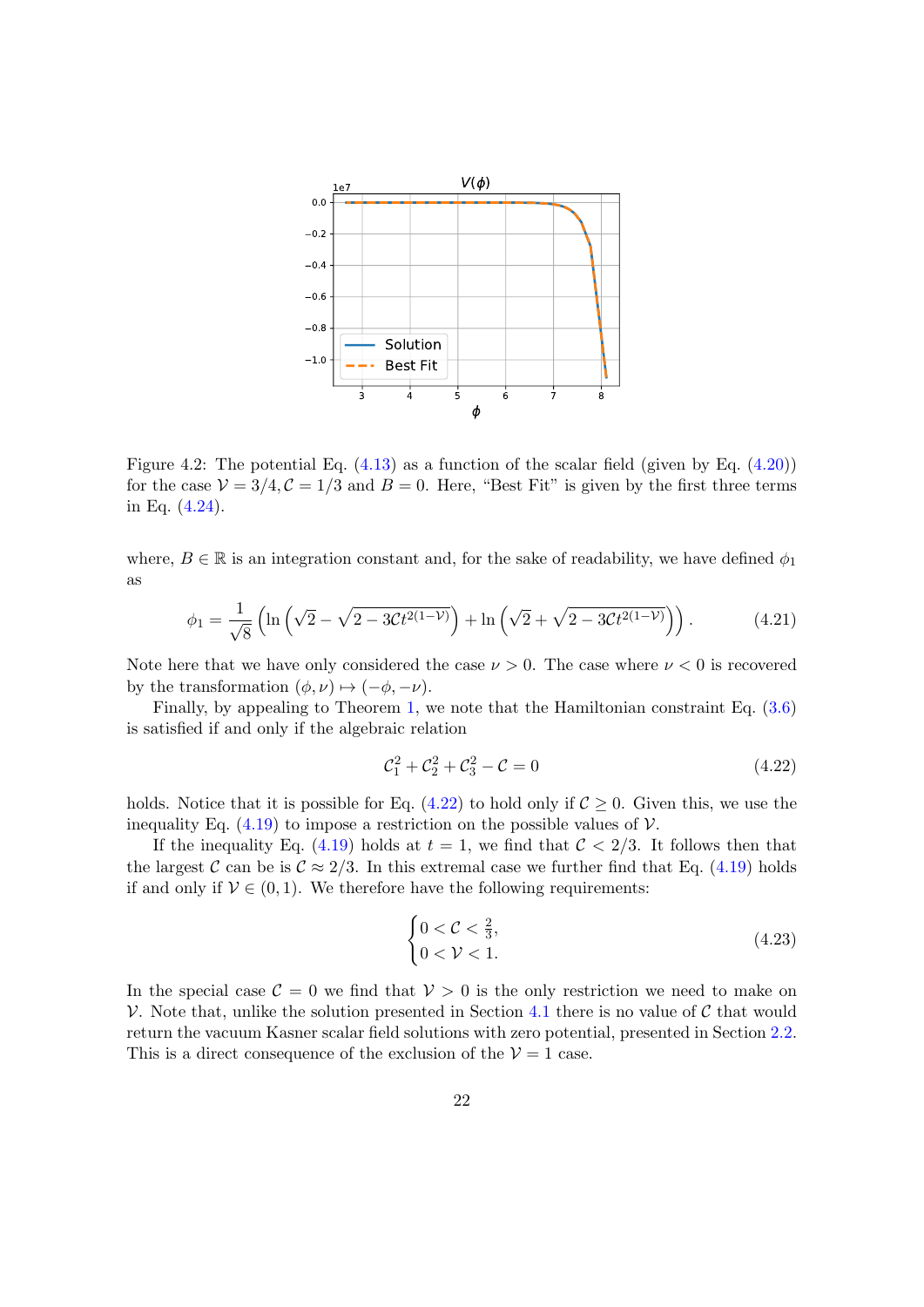$V(\phi)$

1e7

0.0

−0.2

−0.4

−0.6

−0.8

−1.0

3 4 5 6 7 8

$\phi$

Solution

Best Fit

Figure 4.2: The potential Eq. (4.13) as a function of the scalar field (given by Eq. (4.20)) for the case $\mathcal{V} = 3/4, \mathcal{C} = 1/3$ and $B = 0$. Here, "Best Fit" is given by the first three terms in Eq. (4.24).

where, $B \in \mathbb{R}$ is an integration constant and, for the sake of readability, we have defined $\phi_1$ as

$$\phi_1 = \frac{1}{\sqrt{8}} \left( \ln \left( \sqrt{2} - \sqrt{2 - 3\mathcal{C}t^{2(1-\mathcal{V})}} \right) + \ln \left( \sqrt{2} + \sqrt{2 - 3\mathcal{C}t^{2(1-\mathcal{V})}} \right) \right). \tag{4.21}$$

Note here that we have only considered the case $\nu > 0$. The case where $\nu < 0$ is recovered by the transformation $(\phi, \nu) \mapsto (-\phi, -\nu)$.

Finally, by appealing to Theorem 1, we note that the Hamiltonian constraint Eq. (3.6) is satisfied if and only if the algebraic relation

$$\mathcal{C}_1^2 + \mathcal{C}_2^2 + \mathcal{C}_3^2 - \mathcal{C} = 0 \tag{4.22}$$

holds. Notice that it is possible for Eq. (4.22) to hold only if $\mathcal{C} \geq 0$. Given this, we use the inequality Eq. (4.19) to impose a restriction on the possible values of $\mathcal{V}$.

If the inequality Eq. (4.19) holds at $t = 1$, we find that $\mathcal{C} < 2/3$. It follows then that the largest $\mathcal{C}$ can be is $\mathcal{C} \approx 2/3$. In this extremal case we further find that Eq. (4.19) holds if and only if $\mathcal{V} \in (0, 1)$. We therefore have the following requirements:

$$\begin{cases} 0 < \mathcal{C} < \frac{2}{3}, \\ 0 < \mathcal{V} < 1. \end{cases} \tag{4.23}$$

In the special case $\mathcal{C} = 0$ we find that $\mathcal{V} > 0$ is the only restriction we need to make on $\mathcal{V}$. Note that, unlike the solution presented in Section 4.1 there is no value of $\mathcal{C}$ that would return the vacuum Kasner scalar field solutions with zero potential, presented in Section 2.2. This is a direct consequence of the exclusion of the $\mathcal{V} = 1$ case.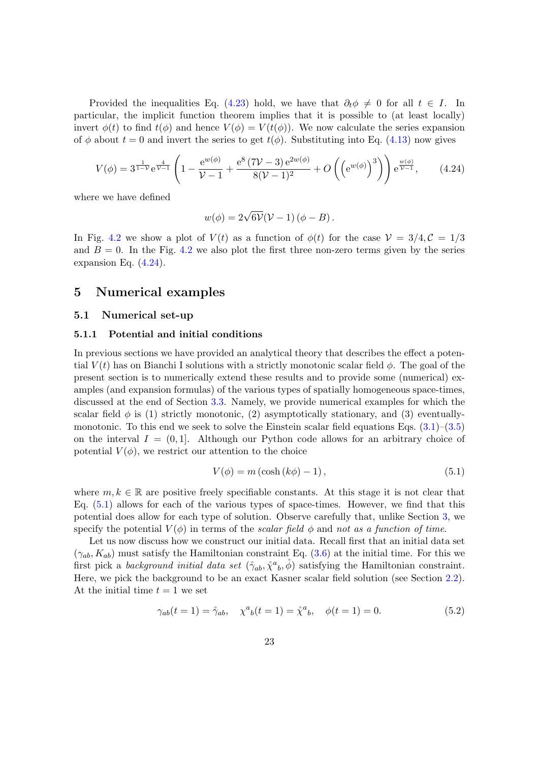Provided the inequalities Eq. (4.23) hold, we have that $\partial_t \phi \neq 0$ for all $t \in I$. In particular, the implicit function theorem implies that it is possible to (at least locally) invert $\phi(t)$ to find $t(\phi)$ and hence $V(\phi) = V(t(\phi))$. We now calculate the series expansion of $\phi$ about $t = 0$ and invert the series to get $t(\phi)$. Substituting into Eq. (4.13) now gives

$$V(\phi) = 3^{\frac{1}{1-\mathcal{V}}} \mathrm{e}^{\frac{4}{\mathcal{V}-1}} \left(1 - \frac{\mathrm{e}^{w(\phi)}}{\mathcal{V}-1} + \frac{\mathrm{e}^{8}\,(7\mathcal{V}-3)\,\mathrm{e}^{2w(\phi)}}{8(\mathcal{V}-1)^2} + O\left(\left(\mathrm{e}^{w(\phi)}\right)^3\right)\right) \mathrm{e}^{\frac{w(\phi)}{\mathcal{V}-1}}, \tag{4.24}$$

where we have defined

$$w(\phi) = 2\sqrt{6\mathcal{V}}(\mathcal{V}-1)\,(\phi - B)\,.$$

In Fig. 4.2 we show a plot of $V(t)$ as a function of $\phi(t)$ for the case $\mathcal{V} = 3/4, \mathcal{C} = 1/3$ and $B = 0$. In the Fig. 4.2 we also plot the first three non-zero terms given by the series expansion Eq. (4.24).

## 5 Numerical examples

### 5.1 Numerical set-up

#### 5.1.1 Potential and initial conditions

In previous sections we have provided an analytical theory that describes the effect a potential $V(t)$ has on Bianchi I solutions with a strictly monotonic scalar field $\phi$. The goal of the present section is to numerically extend these results and to provide some (numerical) examples (and expansion formulas) of the various types of spatially homogeneous space-times, discussed at the end of Section 3.3. Namely, we provide numerical examples for which the scalar field $\phi$ is (1) strictly monotonic, (2) asymptotically stationary, and (3) eventually-monotonic. To this end we seek to solve the Einstein scalar field equations Eqs. (3.1)–(3.5) on the interval $I = (0, 1]$. Although our Python code allows for an arbitrary choice of potential $V(\phi)$, we restrict our attention to the choice

$$V(\phi) = m\,(\cosh(k\phi) - 1)\,, \tag{5.1}$$

where $m, k \in \mathbb{R}$ are positive freely specifiable constants. At this stage it is not clear that Eq. (5.1) allows for each of the various types of space-times. However, we find that this potential does allow for each type of solution. Observe carefully that, unlike Section 3, we specify the potential $V(\phi)$ in terms of the *scalar field* $\phi$ and *not as a function of time*.

Let us now discuss how we construct our initial data. Recall first that an initial data set $(\gamma_{ab}, K_{ab})$ must satisfy the Hamiltonian constraint Eq. (3.6) at the initial time. For this we first pick a *background initial data set* $(\mathring{\gamma}_{ab}, \mathring{\chi}^a{}_b, \mathring{\phi})$ satisfying the Hamiltonian constraint. Here, we pick the background to be an exact Kasner scalar field solution (see Section 2.2). At the initial time $t = 1$ we set

$$\gamma_{ab}(t=1) = \mathring{\gamma}_{ab}, \quad \chi^a{}_b(t=1) = \mathring{\chi}^a{}_b, \quad \phi(t=1) = 0. \tag{5.2}$$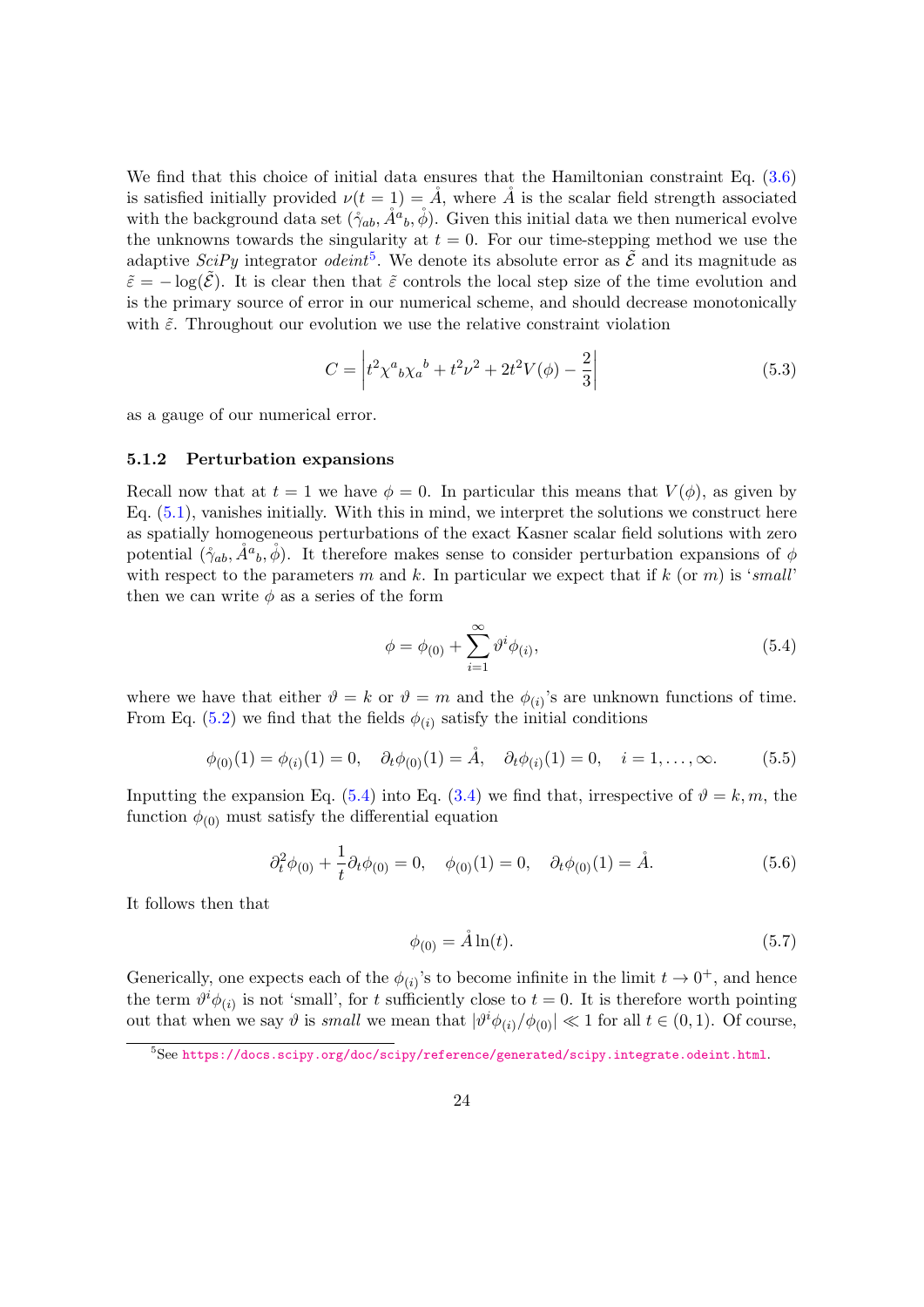We find that this choice of initial data ensures that the Hamiltonian constraint Eq. (3.6) is satisfied initially provided $\nu(t=1) = \mathring{A}$, where $\mathring{A}$ is the scalar field strength associated with the background data set $(\mathring{\gamma}_{ab}, \mathring{A}^a{}_b, \mathring{\phi})$. Given this initial data we then numerical evolve the unknowns towards the singularity at $t=0$. For our time-stepping method we use the adaptive *SciPy* integrator *odeint*[5]. We denote its absolute error as $\tilde{\mathcal{E}}$ and its magnitude as $\tilde{\varepsilon} = -\log(\tilde{\mathcal{E}})$. It is clear then that $\tilde{\varepsilon}$ controls the local step size of the time evolution and is the primary source of error in our numerical scheme, and should decrease monotonically with $\tilde{\varepsilon}$. Throughout our evolution we use the relative constraint violation

$$C = \left| t^2 \chi^a{}_b \chi_a{}^b + t^2 \nu^2 + 2t^2 V(\phi) - \frac{2}{3} \right| \tag{5.3}$$

as a gauge of our numerical error.

### 5.1.2 Perturbation expansions

Recall now that at $t=1$ we have $\phi = 0$. In particular this means that $V(\phi)$, as given by Eq. (5.1), vanishes initially. With this in mind, we interpret the solutions we construct here as spatially homogeneous perturbations of the exact Kasner scalar field solutions with zero potential $(\mathring{\gamma}_{ab}, \mathring{A}^a{}_b, \mathring{\phi})$. It therefore makes sense to consider perturbation expansions of $\phi$ with respect to the parameters $m$ and $k$. In particular we expect that if $k$ (or $m$) is '*small*' then we can write $\phi$ as a series of the form

$$\phi = \phi_{(0)} + \sum_{i=1}^{\infty} \vartheta^i \phi_{(i)}, \tag{5.4}$$

where we have that either $\vartheta = k$ or $\vartheta = m$ and the $\phi_{(i)}$'s are unknown functions of time. From Eq. (5.2) we find that the fields $\phi_{(i)}$ satisfy the initial conditions

$$\phi_{(0)}(1) = \phi_{(i)}(1) = 0, \quad \partial_t \phi_{(0)}(1) = \mathring{A}, \quad \partial_t \phi_{(i)}(1) = 0, \quad i = 1, \ldots, \infty. \tag{5.5}$$

Inputting the expansion Eq. (5.4) into Eq. (3.4) we find that, irrespective of $\vartheta = k, m$, the function $\phi_{(0)}$ must satisfy the differential equation

$$\partial_t^2 \phi_{(0)} + \frac{1}{t} \partial_t \phi_{(0)} = 0, \quad \phi_{(0)}(1) = 0, \quad \partial_t \phi_{(0)}(1) = \mathring{A}. \tag{5.6}$$

It follows then that

$$\phi_{(0)} = \mathring{A} \ln(t). \tag{5.7}$$

Generically, one expects each of the $\phi_{(i)}$'s to become infinite in the limit $t \to 0^+$, and hence the term $\vartheta^i \phi_{(i)}$ is not 'small', for $t$ sufficiently close to $t=0$. It is therefore worth pointing out that when we say $\vartheta$ is *small* we mean that $|\vartheta^i \phi_{(i)}/\phi_{(0)}| \ll 1$ for all $t \in (0,1)$. Of course,

[5] See https://docs.scipy.org/doc/scipy/reference/generated/scipy.integrate.odeint.html.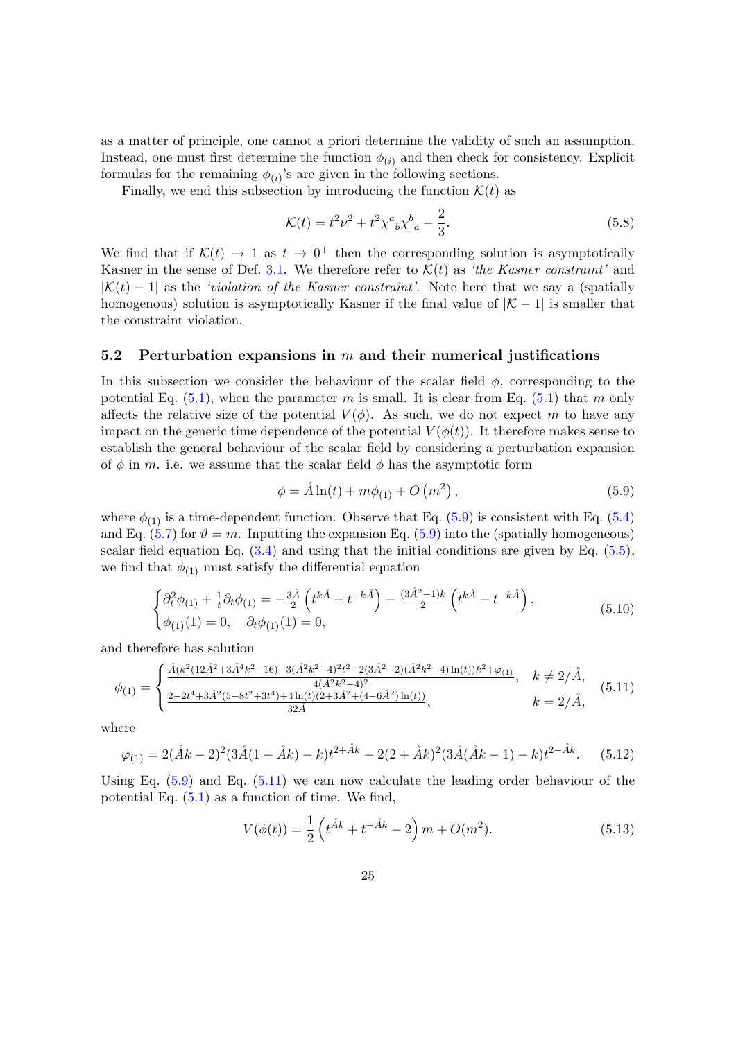as a matter of principle, one cannot a priori determine the validity of such an assumption. Instead, one must first determine the function $\phi_{(i)}$ and then check for consistency. Explicit formulas for the remaining $\phi_{(i)}$'s are given in the following sections.

Finally, we end this subsection by introducing the function $\mathcal{K}(t)$ as

$$\mathcal{K}(t) = t^2\nu^2 + t^2\chi^a{}_b\chi^b{}_a - \frac{2}{3}. \tag{5.8}$$

We find that if $\mathcal{K}(t) \to 1$ as $t \to 0^+$ then the corresponding solution is asymptotically Kasner in the sense of Def. 3.1. We therefore refer to $\mathcal{K}(t)$ as *'the Kasner constraint'* and $|\mathcal{K}(t) - 1|$ as the *'violation of the Kasner constraint'*. Note here that we say a (spatially homogenous) solution is asymptotically Kasner if the final value of $|\mathcal{K} - 1|$ is smaller that the constraint violation.

### 5.2 Perturbation expansions in $m$ and their numerical justifications

In this subsection we consider the behaviour of the scalar field $\phi$, corresponding to the potential Eq. (5.1), when the parameter $m$ is small. It is clear from Eq. (5.1) that $m$ only affects the relative size of the potential $V(\phi)$. As such, we do not expect $m$ to have any impact on the generic time dependence of the potential $V(\phi(t))$. It therefore makes sense to establish the general behaviour of the scalar field by considering a perturbation expansion of $\phi$ in $m$. i.e. we assume that the scalar field $\phi$ has the asymptotic form

$$\phi = \mathring{A}\ln(t) + m\phi_{(1)} + O\left(m^2\right), \tag{5.9}$$

where $\phi_{(1)}$ is a time-dependent function. Observe that Eq. (5.9) is consistent with Eq. (5.4) and Eq. (5.7) for $\vartheta = m$. Inputting the expansion Eq. (5.9) into the (spatially homogeneous) scalar field equation Eq. (3.4) and using that the initial conditions are given by Eq. (5.5), we find that $\phi_{(1)}$ must satisfy the differential equation

$$\begin{cases} \partial_t^2\phi_{(1)} + \frac{1}{t}\partial_t\phi_{(1)} = -\frac{3\mathring{A}}{2}\left(t^{k\mathring{A}} + t^{-k\mathring{A}}\right) - \frac{(3\mathring{A}^2-1)k}{2}\left(t^{k\mathring{A}} - t^{-k\mathring{A}}\right), \\ \phi_{(1)}(1) = 0, \quad \partial_t\phi_{(1)}(1) = 0, \end{cases} \tag{5.10}$$

and therefore has solution

$$\phi_{(1)} = \begin{cases} \frac{\mathring{A}(k^2(12\mathring{A}^2+3\mathring{A}^4k^2-16)-3(\mathring{A}^2k^2-4)^2t^2-2(3\mathring{A}^2-2)(\mathring{A}^2k^2-4)\ln(t))k^2+\varphi_{(1)}}{4(\mathring{A}^2k^2-4)^2}, & k \neq 2/\mathring{A}, \\ \frac{2-2t^4+3\mathring{A}^2(5-8t^2+3t^4)+4\ln(t)(2+3\mathring{A}^2+(4-6\mathring{A}^2)\ln(t))}{32\mathring{A}}, & k = 2/\mathring{A}, \end{cases} \tag{5.11}$$

where

$$\varphi_{(1)} = 2(\mathring{A}k-2)^2(3\mathring{A}(1+\mathring{A}k)-k)t^{2+\mathring{A}k} - 2(2+\mathring{A}k)^2(3\mathring{A}(\mathring{A}k-1)-k)t^{2-\mathring{A}k}. \tag{5.12}$$

Using Eq. (5.9) and Eq. (5.11) we can now calculate the leading order behaviour of the potential Eq. (5.1) as a function of time. We find,

$$V(\phi(t)) = \frac{1}{2}\left(t^{\mathring{A}k} + t^{-\mathring{A}k} - 2\right)m + O(m^2). \tag{5.13}$$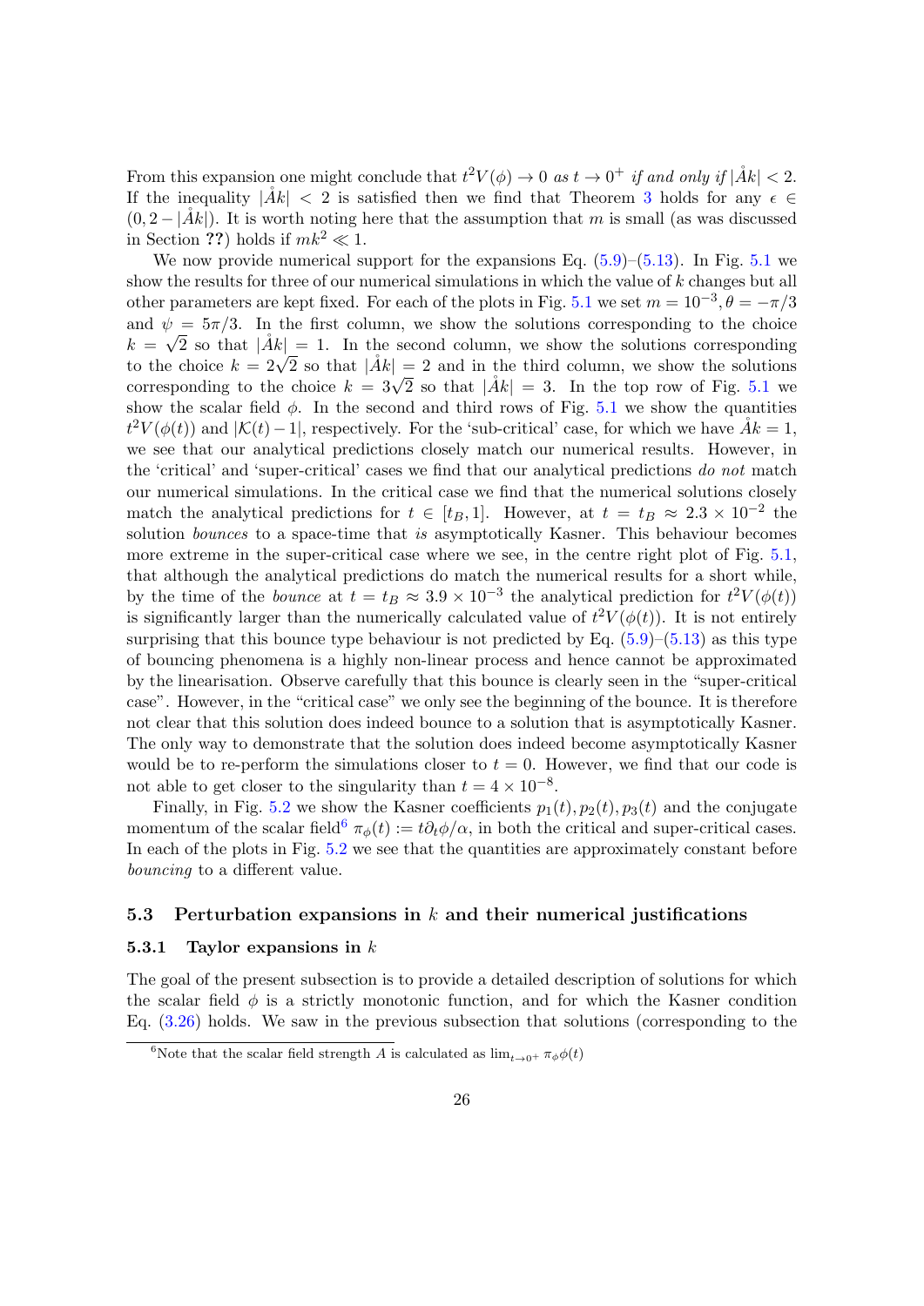From this expansion one might conclude that $t^2V(\phi) \to 0$ *as* $t \to 0^+$ *if and only if* $|\mathring{A}k| < 2$. If the inequality $|\mathring{A}k| < 2$ is satisfied then we find that Theorem 3 holds for any $\epsilon \in (0, 2 - |\mathring{A}k|)$. It is worth noting here that the assumption that $m$ is small (as was discussed in Section **??**) holds if $mk^2 \ll 1$.

We now provide numerical support for the expansions Eq. (5.9)–(5.13). In Fig. 5.1 we show the results for three of our numerical simulations in which the value of $k$ changes but all other parameters are kept fixed. For each of the plots in Fig. 5.1 we set $m = 10^{-3}, \theta = -\pi/3$ and $\psi = 5\pi/3$. In the first column, we show the solutions corresponding to the choice $k = \sqrt{2}$ so that $|\mathring{A}k| = 1$. In the second column, we show the solutions corresponding to the choice $k = 2\sqrt{2}$ so that $|\mathring{A}k| = 2$ and in the third column, we show the solutions corresponding to the choice $k = 3\sqrt{2}$ so that $|\mathring{A}k| = 3$. In the top row of Fig. 5.1 we show the scalar field $\phi$. In the second and third rows of Fig. 5.1 we show the quantities $t^2V(\phi(t))$ and $|\mathcal{K}(t) - 1|$, respectively. For the 'sub-critical' case, for which we have $\mathring{A}k = 1$, we see that our analytical predictions closely match our numerical results. However, in the 'critical' and 'super-critical' cases we find that our analytical predictions *do not* match our numerical simulations. In the critical case we find that the numerical solutions closely match the analytical predictions for $t \in [t_B, 1]$. However, at $t = t_B \approx 2.3 \times 10^{-2}$ the solution *bounces* to a space-time that *is* asymptotically Kasner. This behaviour becomes more extreme in the super-critical case where we see, in the centre right plot of Fig. 5.1, that although the analytical predictions do match the numerical results for a short while, by the time of the *bounce* at $t = t_B \approx 3.9 \times 10^{-3}$ the analytical prediction for $t^2V(\phi(t))$ is significantly larger than the numerically calculated value of $t^2V(\phi(t))$. It is not entirely surprising that this bounce type behaviour is not predicted by Eq. (5.9)–(5.13) as this type of bouncing phenomena is a highly non-linear process and hence cannot be approximated by the linearisation. Observe carefully that this bounce is clearly seen in the "super-critical case". However, in the "critical case" we only see the beginning of the bounce. It is therefore not clear that this solution does indeed bounce to a solution that is asymptotically Kasner. The only way to demonstrate that the solution does indeed become asymptotically Kasner would be to re-perform the simulations closer to $t = 0$. However, we find that our code is not able to get closer to the singularity than $t = 4 \times 10^{-8}$.

Finally, in Fig. 5.2 we show the Kasner coefficients $p_1(t), p_2(t), p_3(t)$ and the conjugate momentum of the scalar field[6] $\pi_\phi(t) := t\partial_t\phi/\alpha$, in both the critical and super-critical cases. In each of the plots in Fig. 5.2 we see that the quantities are approximately constant before *bouncing* to a different value.

### 5.3 Perturbation expansions in $k$ and their numerical justifications

#### 5.3.1 Taylor expansions in $k$

The goal of the present subsection is to provide a detailed description of solutions for which the scalar field $\phi$ is a strictly monotonic function, and for which the Kasner condition Eq. (3.26) holds. We saw in the previous subsection that solutions (corresponding to the

[6] Note that the scalar field strength $A$ is calculated as $\lim_{t\to 0^+} \pi_\phi \phi(t)$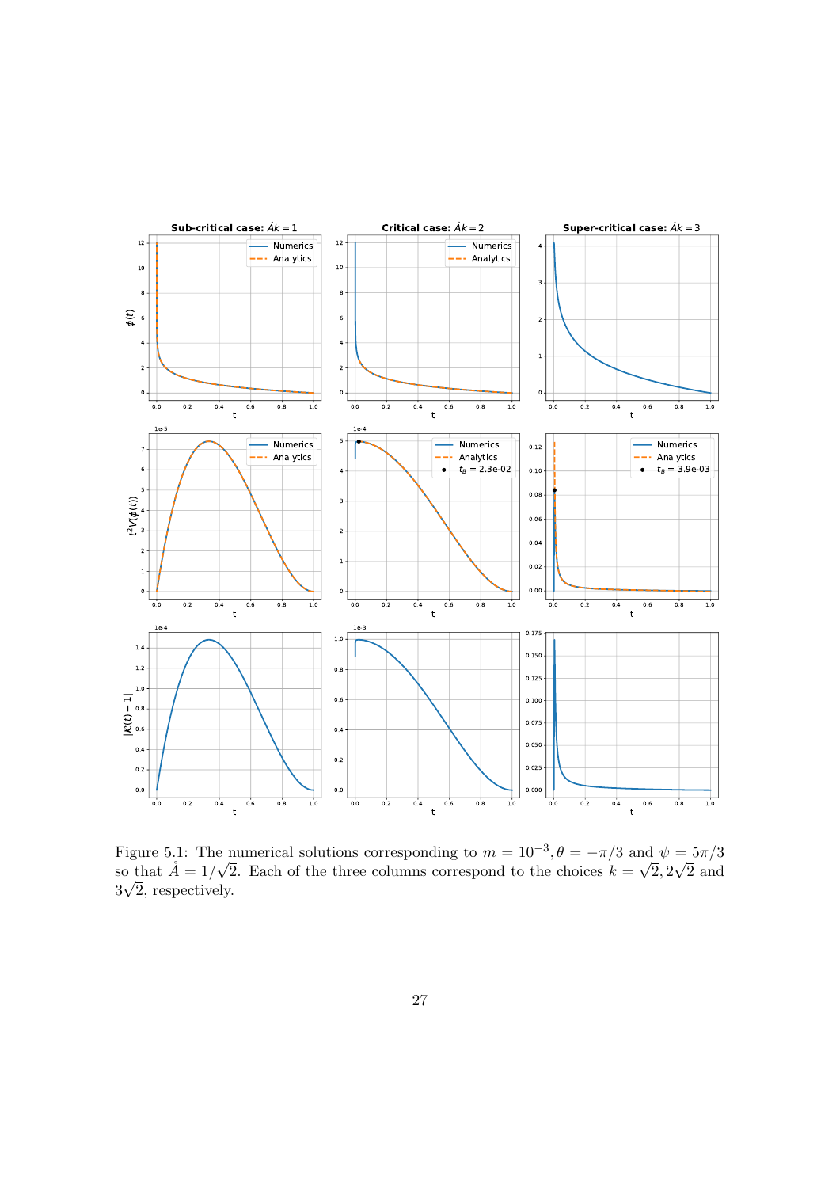Sub-critical case: $\mathring{A}k = 1$

Critical case: $\mathring{A}k = 2$

Super-critical case: $\mathring{A}k = 3$

Numerics
Analytics

$\phi(t)$

$t^2 V(\phi(t))$

$|\mathcal{K}(t) - 1|$

t

$t_B$ = 2.3e-02

$t_B$ = 3.9e-03

1e-5

1e-4

1e-3

Figure 5.1: The numerical solutions corresponding to $m = 10^{-3}, \theta = -\pi/3$ and $\psi = 5\pi/3$ so that $\mathring{A} = 1/\sqrt{2}$. Each of the three columns correspond to the choices $k = \sqrt{2}, 2\sqrt{2}$ and $3\sqrt{2}$, respectively.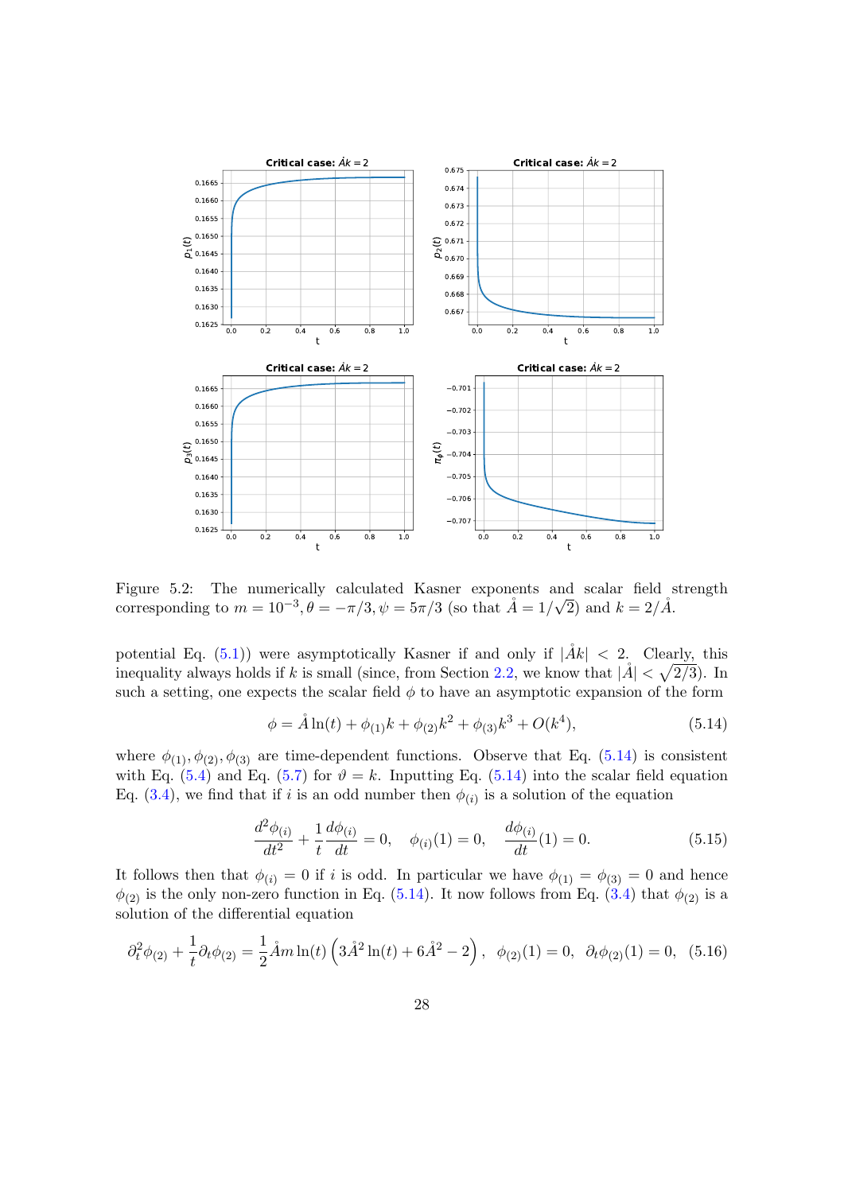Critical case: $\mathring{A}k = 2$

0.1665
0.1660
0.1655
0.1650
0.1645
0.1640
0.1635
0.1630
0.1625
$p_1(t)$
0.0 0.2 0.4 0.6 0.8 1.0
t

Critical case: $\mathring{A}k = 2$

0.675
0.674
0.673
0.672
0.671
0.670
0.669
0.668
0.667
$p_2(t)$
0.0 0.2 0.4 0.6 0.8 1.0
t

Critical case: $\mathring{A}k = 2$

0.1665
0.1660
0.1655
0.1650
0.1645
0.1640
0.1635
0.1630
0.1625
$p_3(t)$
0.0 0.2 0.4 0.6 0.8 1.0
t

Critical case: $\mathring{A}k = 2$

−0.701
−0.702
−0.703
−0.704
−0.705
−0.706
−0.707
$\pi_\phi(t)$
0.0 0.2 0.4 0.6 0.8 1.0
t

Figure 5.2: The numerically calculated Kasner exponents and scalar field strength corresponding to $m = 10^{-3}, \theta = -\pi/3, \psi = 5\pi/3$ (so that $\mathring{A} = 1/\sqrt{2}$) and $k = 2/\mathring{A}$.

potential Eq. (5.1)) were asymptotically Kasner if and only if $|\mathring{A}k| < 2$. Clearly, this inequality always holds if $k$ is small (since, from Section 2.2, we know that $|\mathring{A}| < \sqrt{2/3}$). In such a setting, one expects the scalar field $\phi$ to have an asymptotic expansion of the form

$$\phi = \mathring{A}\ln(t) + \phi_{(1)}k + \phi_{(2)}k^2 + \phi_{(3)}k^3 + O(k^4), \tag{5.14}$$

where $\phi_{(1)}, \phi_{(2)}, \phi_{(3)}$ are time-dependent functions. Observe that Eq. (5.14) is consistent with Eq. (5.4) and Eq. (5.7) for $\vartheta = k$. Inputting Eq. (5.14) into the scalar field equation Eq. (3.4), we find that if $i$ is an odd number then $\phi_{(i)}$ is a solution of the equation

$$\frac{d^2\phi_{(i)}}{dt^2} + \frac{1}{t}\frac{d\phi_{(i)}}{dt} = 0, \quad \phi_{(i)}(1) = 0, \quad \frac{d\phi_{(i)}}{dt}(1) = 0. \tag{5.15}$$

It follows then that $\phi_{(i)} = 0$ if $i$ is odd. In particular we have $\phi_{(1)} = \phi_{(3)} = 0$ and hence $\phi_{(2)}$ is the only non-zero function in Eq. (5.14). It now follows from Eq. (3.4) that $\phi_{(2)}$ is a solution of the differential equation

$$\partial_t^2\phi_{(2)} + \frac{1}{t}\partial_t\phi_{(2)} = \frac{1}{2}\mathring{A}m\ln(t)\left(3\mathring{A}^2\ln(t) + 6\mathring{A}^2 - 2\right), \quad \phi_{(2)}(1) = 0, \quad \partial_t\phi_{(2)}(1) = 0, \tag{5.16}$$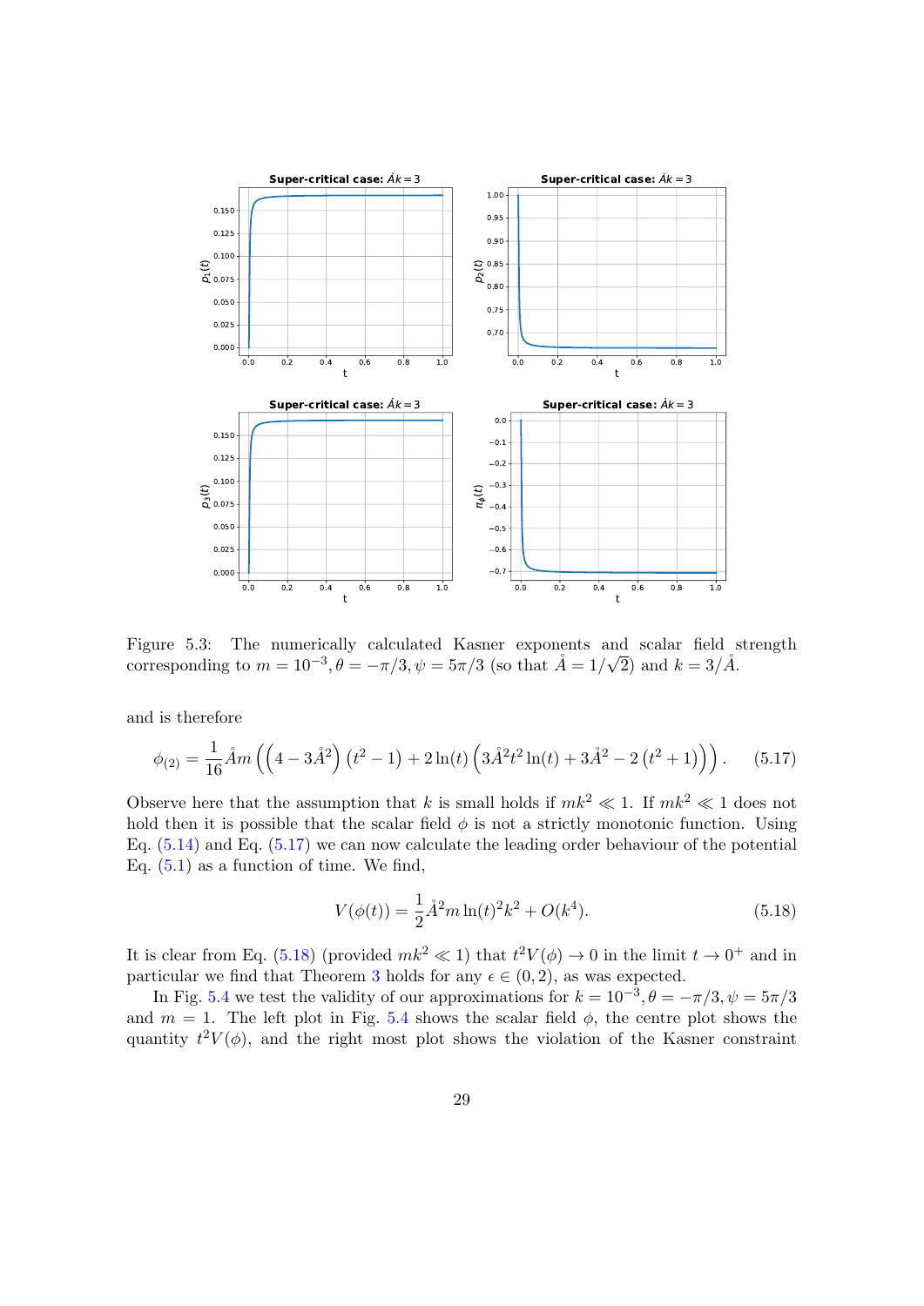Super-critical case: $\mathring{A}k = 3$

$p_1(t)$

0.150
0.125
0.100
0.075
0.050
0.025
0.000

0.0 0.2 0.4 0.6 0.8 1.0

t

Super-critical case: $\mathring{A}k = 3$

$p_2(t)$

1.00
0.95
0.90
0.85
0.80
0.75
0.70

0.0 0.2 0.4 0.6 0.8 1.0

t

Super-critical case: $\mathring{A}k = 3$

$p_3(t)$

0.150
0.125
0.100
0.075
0.050
0.025
0.000

0.0 0.2 0.4 0.6 0.8 1.0

t

Super-critical case: $\mathring{A}k = 3$

$\pi_\phi(t)$

0.0
−0.1
−0.2
−0.3
−0.4
−0.5
−0.6
−0.7

0.0 0.2 0.4 0.6 0.8 1.0

t

Figure 5.3: The numerically calculated Kasner exponents and scalar field strength corresponding to $m = 10^{-3}, \theta = -\pi/3, \psi = 5\pi/3$ (so that $\mathring{A} = 1/\sqrt{2}$) and $k = 3/\mathring{A}$.

and is therefore

$$\phi_{(2)} = \frac{1}{16}\mathring{A}m\left(\left(4 - 3\mathring{A}^2\right)\left(t^2 - 1\right) + 2\ln(t)\left(3\mathring{A}^2 t^2 \ln(t) + 3\mathring{A}^2 - 2\left(t^2 + 1\right)\right)\right). \tag{5.17}$$

Observe here that the assumption that $k$ is small holds if $mk^2 \ll 1$. If $mk^2 \ll 1$ does not hold then it is possible that the scalar field $\phi$ is not a strictly monotonic function. Using Eq. (5.14) and Eq. (5.17) we can now calculate the leading order behaviour of the potential Eq. (5.1) as a function of time. We find,

$$V(\phi(t)) = \frac{1}{2}\mathring{A}^2 m \ln(t)^2 k^2 + O(k^4). \tag{5.18}$$

It is clear from Eq. (5.18) (provided $mk^2 \ll 1$) that $t^2 V(\phi) \to 0$ in the limit $t \to 0^+$ and in particular we find that Theorem 3 holds for any $\epsilon \in (0, 2)$, as was expected.

In Fig. 5.4 we test the validity of our approximations for $k = 10^{-3}, \theta = -\pi/3, \psi = 5\pi/3$ and $m = 1$. The left plot in Fig. 5.4 shows the scalar field $\phi$, the centre plot shows the quantity $t^2 V(\phi)$, and the right most plot shows the violation of the Kasner constraint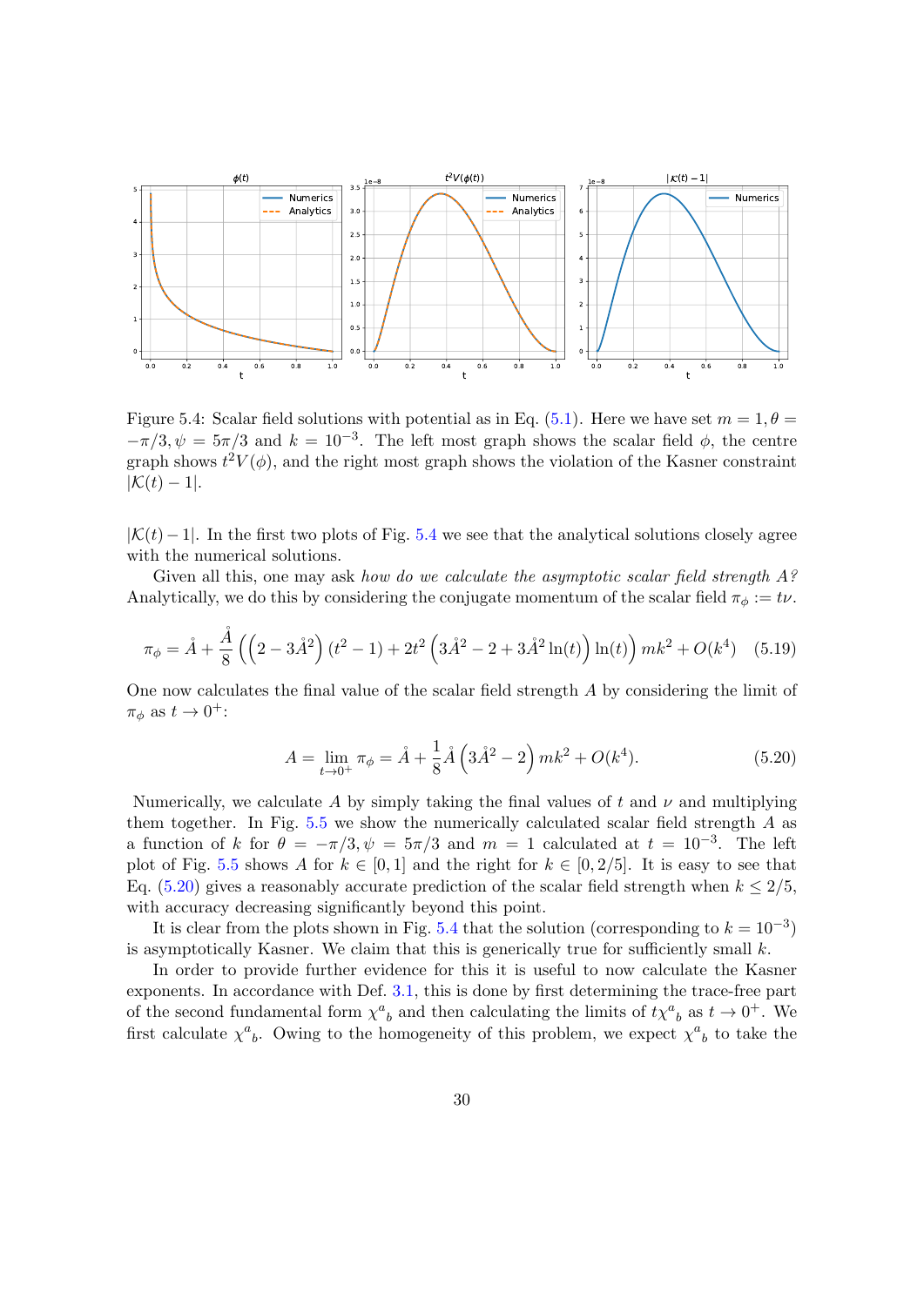$\phi(t)$

Numerics
Analytics

$t^2V(\phi(t))$

1e−8

Numerics
Analytics

$|\mathcal{K}(t)-1|$

1e−8

Numerics

t

Figure 5.4: Scalar field solutions with potential as in Eq. (5.1). Here we have set $m = 1, \theta = -\pi/3, \psi = 5\pi/3$ and $k = 10^{-3}$. The left most graph shows the scalar field $\phi$, the centre graph shows $t^2 V(\phi)$, and the right most graph shows the violation of the Kasner constraint $|\mathcal{K}(t) - 1|$.

$|\mathcal{K}(t)-1|$. In the first two plots of Fig. 5.4 we see that the analytical solutions closely agree with the numerical solutions.

Given all this, one may ask *how do we calculate the asymptotic scalar field strength $A$?* Analytically, we do this by considering the conjugate momentum of the scalar field $\pi_\phi := t\nu$.

$$\pi_\phi = \mathring{A} + \frac{\mathring{A}}{8}\left(\left(2 - 3\mathring{A}^2\right)(t^2-1) + 2t^2\left(3\mathring{A}^2 - 2 + 3\mathring{A}^2\ln(t)\right)\ln(t)\right)mk^2 + O(k^4) \quad (5.19)$$

One now calculates the final value of the scalar field strength $A$ by considering the limit of $\pi_\phi$ as $t \to 0^+$:

$$A = \lim_{t\to 0^+} \pi_\phi = \mathring{A} + \frac{1}{8}\mathring{A}\left(3\mathring{A}^2 - 2\right)mk^2 + O(k^4). \quad (5.20)$$

Numerically, we calculate $A$ by simply taking the final values of $t$ and $\nu$ and multiplying them together. In Fig. 5.5 we show the numerically calculated scalar field strength $A$ as a function of $k$ for $\theta = -\pi/3, \psi = 5\pi/3$ and $m = 1$ calculated at $t = 10^{-3}$. The left plot of Fig. 5.5 shows $A$ for $k \in [0, 1]$ and the right for $k \in [0, 2/5]$. It is easy to see that Eq. (5.20) gives a reasonably accurate prediction of the scalar field strength when $k \leq 2/5$, with accuracy decreasing significantly beyond this point.

It is clear from the plots shown in Fig. 5.4 that the solution (corresponding to $k = 10^{-3}$) is asymptotically Kasner. We claim that this is generically true for sufficiently small $k$.

In order to provide further evidence for this it is useful to now calculate the Kasner exponents. In accordance with Def. 3.1, this is done by first determining the trace-free part of the second fundamental form ${\chi^a}_b$ and then calculating the limits of $t{\chi^a}_b$ as $t \to 0^+$. We first calculate ${\chi^a}_b$. Owing to the homogeneity of this problem, we expect ${\chi^a}_b$ to take the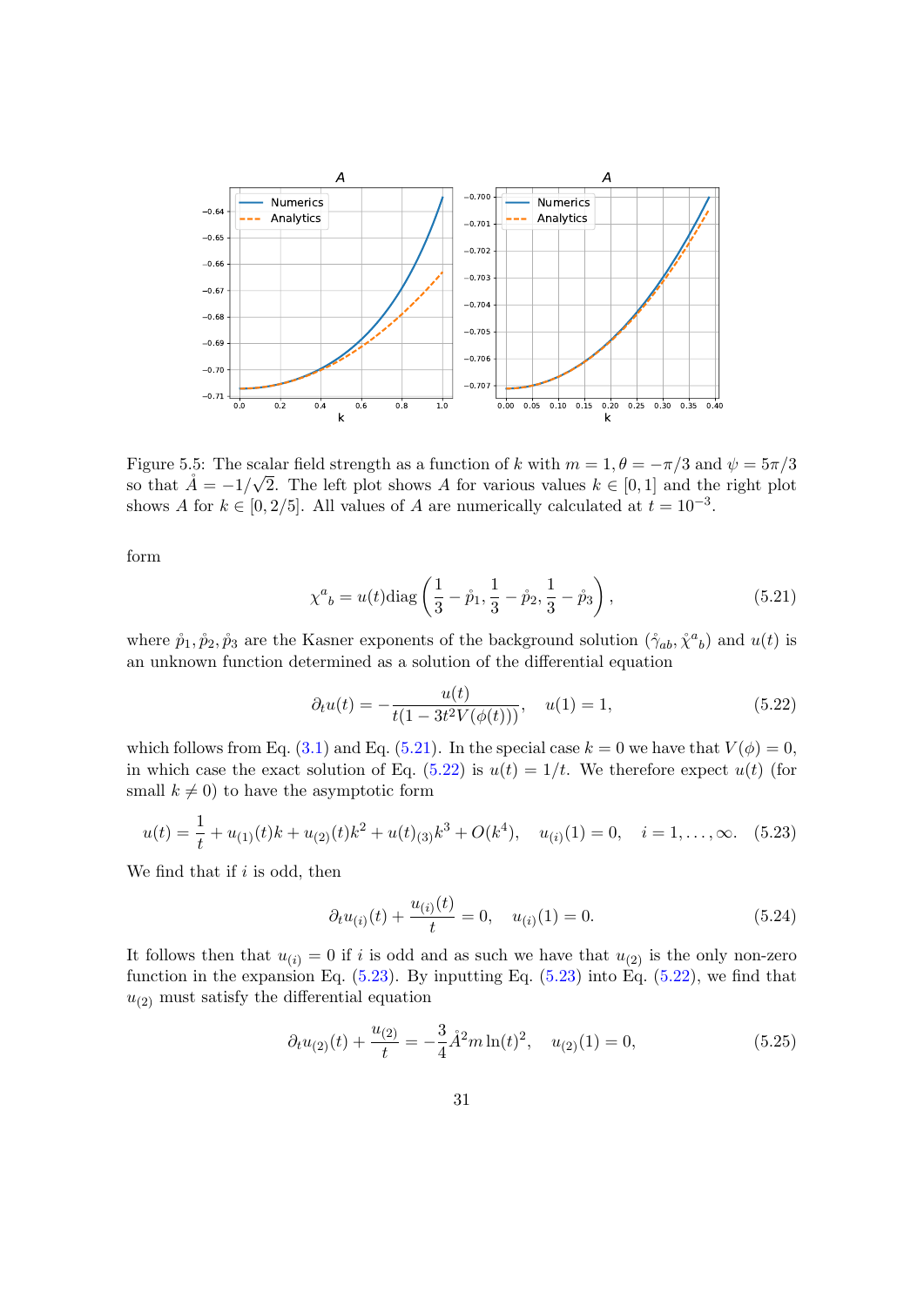A

Numerics
Analytics

−0.64
−0.65
−0.66
−0.67
−0.68
−0.69
−0.70
−0.71

0.0 0.2 0.4 0.6 0.8 1.0

k

A

Numerics
Analytics

−0.700
−0.701
−0.702
−0.703
−0.704
−0.705
−0.706
−0.707

0.00 0.05 0.10 0.15 0.20 0.25 0.30 0.35 0.40

k

Figure 5.5: The scalar field strength as a function of $k$ with $m = 1, \theta = -\pi/3$ and $\psi = 5\pi/3$ so that $\mathring{A} = -1/\sqrt{2}$. The left plot shows $A$ for various values $k \in [0, 1]$ and the right plot shows $A$ for $k \in [0, 2/5]$. All values of $A$ are numerically calculated at $t = 10^{-3}$.

form

$$\chi^a{}_b = u(t)\text{diag}\left(\frac{1}{3} - \mathring{p}_1, \frac{1}{3} - \mathring{p}_2, \frac{1}{3} - \mathring{p}_3\right), \tag{5.21}$$

where $\mathring{p}_1, \mathring{p}_2, \mathring{p}_3$ are the Kasner exponents of the background solution $(\mathring{\gamma}_{ab}, \mathring{\chi}^a{}_b)$ and $u(t)$ is an unknown function determined as a solution of the differential equation

$$\partial_t u(t) = -\frac{u(t)}{t(1 - 3t^2 V(\phi(t)))}, \quad u(1) = 1, \tag{5.22}$$

which follows from Eq. (3.1) and Eq. (5.21). In the special case $k = 0$ we have that $V(\phi) = 0$, in which case the exact solution of Eq. (5.22) is $u(t) = 1/t$. We therefore expect $u(t)$ (for small $k \neq 0$) to have the asymptotic form

$$u(t) = \frac{1}{t} + u_{(1)}(t)k + u_{(2)}(t)k^2 + u(t)_{(3)}k^3 + O(k^4), \quad u_{(i)}(1) = 0, \quad i = 1, \ldots, \infty. \tag{5.23}$$

We find that if $i$ is odd, then

$$\partial_t u_{(i)}(t) + \frac{u_{(i)}(t)}{t} = 0, \quad u_{(i)}(1) = 0. \tag{5.24}$$

It follows then that $u_{(i)} = 0$ if $i$ is odd and as such we have that $u_{(2)}$ is the only non-zero function in the expansion Eq. (5.23). By inputting Eq. (5.23) into Eq. (5.22), we find that $u_{(2)}$ must satisfy the differential equation

$$\partial_t u_{(2)}(t) + \frac{u_{(2)}}{t} = -\frac{3}{4}\mathring{A}^2 m \ln(t)^2, \quad u_{(2)}(1) = 0, \tag{5.25}$$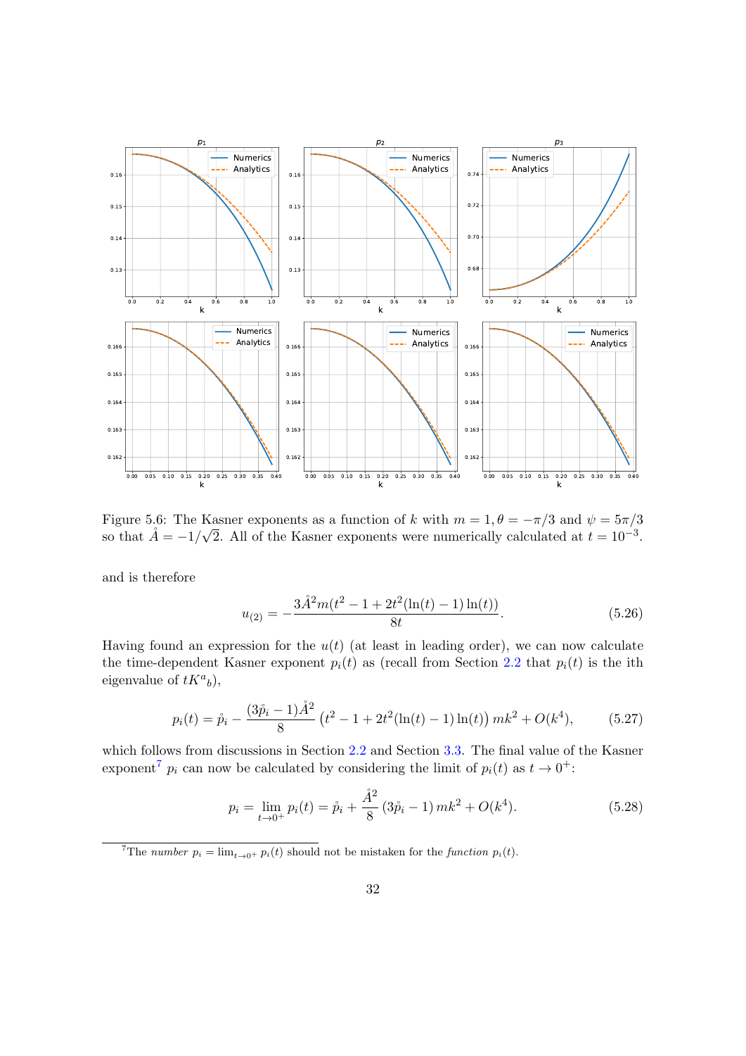$p_1$

Numerics
Analytics

0.16
0.15
0.14
0.13

0.0 0.2 0.4 0.6 0.8 1.0
k

$p_2$

Numerics
Analytics

0.16
0.15
0.14
0.13

0.0 0.2 0.4 0.6 0.8 1.0
k

$p_3$

Numerics
Analytics

0.74
0.72
0.70
0.68

0.0 0.2 0.4 0.6 0.8 1.0
k

Numerics
Analytics

0.166
0.165
0.164
0.163
0.162

0.00 0.05 0.10 0.15 0.20 0.25 0.30 0.35 0.40
k

Numerics
Analytics

0.166
0.165
0.164
0.163
0.162

0.00 0.05 0.10 0.15 0.20 0.25 0.30 0.35 0.40
k

Numerics
Analytics

0.166
0.165
0.164
0.163
0.162

0.00 0.05 0.10 0.15 0.20 0.25 0.30 0.35 0.40
k

Figure 5.6: The Kasner exponents as a function of $k$ with $m = 1, \theta = -\pi/3$ and $\psi = 5\pi/3$ so that $\mathring{A} = -1/\sqrt{2}$. All of the Kasner exponents were numerically calculated at $t = 10^{-3}$.

and is therefore

$$u_{(2)} = -\frac{3\mathring{A}^2 m(t^2 - 1 + 2t^2(\ln(t) - 1)\ln(t))}{8t}. \tag{5.26}$$

Having found an expression for the $u(t)$ (at least in leading order), we can now calculate the time-dependent Kasner exponent $p_i(t)$ as (recall from Section 2.2 that $p_i(t)$ is the ith eigenvalue of $tK^a{}_b$),

$$p_i(t) = \mathring{p}_i - \frac{(3\mathring{p}_i - 1)\mathring{A}^2}{8}\left(t^2 - 1 + 2t^2(\ln(t) - 1)\ln(t)\right) mk^2 + O(k^4), \tag{5.27}$$

which follows from discussions in Section 2.2 and Section 3.3. The final value of the Kasner exponent[7] $p_i$ can now be calculated by considering the limit of $p_i(t)$ as $t \to 0^+$:

$$p_i = \lim_{t \to 0^+} p_i(t) = \mathring{p}_i + \frac{\mathring{A}^2}{8}(3\mathring{p}_i - 1)\, mk^2 + O(k^4). \tag{5.28}$$

[7] The *number* $p_i = \lim_{t\to 0^+} p_i(t)$ should not be mistaken for the *function* $p_i(t)$.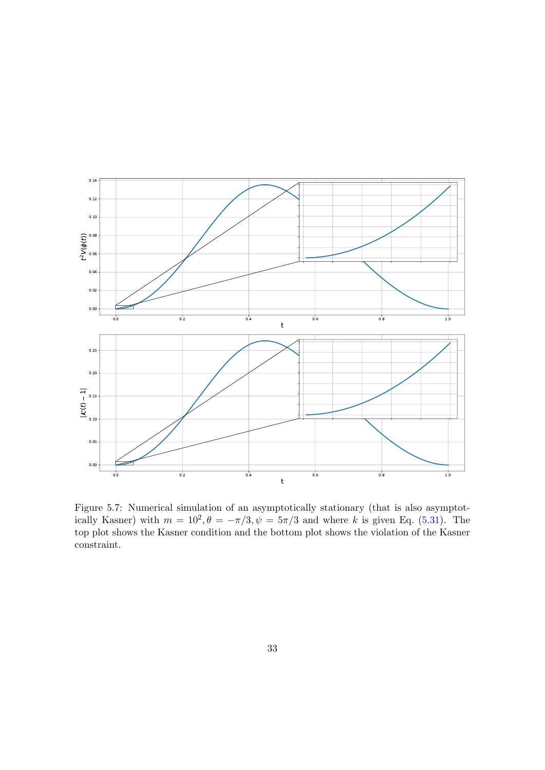0.14
0.12
0.10
0.08
0.06
0.04
0.02
0.00

$t^2 V(\phi(t))$

0.0 0.2 0.4 0.6 0.8 1.0

t

0.25
0.20
0.15
0.10
0.05
0.00

$|\mathcal{K}(t) - 1|$

0.0 0.2 0.4 0.6 0.8 1.0

t

Figure 5.7: Numerical simulation of an asymptotically stationary (that is also asymptotically Kasner) with $m = 10^2, \theta = -\pi/3, \psi = 5\pi/3$ and where $k$ is given Eq. (5.31). The top plot shows the Kasner condition and the bottom plot shows the violation of the Kasner constraint.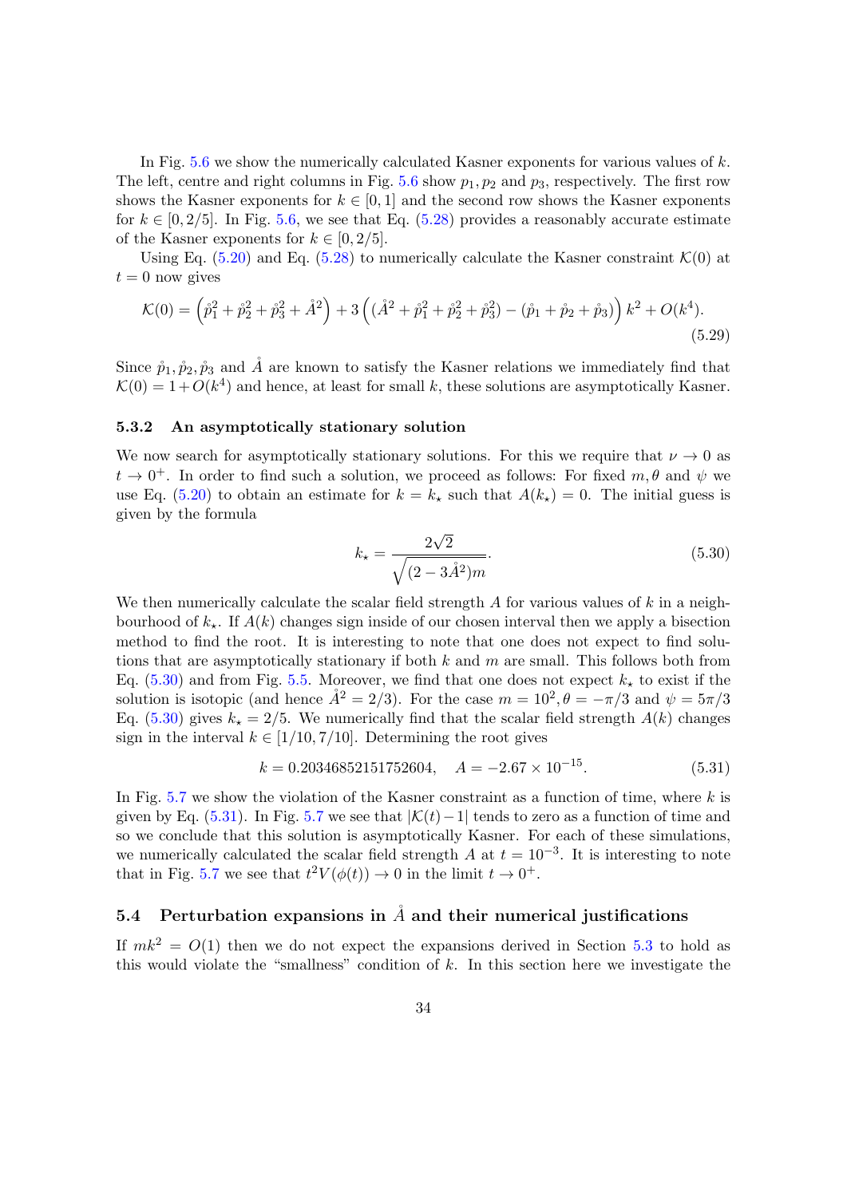In Fig. 5.6 we show the numerically calculated Kasner exponents for various values of $k$. The left, centre and right columns in Fig. 5.6 show $p_1, p_2$ and $p_3$, respectively. The first row shows the Kasner exponents for $k \in [0, 1]$ and the second row shows the Kasner exponents for $k \in [0, 2/5]$. In Fig. 5.6, we see that Eq. (5.28) provides a reasonably accurate estimate of the Kasner exponents for $k \in [0, 2/5]$.

Using Eq. (5.20) and Eq. (5.28) to numerically calculate the Kasner constraint $\mathcal{K}(0)$ at $t = 0$ now gives

$$\mathcal{K}(0) = \left(\mathring{p}_1^2 + \mathring{p}_2^2 + \mathring{p}_3^2 + \mathring{A}^2\right) + 3\left((\mathring{A}^2 + \mathring{p}_1^2 + \mathring{p}_2^2 + \mathring{p}_3^2) - (\mathring{p}_1 + \mathring{p}_2 + \mathring{p}_3)\right)k^2 + O(k^4). \tag{5.29}$$

Since $\mathring{p}_1, \mathring{p}_2, \mathring{p}_3$ and $\mathring{A}$ are known to satisfy the Kasner relations we immediately find that $\mathcal{K}(0) = 1 + O(k^4)$ and hence, at least for small $k$, these solutions are asymptotically Kasner.

### 5.3.2 An asymptotically stationary solution

We now search for asymptotically stationary solutions. For this we require that $\nu \to 0$ as $t \to 0^+$. In order to find such a solution, we proceed as follows: For fixed $m, \theta$ and $\psi$ we use Eq. (5.20) to obtain an estimate for $k = k_\star$ such that $A(k_\star) = 0$. The initial guess is given by the formula

$$k_\star = \frac{2\sqrt{2}}{\sqrt{(2 - 3\mathring{A}^2)m}}. \tag{5.30}$$

We then numerically calculate the scalar field strength $A$ for various values of $k$ in a neighbourhood of $k_\star$. If $A(k)$ changes sign inside of our chosen interval then we apply a bisection method to find the root. It is interesting to note that one does not expect to find solutions that are asymptotically stationary if both $k$ and $m$ are small. This follows both from Eq. (5.30) and from Fig. 5.5. Moreover, we find that one does not expect $k_\star$ to exist if the solution is isotopic (and hence $\mathring{A}^2 = 2/3$). For the case $m = 10^2, \theta = -\pi/3$ and $\psi = 5\pi/3$ Eq. (5.30) gives $k_\star = 2/5$. We numerically find that the scalar field strength $A(k)$ changes sign in the interval $k \in [1/10, 7/10]$. Determining the root gives

$$k = 0.20346852151752604, \quad A = -2.67 \times 10^{-15}. \tag{5.31}$$

In Fig. 5.7 we show the violation of the Kasner constraint as a function of time, where $k$ is given by Eq. (5.31). In Fig. 5.7 we see that $|\mathcal{K}(t) - 1|$ tends to zero as a function of time and so we conclude that this solution is asymptotically Kasner. For each of these simulations, we numerically calculated the scalar field strength $A$ at $t = 10^{-3}$. It is interesting to note that in Fig. 5.7 we see that $t^2 V(\phi(t)) \to 0$ in the limit $t \to 0^+$.

## 5.4 Perturbation expansions in $\mathring{A}$ and their numerical justifications

If $mk^2 = O(1)$ then we do not expect the expansions derived in Section 5.3 to hold as this would violate the "smallness" condition of $k$. In this section here we investigate the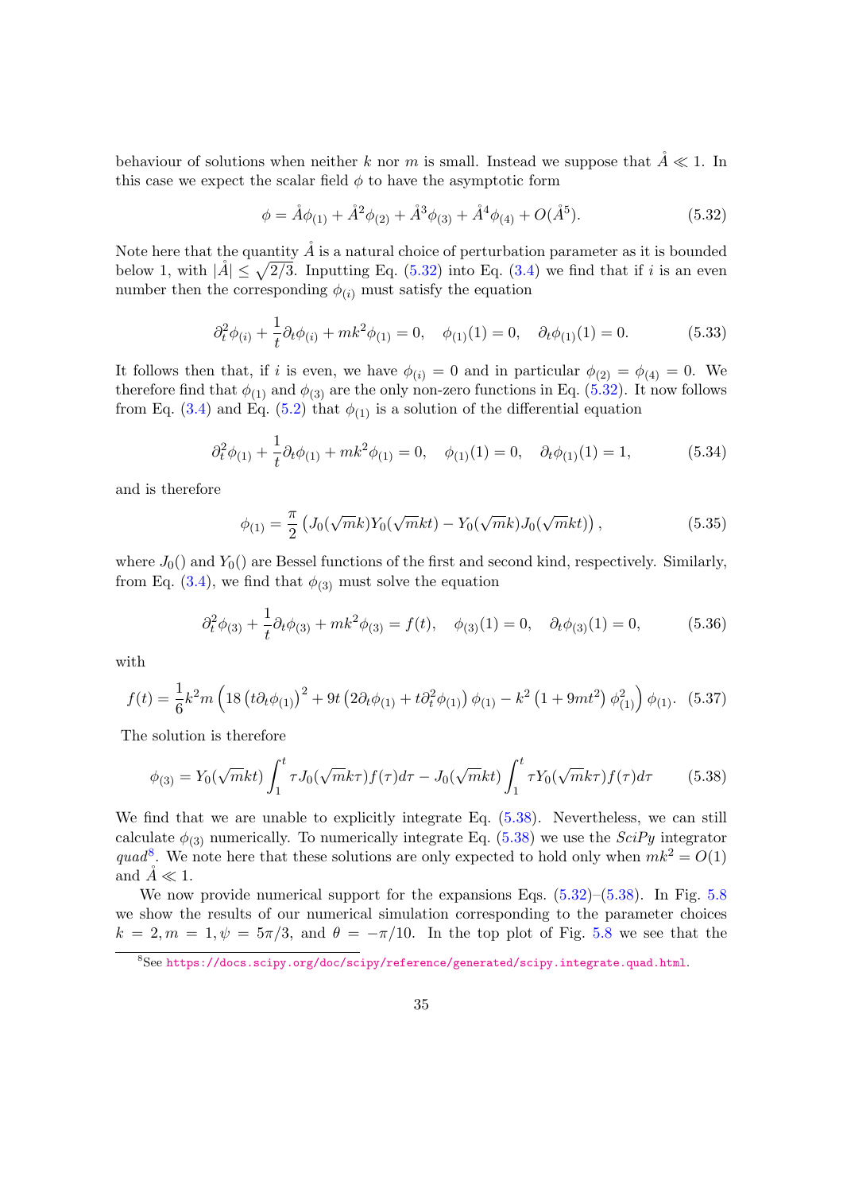behaviour of solutions when neither $k$ nor $m$ is small. Instead we suppose that $\mathring{A} \ll 1$. In this case we expect the scalar field $\phi$ to have the asymptotic form

$$\phi = \mathring{A}\phi_{(1)} + \mathring{A}^2\phi_{(2)} + \mathring{A}^3\phi_{(3)} + \mathring{A}^4\phi_{(4)} + O(\mathring{A}^5). \tag{5.32}$$

Note here that the quantity $\mathring{A}$ is a natural choice of perturbation parameter as it is bounded below 1, with $|\mathring{A}| \leq \sqrt{2/3}$. Inputting Eq. (5.32) into Eq. (3.4) we find that if $i$ is an even number then the corresponding $\phi_{(i)}$ must satisfy the equation

$$\partial_t^2\phi_{(i)} + \frac{1}{t}\partial_t\phi_{(i)} + mk^2\phi_{(1)} = 0, \quad \phi_{(1)}(1) = 0, \quad \partial_t\phi_{(1)}(1) = 0. \tag{5.33}$$

It follows then that, if $i$ is even, we have $\phi_{(i)} = 0$ and in particular $\phi_{(2)} = \phi_{(4)} = 0$. We therefore find that $\phi_{(1)}$ and $\phi_{(3)}$ are the only non-zero functions in Eq. (5.32). It now follows from Eq. (3.4) and Eq. (5.2) that $\phi_{(1)}$ is a solution of the differential equation

$$\partial_t^2\phi_{(1)} + \frac{1}{t}\partial_t\phi_{(1)} + mk^2\phi_{(1)} = 0, \quad \phi_{(1)}(1) = 0, \quad \partial_t\phi_{(1)}(1) = 1, \tag{5.34}$$

and is therefore

$$\phi_{(1)} = \frac{\pi}{2}\left(J_0(\sqrt{m}k)Y_0(\sqrt{m}kt) - Y_0(\sqrt{m}k)J_0(\sqrt{m}kt)\right), \tag{5.35}$$

where $J_0()$ and $Y_0()$ are Bessel functions of the first and second kind, respectively. Similarly, from Eq. (3.4), we find that $\phi_{(3)}$ must solve the equation

$$\partial_t^2\phi_{(3)} + \frac{1}{t}\partial_t\phi_{(3)} + mk^2\phi_{(3)} = f(t), \quad \phi_{(3)}(1) = 0, \quad \partial_t\phi_{(3)}(1) = 0, \tag{5.36}$$

with

$$f(t) = \frac{1}{6}k^2m\left(18\left(t\partial_t\phi_{(1)}\right)^2 + 9t\left(2\partial_t\phi_{(1)} + t\partial_t^2\phi_{(1)}\right)\phi_{(1)} - k^2\left(1 + 9mt^2\right)\phi_{(1)}^2\right)\phi_{(1)}. \tag{5.37}$$

The solution is therefore

$$\phi_{(3)} = Y_0(\sqrt{m}kt)\int_1^t \tau J_0(\sqrt{m}k\tau)f(\tau)d\tau - J_0(\sqrt{m}kt)\int_1^t \tau Y_0(\sqrt{m}k\tau)f(\tau)d\tau \tag{5.38}$$

We find that we are unable to explicitly integrate Eq. (5.38). Nevertheless, we can still calculate $\phi_{(3)}$ numerically. To numerically integrate Eq. (5.38) we use the *SciPy* integrator *quad*[8]. We note here that these solutions are only expected to hold only when $mk^2 = O(1)$ and $\mathring{A} \ll 1$.

We now provide numerical support for the expansions Eqs. (5.32)–(5.38). In Fig. 5.8 we show the results of our numerical simulation corresponding to the parameter choices $k = 2, m = 1, \psi = 5\pi/3$, and $\theta = -\pi/10$. In the top plot of Fig. 5.8 we see that the

[8]See https://docs.scipy.org/doc/scipy/reference/generated/scipy.integrate.quad.html.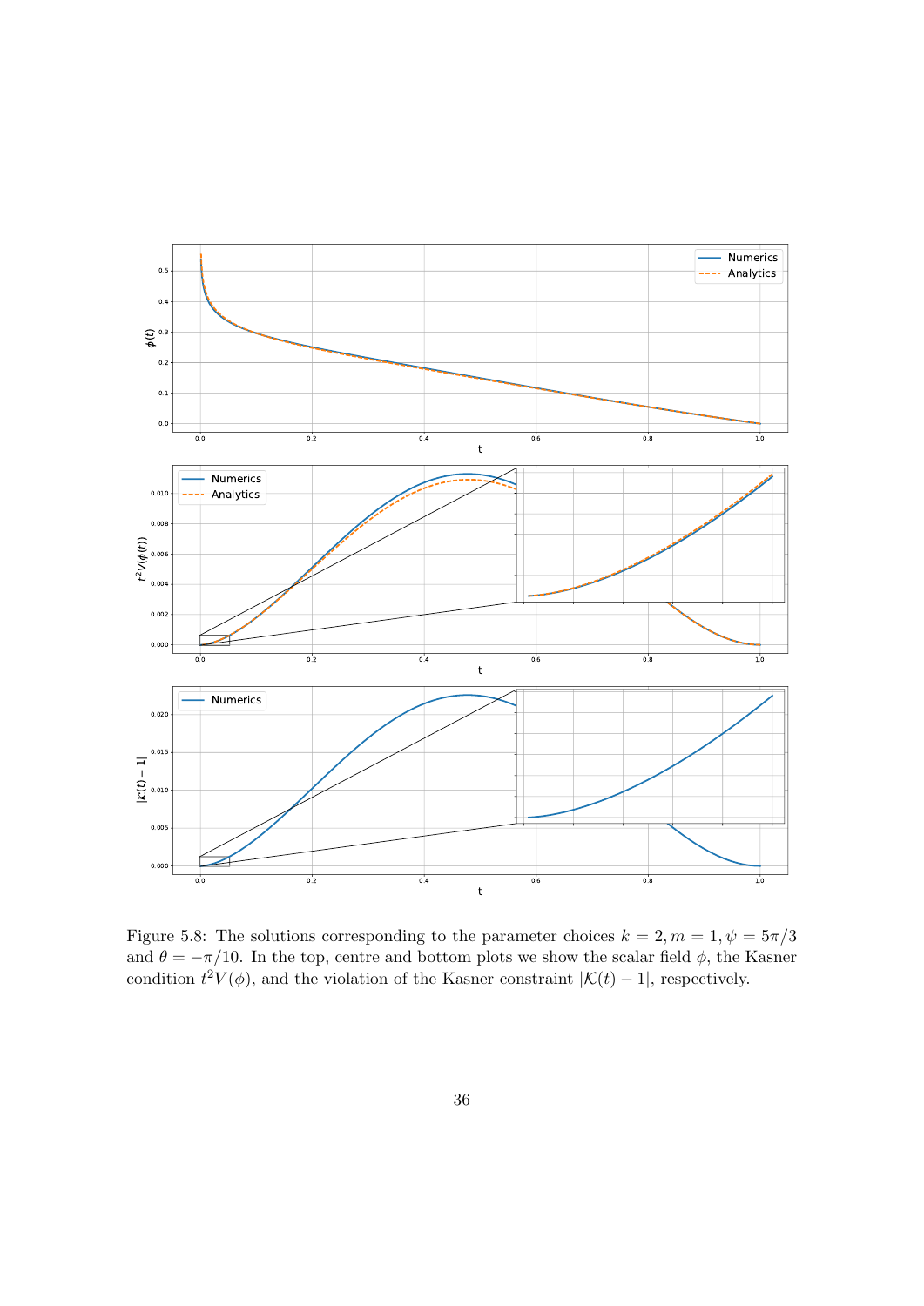Numerics
Analytics

0.5
0.4
0.3
0.2
0.1
0.0

$\phi(t)$

0.0 0.2 0.4 0.6 0.8 1.0

t

Numerics
Analytics

0.010
0.008
0.006
0.004
0.002
0.000

$t^2V(\phi(t))$

0.0 0.2 0.4 0.6 0.8 1.0

t

Numerics

0.020
0.015
0.010
0.005
0.000

$|\mathcal{K}(t) - 1|$

0.0 0.2 0.4 0.6 0.8 1.0

t

Figure 5.8: The solutions corresponding to the parameter choices $k = 2, m = 1, \psi = 5\pi/3$ and $\theta = -\pi/10$. In the top, centre and bottom plots we show the scalar field $\phi$, the Kasner condition $t^2V(\phi)$, and the violation of the Kasner constraint $|\mathcal{K}(t) - 1|$, respectively.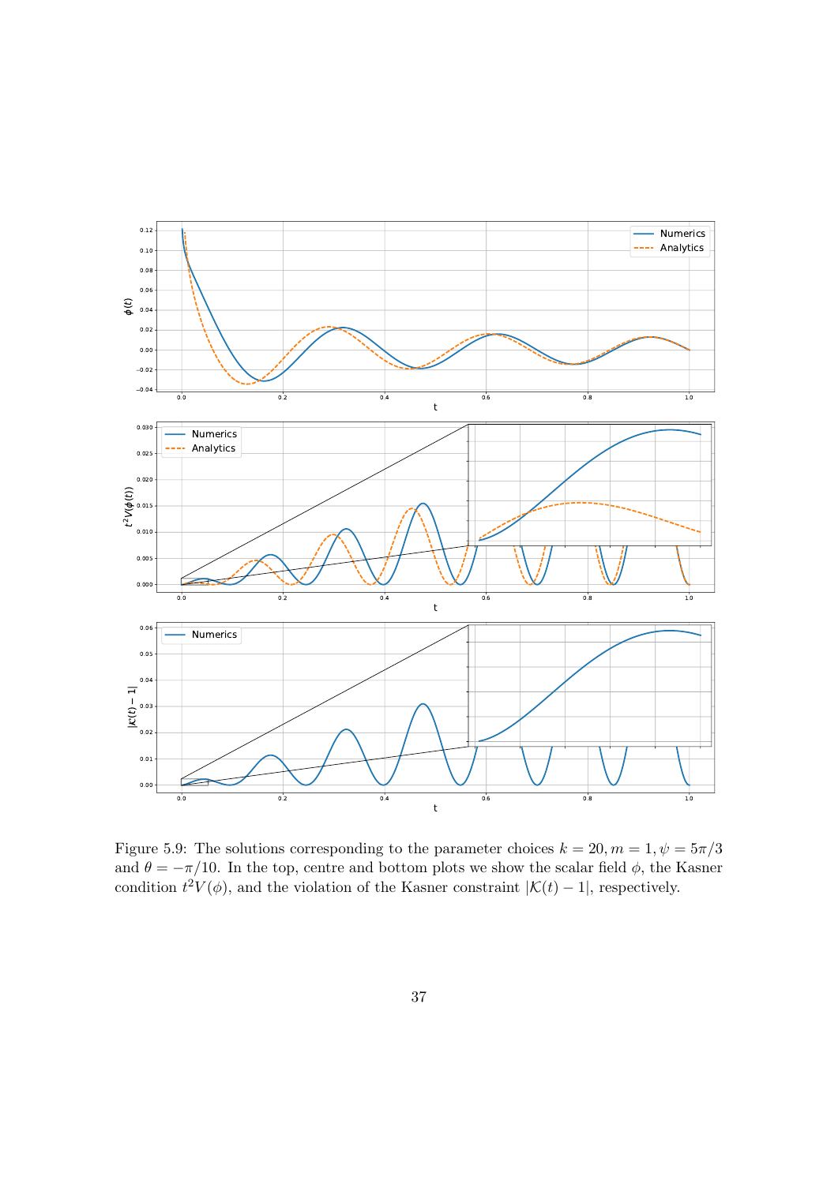0.12
0.10
0.08
0.06
0.04
0.02
0.00
−0.02
−0.04

$\phi(t)$

0.0 0.2 0.4 0.6 0.8 1.0

t

Numerics
Analytics

0.030
0.025
0.020
0.015
0.010
0.005
0.000

$t^2V(\phi(t))$

0.0 0.2 0.4 0.6 0.8 1.0

t

Numerics
Analytics

0.06
0.05
0.04
0.03
0.02
0.01
0.00

$|\mathcal{K}(t) - 1|$

0.0 0.2 0.4 0.6 0.8 1.0

t

Numerics

Figure 5.9: The solutions corresponding to the parameter choices $k = 20, m = 1, \psi = 5\pi/3$ and $\theta = -\pi/10$. In the top, centre and bottom plots we show the scalar field $\phi$, the Kasner condition $t^2V(\phi)$, and the violation of the Kasner constraint $|\mathcal{K}(t) - 1|$, respectively.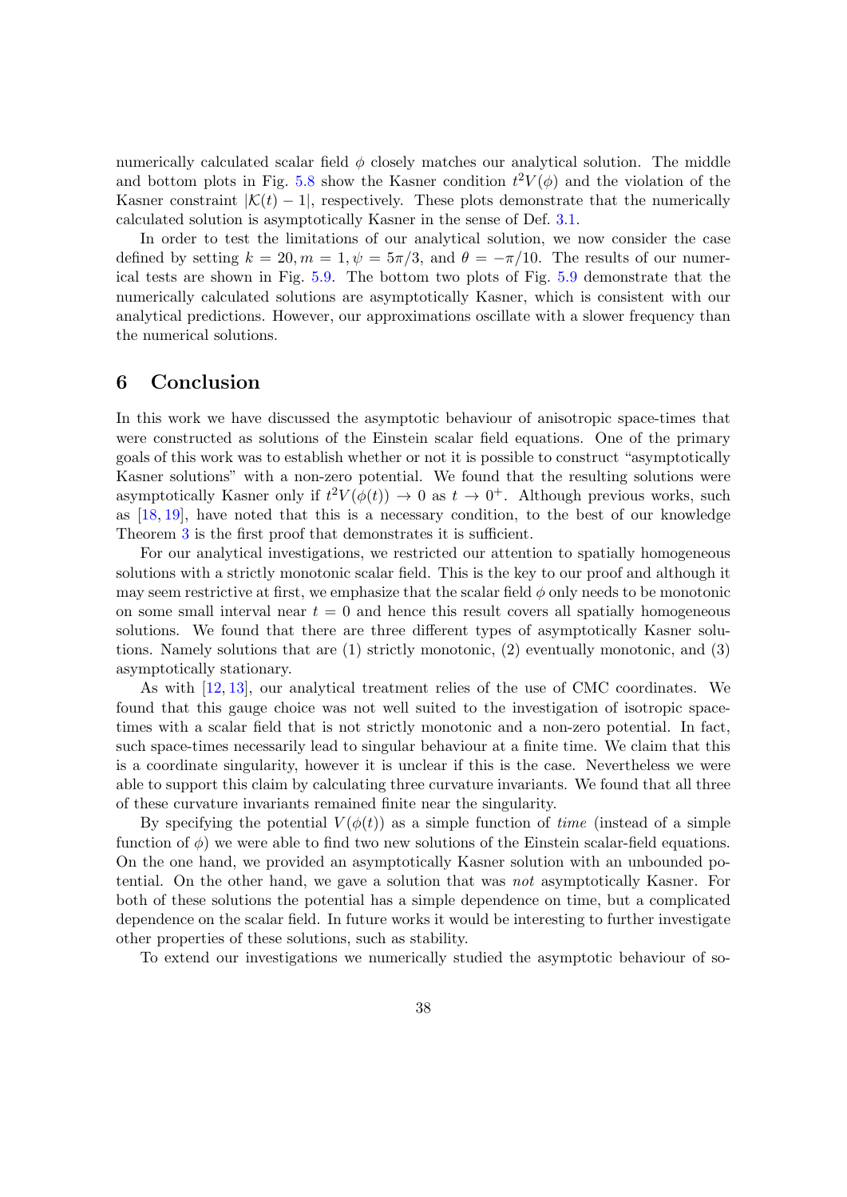numerically calculated scalar field $\phi$ closely matches our analytical solution. The middle and bottom plots in Fig. 5.8 show the Kasner condition $t^2 V(\phi)$ and the violation of the Kasner constraint $|\mathcal{K}(t) - 1|$, respectively. These plots demonstrate that the numerically calculated solution is asymptotically Kasner in the sense of Def. 3.1.

In order to test the limitations of our analytical solution, we now consider the case defined by setting $k = 20, m = 1, \psi = 5\pi/3$, and $\theta = -\pi/10$. The results of our numerical tests are shown in Fig. 5.9. The bottom two plots of Fig. 5.9 demonstrate that the numerically calculated solutions are asymptotically Kasner, which is consistent with our analytical predictions. However, our approximations oscillate with a slower frequency than the numerical solutions.

## 6 Conclusion

In this work we have discussed the asymptotic behaviour of anisotropic space-times that were constructed as solutions of the Einstein scalar field equations. One of the primary goals of this work was to establish whether or not it is possible to construct "asymptotically Kasner solutions" with a non-zero potential. We found that the resulting solutions were asymptotically Kasner only if $t^2 V(\phi(t)) \to 0$ as $t \to 0^+$. Although previous works, such as [18, 19], have noted that this is a necessary condition, to the best of our knowledge Theorem 3 is the first proof that demonstrates it is sufficient.

For our analytical investigations, we restricted our attention to spatially homogeneous solutions with a strictly monotonic scalar field. This is the key to our proof and although it may seem restrictive at first, we emphasize that the scalar field $\phi$ only needs to be monotonic on some small interval near $t = 0$ and hence this result covers all spatially homogeneous solutions. We found that there are three different types of asymptotically Kasner solutions. Namely solutions that are (1) strictly monotonic, (2) eventually monotonic, and (3) asymptotically stationary.

As with [12, 13], our analytical treatment relies of the use of CMC coordinates. We found that this gauge choice was not well suited to the investigation of isotropic space-times with a scalar field that is not strictly monotonic and a non-zero potential. In fact, such space-times necessarily lead to singular behaviour at a finite time. We claim that this is a coordinate singularity, however it is unclear if this is the case. Nevertheless we were able to support this claim by calculating three curvature invariants. We found that all three of these curvature invariants remained finite near the singularity.

By specifying the potential $V(\phi(t))$ as a simple function of *time* (instead of a simple function of $\phi$) we were able to find two new solutions of the Einstein scalar-field equations. On the one hand, we provided an asymptotically Kasner solution with an unbounded potential. On the other hand, we gave a solution that was *not* asymptotically Kasner. For both of these solutions the potential has a simple dependence on time, but a complicated dependence on the scalar field. In future works it would be interesting to further investigate other properties of these solutions, such as stability.

To extend our investigations we numerically studied the asymptotic behaviour of so-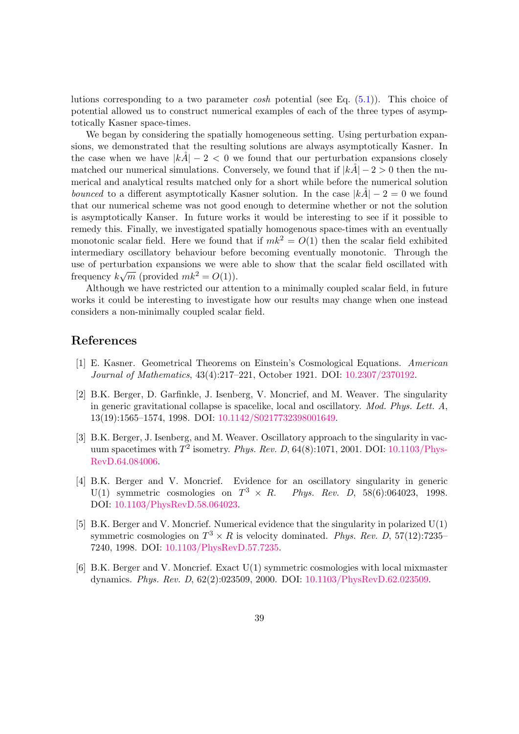lutions corresponding to a two parameter *cosh* potential (see Eq. (5.1)). This choice of potential allowed us to construct numerical examples of each of the three types of asymptotically Kasner space-times.

We began by considering the spatially homogeneous setting. Using perturbation expansions, we demonstrated that the resulting solutions are always asymptotically Kasner. In the case when we have $|k\mathring{A}| - 2 < 0$ we found that our perturbation expansions closely matched our numerical simulations. Conversely, we found that if $|k\mathring{A}| - 2 > 0$ then the numerical and analytical results matched only for a short while before the numerical solution *bounced* to a different asymptotically Kasner solution. In the case $|k\mathring{A}| - 2 = 0$ we found that our numerical scheme was not good enough to determine whether or not the solution is asymptotically Kanser. In future works it would be interesting to see if it possible to remedy this. Finally, we investigated spatially homogenous space-times with an eventually monotonic scalar field. Here we found that if $mk^2 = O(1)$ then the scalar field exhibited intermediary oscillatory behaviour before becoming eventually monotonic. Through the use of perturbation expansions we were able to show that the scalar field oscillated with frequency $k\sqrt{m}$ (provided $mk^2 = O(1)$).

Although we have restricted our attention to a minimally coupled scalar field, in future works it could be interesting to investigate how our results may change when one instead considers a non-minimally coupled scalar field.

## References

[1] E. Kasner. Geometrical Theorems on Einstein's Cosmological Equations. *American Journal of Mathematics*, 43(4):217–221, October 1921. DOI: 10.2307/2370192.

[2] B.K. Berger, D. Garfinkle, J. Isenberg, V. Moncrief, and M. Weaver. The singularity in generic gravitational collapse is spacelike, local and oscillatory. *Mod. Phys. Lett. A*, 13(19):1565–1574, 1998. DOI: 10.1142/S0217732398001649.

[3] B.K. Berger, J. Isenberg, and M. Weaver. Oscillatory approach to the singularity in vacuum spacetimes with $T^2$ isometry. *Phys. Rev. D*, 64(8):1071, 2001. DOI: 10.1103/PhysRevD.64.084006.

[4] B.K. Berger and V. Moncrief. Evidence for an oscillatory singularity in generic U(1) symmetric cosmologies on $T^3 \times R$. *Phys. Rev. D*, 58(6):064023, 1998. DOI: 10.1103/PhysRevD.58.064023.

[5] B.K. Berger and V. Moncrief. Numerical evidence that the singularity in polarized U(1) symmetric cosmologies on $T^3 \times R$ is velocity dominated. *Phys. Rev. D*, 57(12):7235–7240, 1998. DOI: 10.1103/PhysRevD.57.7235.

[6] B.K. Berger and V. Moncrief. Exact U(1) symmetric cosmologies with local mixmaster dynamics. *Phys. Rev. D*, 62(2):023509, 2000. DOI: 10.1103/PhysRevD.62.023509.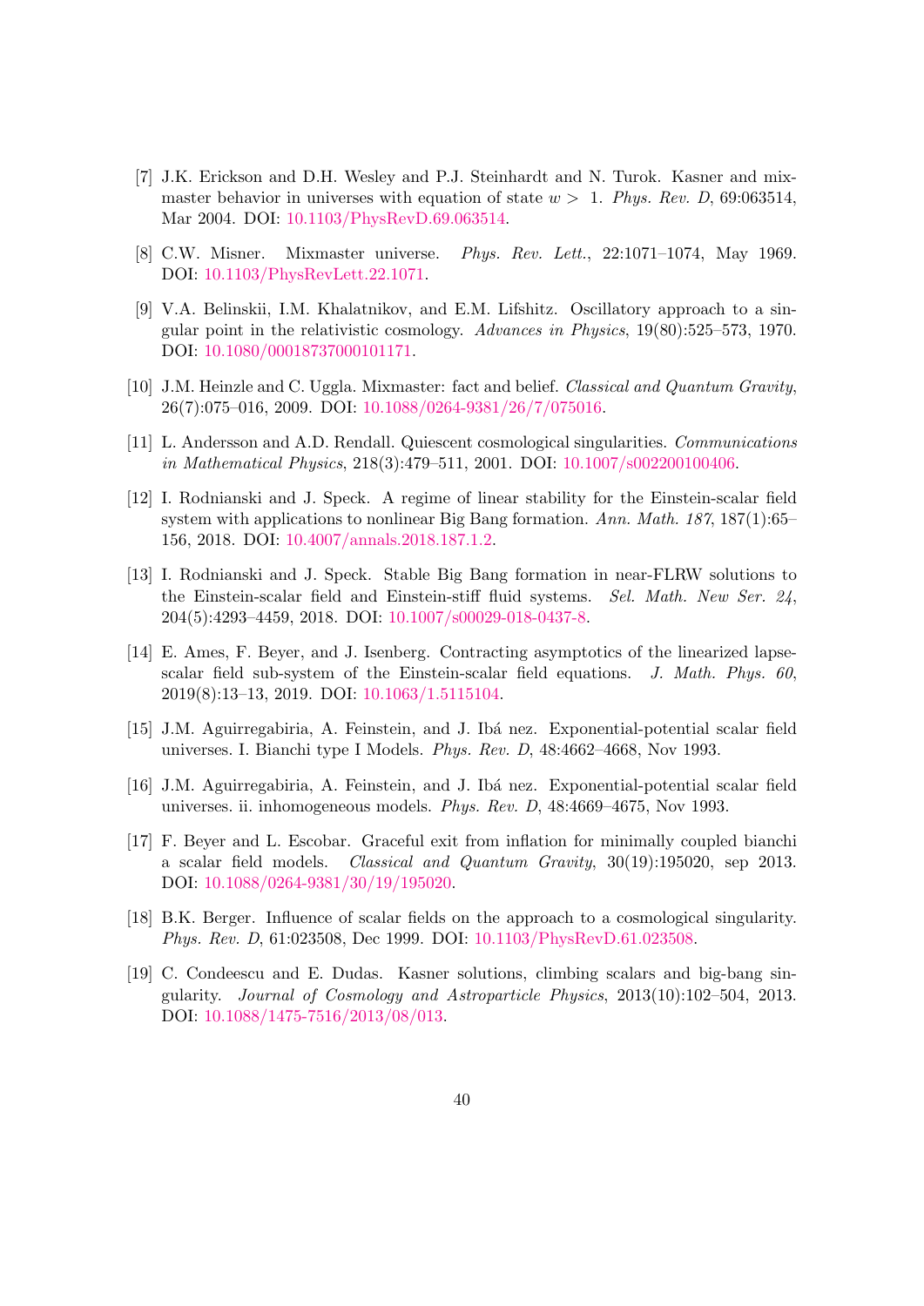[7] J.K. Erickson and D.H. Wesley and P.J. Steinhardt and N. Turok. Kasner and mixmaster behavior in universes with equation of state $w > 1$. *Phys. Rev. D*, 69:063514, Mar 2004. DOI: 10.1103/PhysRevD.69.063514.

[8] C.W. Misner. Mixmaster universe. *Phys. Rev. Lett.*, 22:1071–1074, May 1969. DOI: 10.1103/PhysRevLett.22.1071.

[9] V.A. Belinskii, I.M. Khalatnikov, and E.M. Lifshitz. Oscillatory approach to a singular point in the relativistic cosmology. *Advances in Physics*, 19(80):525–573, 1970. DOI: 10.1080/00018737000101171.

[10] J.M. Heinzle and C. Uggla. Mixmaster: fact and belief. *Classical and Quantum Gravity*, 26(7):075–016, 2009. DOI: 10.1088/0264-9381/26/7/075016.

[11] L. Andersson and A.D. Rendall. Quiescent cosmological singularities. *Communications in Mathematical Physics*, 218(3):479–511, 2001. DOI: 10.1007/s002200100406.

[12] I. Rodnianski and J. Speck. A regime of linear stability for the Einstein-scalar field system with applications to nonlinear Big Bang formation. *Ann. Math. 187*, 187(1):65–156, 2018. DOI: 10.4007/annals.2018.187.1.2.

[13] I. Rodnianski and J. Speck. Stable Big Bang formation in near-FLRW solutions to the Einstein-scalar field and Einstein-stiff fluid systems. *Sel. Math. New Ser. 24*, 204(5):4293–4459, 2018. DOI: 10.1007/s00029-018-0437-8.

[14] E. Ames, F. Beyer, and J. Isenberg. Contracting asymptotics of the linearized lapse-scalar field sub-system of the Einstein-scalar field equations. *J. Math. Phys. 60*, 2019(8):13–13, 2019. DOI: 10.1063/1.5115104.

[15] J.M. Aguirregabiria, A. Feinstein, and J. Ibá nez. Exponential-potential scalar field universes. I. Bianchi type I Models. *Phys. Rev. D*, 48:4662–4668, Nov 1993.

[16] J.M. Aguirregabiria, A. Feinstein, and J. Ibá nez. Exponential-potential scalar field universes. ii. inhomogeneous models. *Phys. Rev. D*, 48:4669–4675, Nov 1993.

[17] F. Beyer and L. Escobar. Graceful exit from inflation for minimally coupled bianchi a scalar field models. *Classical and Quantum Gravity*, 30(19):195020, sep 2013. DOI: 10.1088/0264-9381/30/19/195020.

[18] B.K. Berger. Influence of scalar fields on the approach to a cosmological singularity. *Phys. Rev. D*, 61:023508, Dec 1999. DOI: 10.1103/PhysRevD.61.023508.

[19] C. Condeescu and E. Dudas. Kasner solutions, climbing scalars and big-bang singularity. *Journal of Cosmology and Astroparticle Physics*, 2013(10):102–504, 2013. DOI: 10.1088/1475-7516/2013/08/013.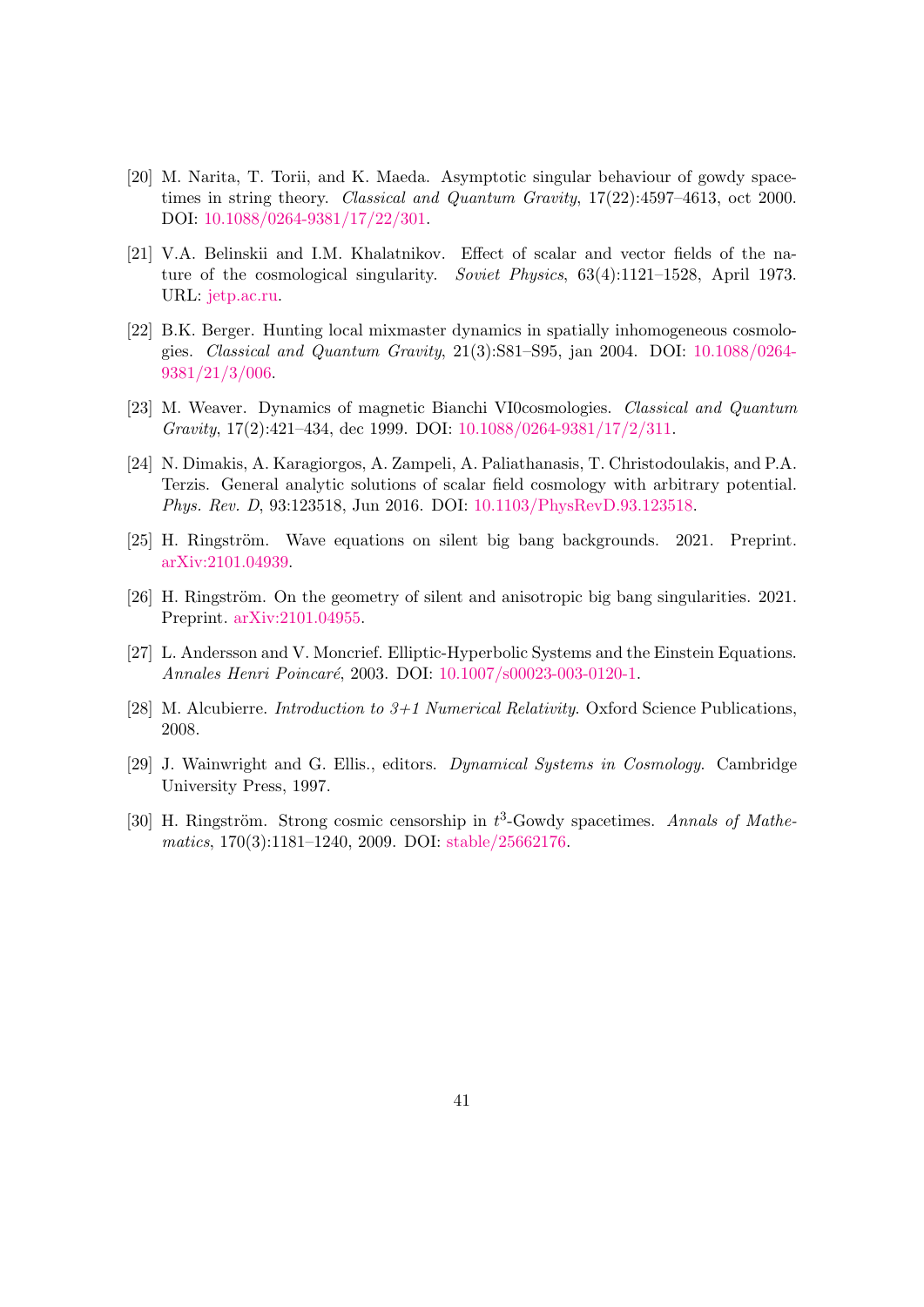[20] M. Narita, T. Torii, and K. Maeda. Asymptotic singular behaviour of gowdy spacetimes in string theory. *Classical and Quantum Gravity*, 17(22):4597–4613, oct 2000. DOI: 10.1088/0264-9381/17/22/301.

[21] V.A. Belinskii and I.M. Khalatnikov. Effect of scalar and vector fields of the nature of the cosmological singularity. *Soviet Physics*, 63(4):1121–1528, April 1973. URL: jetp.ac.ru.

[22] B.K. Berger. Hunting local mixmaster dynamics in spatially inhomogeneous cosmologies. *Classical and Quantum Gravity*, 21(3):S81–S95, jan 2004. DOI: 10.1088/0264-9381/21/3/006.

[23] M. Weaver. Dynamics of magnetic Bianchi VI0cosmologies. *Classical and Quantum Gravity*, 17(2):421–434, dec 1999. DOI: 10.1088/0264-9381/17/2/311.

[24] N. Dimakis, A. Karagiorgos, A. Zampeli, A. Paliathanasis, T. Christodoulakis, and P.A. Terzis. General analytic solutions of scalar field cosmology with arbitrary potential. *Phys. Rev. D*, 93:123518, Jun 2016. DOI: 10.1103/PhysRevD.93.123518.

[25] H. Ringström. Wave equations on silent big bang backgrounds. 2021. Preprint. arXiv:2101.04939.

[26] H. Ringström. On the geometry of silent and anisotropic big bang singularities. 2021. Preprint. arXiv:2101.04955.

[27] L. Andersson and V. Moncrief. Elliptic-Hyperbolic Systems and the Einstein Equations. *Annales Henri Poincaré*, 2003. DOI: 10.1007/s00023-003-0120-1.

[28] M. Alcubierre. *Introduction to 3+1 Numerical Relativity*. Oxford Science Publications, 2008.

[29] J. Wainwright and G. Ellis., editors. *Dynamical Systems in Cosmology*. Cambridge University Press, 1997.

[30] H. Ringström. Strong cosmic censorship in $t^3$-Gowdy spacetimes. *Annals of Mathematics*, 170(3):1181–1240, 2009. DOI: stable/25662176.